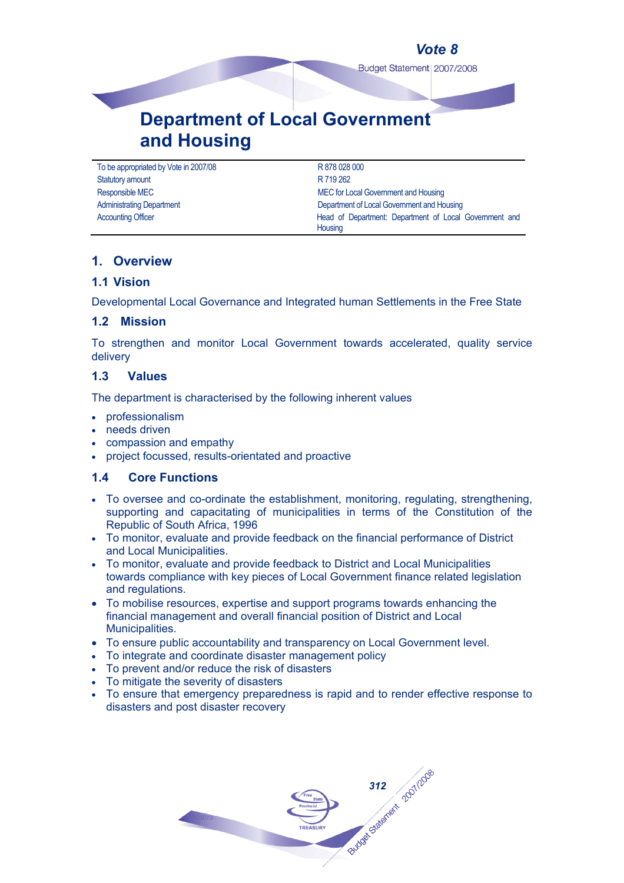# Department of Local Government and Housing

| | |
|---|---|
| To be appropriated by Vote in 2007/08 | R 878 028 000 |
| Statutory amount | R 719 262 |
| Responsible MEC | MEC for Local Government and Housing |
| Administrating Department | Department of Local Government and Housing |
| Accounting Officer | Head of Department: Department of Local Government and Housing |

## 1. Overview

### 1.1 Vision

Developmental Local Governance and Integrated human Settlements in the Free State

### 1.2 Mission

To strengthen and monitor Local Government towards accelerated, quality service delivery

### 1.3 Values

The department is characterised by the following inherent values

- professionalism
- needs driven
- compassion and empathy
- project focussed, results-orientated and proactive

### 1.4 Core Functions

- To oversee and co-ordinate the establishment, monitoring, regulating, strengthening, supporting and capacitating of municipalities in terms of the Constitution of the Republic of South Africa, 1996
- To monitor, evaluate and provide feedback on the financial performance of District and Local Municipalities.
- To monitor, evaluate and provide feedback to District and Local Municipalities towards compliance with key pieces of Local Government finance related legislation and regulations.
- To mobilise resources, expertise and support programs towards enhancing the financial management and overall financial position of District and Local Municipalities.
- To ensure public accountability and transparency on Local Government level.
- To integrate and coordinate disaster management policy
- To prevent and/or reduce the risk of disasters
- To mitigate the severity of disasters
- To ensure that emergency preparedness is rapid and to render effective response to disasters and post disaster recovery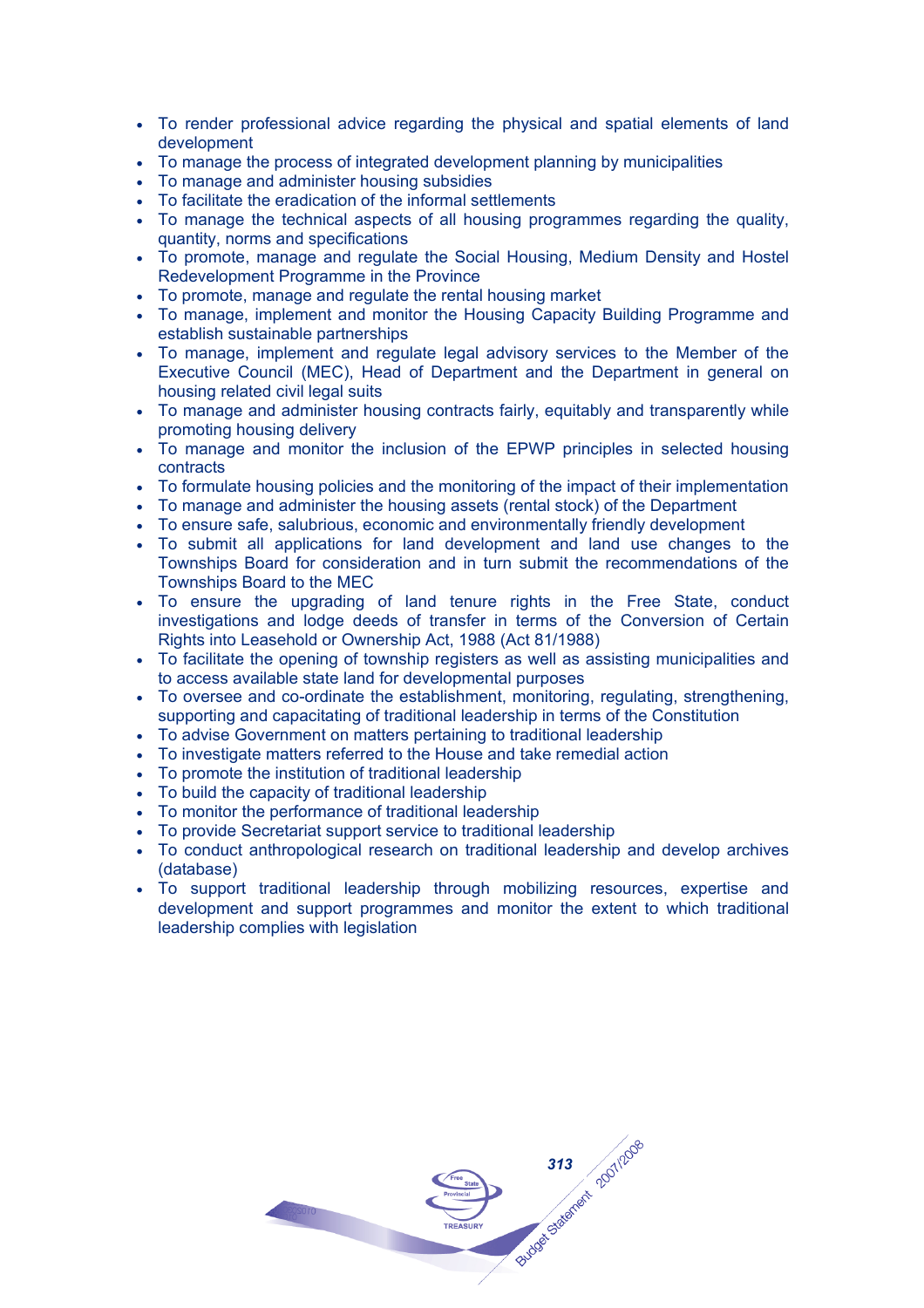- To render professional advice regarding the physical and spatial elements of land development
- To manage the process of integrated development planning by municipalities
- To manage and administer housing subsidies
- To facilitate the eradication of the informal settlements
- To manage the technical aspects of all housing programmes regarding the quality, quantity, norms and specifications
- To promote, manage and regulate the Social Housing, Medium Density and Hostel Redevelopment Programme in the Province
- To promote, manage and regulate the rental housing market
- To manage, implement and monitor the Housing Capacity Building Programme and establish sustainable partnerships
- To manage, implement and regulate legal advisory services to the Member of the Executive Council (MEC), Head of Department and the Department in general on housing related civil legal suits
- To manage and administer housing contracts fairly, equitably and transparently while promoting housing delivery
- To manage and monitor the inclusion of the EPWP principles in selected housing contracts
- To formulate housing policies and the monitoring of the impact of their implementation
- To manage and administer the housing assets (rental stock) of the Department
- To ensure safe, salubrious, economic and environmentally friendly development
- To submit all applications for land development and land use changes to the Townships Board for consideration and in turn submit the recommendations of the Townships Board to the MEC
- To ensure the upgrading of land tenure rights in the Free State, conduct investigations and lodge deeds of transfer in terms of the Conversion of Certain Rights into Leasehold or Ownership Act, 1988 (Act 81/1988)
- To facilitate the opening of township registers as well as assisting municipalities and to access available state land for developmental purposes
- To oversee and co-ordinate the establishment, monitoring, regulating, strengthening, supporting and capacitating of traditional leadership in terms of the Constitution
- To advise Government on matters pertaining to traditional leadership
- To investigate matters referred to the House and take remedial action
- To promote the institution of traditional leadership
- To build the capacity of traditional leadership
- To monitor the performance of traditional leadership
- To provide Secretariat support service to traditional leadership
- To conduct anthropological research on traditional leadership and develop archives (database)
- To support traditional leadership through mobilizing resources, expertise and development and support programmes and monitor the extent to which traditional leadership complies with legislation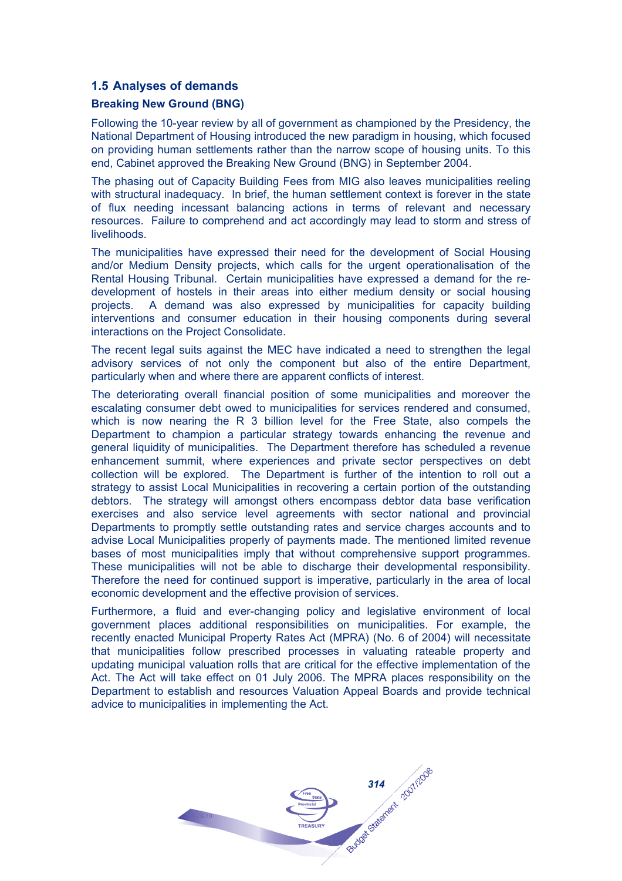## 1.5 Analyses of demands

### Breaking New Ground (BNG)

Following the 10-year review by all of government as championed by the Presidency, the National Department of Housing introduced the new paradigm in housing, which focused on providing human settlements rather than the narrow scope of housing units. To this end, Cabinet approved the Breaking New Ground (BNG) in September 2004.

The phasing out of Capacity Building Fees from MIG also leaves municipalities reeling with structural inadequacy. In brief, the human settlement context is forever in the state of flux needing incessant balancing actions in terms of relevant and necessary resources. Failure to comprehend and act accordingly may lead to storm and stress of livelihoods.

The municipalities have expressed their need for the development of Social Housing and/or Medium Density projects, which calls for the urgent operationalisation of the Rental Housing Tribunal. Certain municipalities have expressed a demand for the re-development of hostels in their areas into either medium density or social housing projects. A demand was also expressed by municipalities for capacity building interventions and consumer education in their housing components during several interactions on the Project Consolidate.

The recent legal suits against the MEC have indicated a need to strengthen the legal advisory services of not only the component but also of the entire Department, particularly when and where there are apparent conflicts of interest.

The deteriorating overall financial position of some municipalities and moreover the escalating consumer debt owed to municipalities for services rendered and consumed, which is now nearing the R 3 billion level for the Free State, also compels the Department to champion a particular strategy towards enhancing the revenue and general liquidity of municipalities. The Department therefore has scheduled a revenue enhancement summit, where experiences and private sector perspectives on debt collection will be explored. The Department is further of the intention to roll out a strategy to assist Local Municipalities in recovering a certain portion of the outstanding debtors. The strategy will amongst others encompass debtor data base verification exercises and also service level agreements with sector national and provincial Departments to promptly settle outstanding rates and service charges accounts and to advise Local Municipalities properly of payments made. The mentioned limited revenue bases of most municipalities imply that without comprehensive support programmes. These municipalities will not be able to discharge their developmental responsibility. Therefore the need for continued support is imperative, particularly in the area of local economic development and the effective provision of services.

Furthermore, a fluid and ever-changing policy and legislative environment of local government places additional responsibilities on municipalities. For example, the recently enacted Municipal Property Rates Act (MPRA) (No. 6 of 2004) will necessitate that municipalities follow prescribed processes in valuating rateable property and updating municipal valuation rolls that are critical for the effective implementation of the Act. The Act will take effect on 01 July 2006. The MPRA places responsibility on the Department to establish and resources Valuation Appeal Boards and provide technical advice to municipalities in implementing the Act.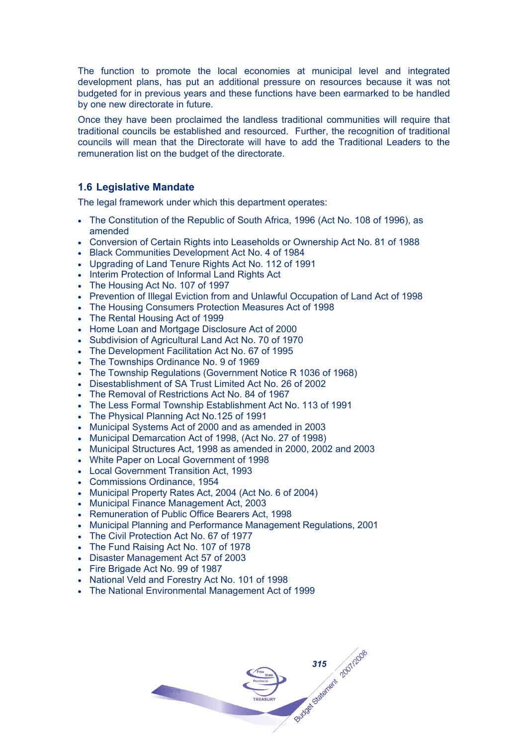The function to promote the local economies at municipal level and integrated development plans, has put an additional pressure on resources because it was not budgeted for in previous years and these functions have been earmarked to be handled by one new directorate in future.

Once they have been proclaimed the landless traditional communities will require that traditional councils be established and resourced. Further, the recognition of traditional councils will mean that the Directorate will have to add the Traditional Leaders to the remuneration list on the budget of the directorate.

### 1.6 Legislative Mandate

The legal framework under which this department operates:

- The Constitution of the Republic of South Africa, 1996 (Act No. 108 of 1996), as amended
- Conversion of Certain Rights into Leaseholds or Ownership Act No. 81 of 1988
- Black Communities Development Act No. 4 of 1984
- Upgrading of Land Tenure Rights Act No. 112 of 1991
- Interim Protection of Informal Land Rights Act
- The Housing Act No. 107 of 1997
- Prevention of Illegal Eviction from and Unlawful Occupation of Land Act of 1998
- The Housing Consumers Protection Measures Act of 1998
- The Rental Housing Act of 1999
- Home Loan and Mortgage Disclosure Act of 2000
- Subdivision of Agricultural Land Act No. 70 of 1970
- The Development Facilitation Act No. 67 of 1995
- The Townships Ordinance No. 9 of 1969
- The Township Regulations (Government Notice R 1036 of 1968)
- Disestablishment of SA Trust Limited Act No. 26 of 2002
- The Removal of Restrictions Act No. 84 of 1967
- The Less Formal Township Establishment Act No. 113 of 1991
- The Physical Planning Act No.125 of 1991
- Municipal Systems Act of 2000 and as amended in 2003
- Municipal Demarcation Act of 1998, (Act No. 27 of 1998)
- Municipal Structures Act, 1998 as amended in 2000, 2002 and 2003
- White Paper on Local Government of 1998
- Local Government Transition Act, 1993
- Commissions Ordinance, 1954
- Municipal Property Rates Act, 2004 (Act No. 6 of 2004)
- Municipal Finance Management Act, 2003
- Remuneration of Public Office Bearers Act, 1998
- Municipal Planning and Performance Management Regulations, 2001
- The Civil Protection Act No. 67 of 1977
- The Fund Raising Act No. 107 of 1978
- Disaster Management Act 57 of 2003
- Fire Brigade Act No. 99 of 1987
- National Veld and Forestry Act No. 101 of 1998
- The National Environmental Management Act of 1999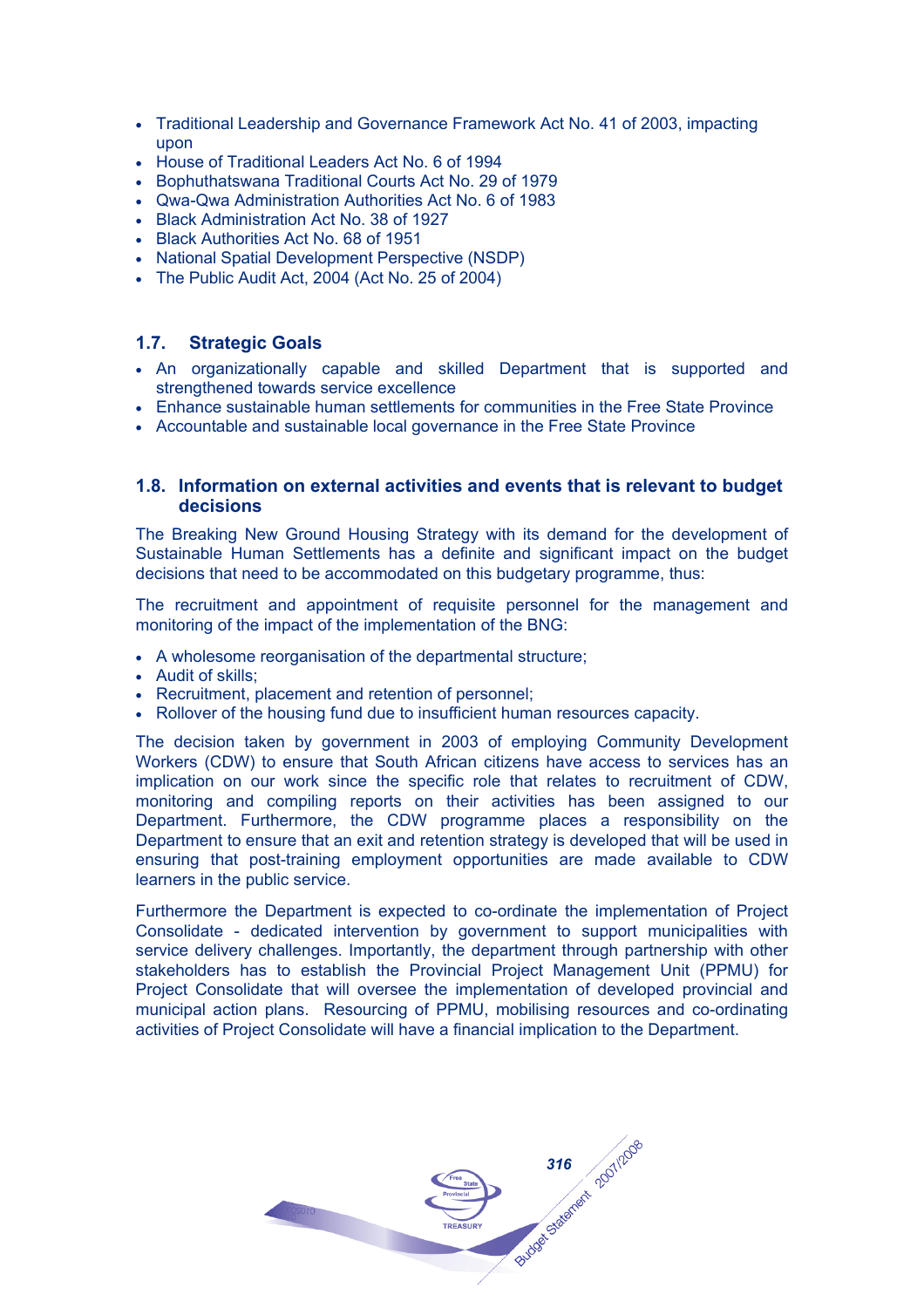- Traditional Leadership and Governance Framework Act No. 41 of 2003, impacting upon
- House of Traditional Leaders Act No. 6 of 1994
- Bophuthatswana Traditional Courts Act No. 29 of 1979
- Qwa-Qwa Administration Authorities Act No. 6 of 1983
- Black Administration Act No. 38 of 1927
- Black Authorities Act No. 68 of 1951
- National Spatial Development Perspective (NSDP)
- The Public Audit Act, 2004 (Act No. 25 of 2004)

## 1.7. Strategic Goals

- An organizationally capable and skilled Department that is supported and strengthened towards service excellence
- Enhance sustainable human settlements for communities in the Free State Province
- Accountable and sustainable local governance in the Free State Province

## 1.8. Information on external activities and events that is relevant to budget decisions

The Breaking New Ground Housing Strategy with its demand for the development of Sustainable Human Settlements has a definite and significant impact on the budget decisions that need to be accommodated on this budgetary programme, thus:

The recruitment and appointment of requisite personnel for the management and monitoring of the impact of the implementation of the BNG:

- A wholesome reorganisation of the departmental structure;
- Audit of skills;
- Recruitment, placement and retention of personnel;
- Rollover of the housing fund due to insufficient human resources capacity.

The decision taken by government in 2003 of employing Community Development Workers (CDW) to ensure that South African citizens have access to services has an implication on our work since the specific role that relates to recruitment of CDW, monitoring and compiling reports on their activities has been assigned to our Department. Furthermore, the CDW programme places a responsibility on the Department to ensure that an exit and retention strategy is developed that will be used in ensuring that post-training employment opportunities are made available to CDW learners in the public service.

Furthermore the Department is expected to co-ordinate the implementation of Project Consolidate - dedicated intervention by government to support municipalities with service delivery challenges. Importantly, the department through partnership with other stakeholders has to establish the Provincial Project Management Unit (PPMU) for Project Consolidate that will oversee the implementation of developed provincial and municipal action plans. Resourcing of PPMU, mobilising resources and co-ordinating activities of Project Consolidate will have a financial implication to the Department.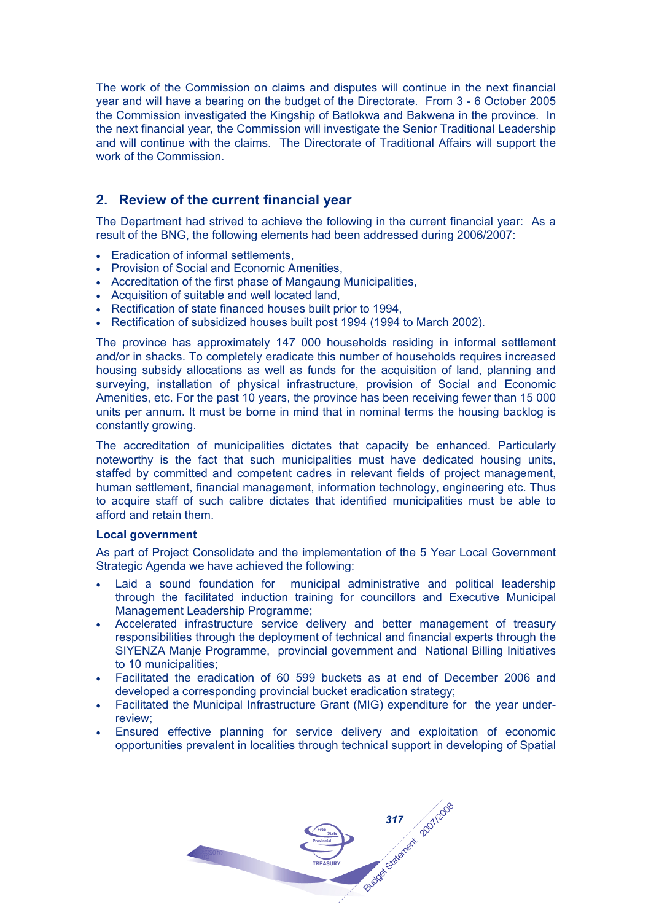The work of the Commission on claims and disputes will continue in the next financial year and will have a bearing on the budget of the Directorate. From 3 - 6 October 2005 the Commission investigated the Kingship of Batlokwa and Bakwena in the province. In the next financial year, the Commission will investigate the Senior Traditional Leadership and will continue with the claims. The Directorate of Traditional Affairs will support the work of the Commission.

## 2. Review of the current financial year

The Department had strived to achieve the following in the current financial year: As a result of the BNG, the following elements had been addressed during 2006/2007:

- Eradication of informal settlements,
- Provision of Social and Economic Amenities,
- Accreditation of the first phase of Mangaung Municipalities,
- Acquisition of suitable and well located land,
- Rectification of state financed houses built prior to 1994,
- Rectification of subsidized houses built post 1994 (1994 to March 2002).

The province has approximately 147 000 households residing in informal settlement and/or in shacks. To completely eradicate this number of households requires increased housing subsidy allocations as well as funds for the acquisition of land, planning and surveying, installation of physical infrastructure, provision of Social and Economic Amenities, etc. For the past 10 years, the province has been receiving fewer than 15 000 units per annum. It must be borne in mind that in nominal terms the housing backlog is constantly growing.

The accreditation of municipalities dictates that capacity be enhanced. Particularly noteworthy is the fact that such municipalities must have dedicated housing units, staffed by committed and competent cadres in relevant fields of project management, human settlement, financial management, information technology, engineering etc. Thus to acquire staff of such calibre dictates that identified municipalities must be able to afford and retain them.

**Local government**

As part of Project Consolidate and the implementation of the 5 Year Local Government Strategic Agenda we have achieved the following:

- Laid a sound foundation for municipal administrative and political leadership through the facilitated induction training for councillors and Executive Municipal Management Leadership Programme;
- Accelerated infrastructure service delivery and better management of treasury responsibilities through the deployment of technical and financial experts through the SIYENZA Manje Programme, provincial government and National Billing Initiatives to 10 municipalities;
- Facilitated the eradication of 60 599 buckets as at end of December 2006 and developed a corresponding provincial bucket eradication strategy;
- Facilitated the Municipal Infrastructure Grant (MIG) expenditure for the year under-review;
- Ensured effective planning for service delivery and exploitation of economic opportunities prevalent in localities through technical support in developing of Spatial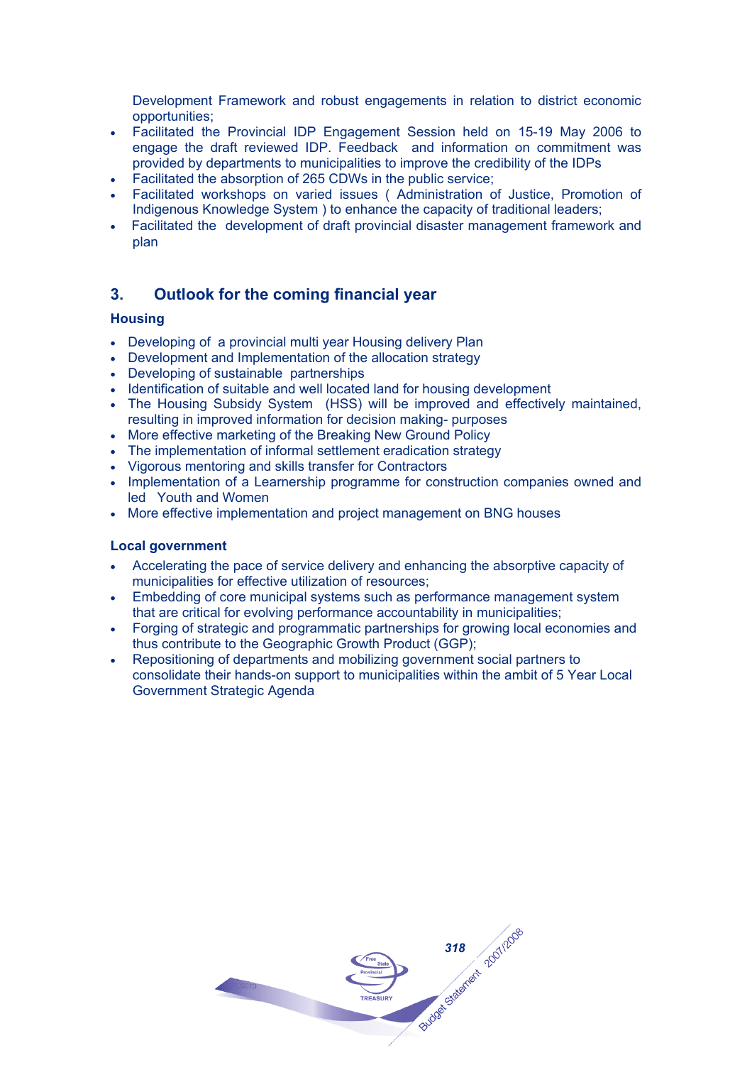Development Framework and robust engagements in relation to district economic opportunities;

- Facilitated the Provincial IDP Engagement Session held on 15-19 May 2006 to engage the draft reviewed IDP. Feedback and information on commitment was provided by departments to municipalities to improve the credibility of the IDPs
- Facilitated the absorption of 265 CDWs in the public service;
- Facilitated workshops on varied issues ( Administration of Justice, Promotion of Indigenous Knowledge System ) to enhance the capacity of traditional leaders;
- Facilitated the development of draft provincial disaster management framework and plan

## 3. Outlook for the coming financial year

### Housing

- Developing of a provincial multi year Housing delivery Plan
- Development and Implementation of the allocation strategy
- Developing of sustainable partnerships
- Identification of suitable and well located land for housing development
- The Housing Subsidy System (HSS) will be improved and effectively maintained, resulting in improved information for decision making- purposes
- More effective marketing of the Breaking New Ground Policy
- The implementation of informal settlement eradication strategy
- Vigorous mentoring and skills transfer for Contractors
- Implementation of a Learnership programme for construction companies owned and led Youth and Women
- More effective implementation and project management on BNG houses

### Local government

- Accelerating the pace of service delivery and enhancing the absorptive capacity of municipalities for effective utilization of resources;
- Embedding of core municipal systems such as performance management system that are critical for evolving performance accountability in municipalities;
- Forging of strategic and programmatic partnerships for growing local economies and thus contribute to the Geographic Growth Product (GGP);
- Repositioning of departments and mobilizing government social partners to consolidate their hands-on support to municipalities within the ambit of 5 Year Local Government Strategic Agenda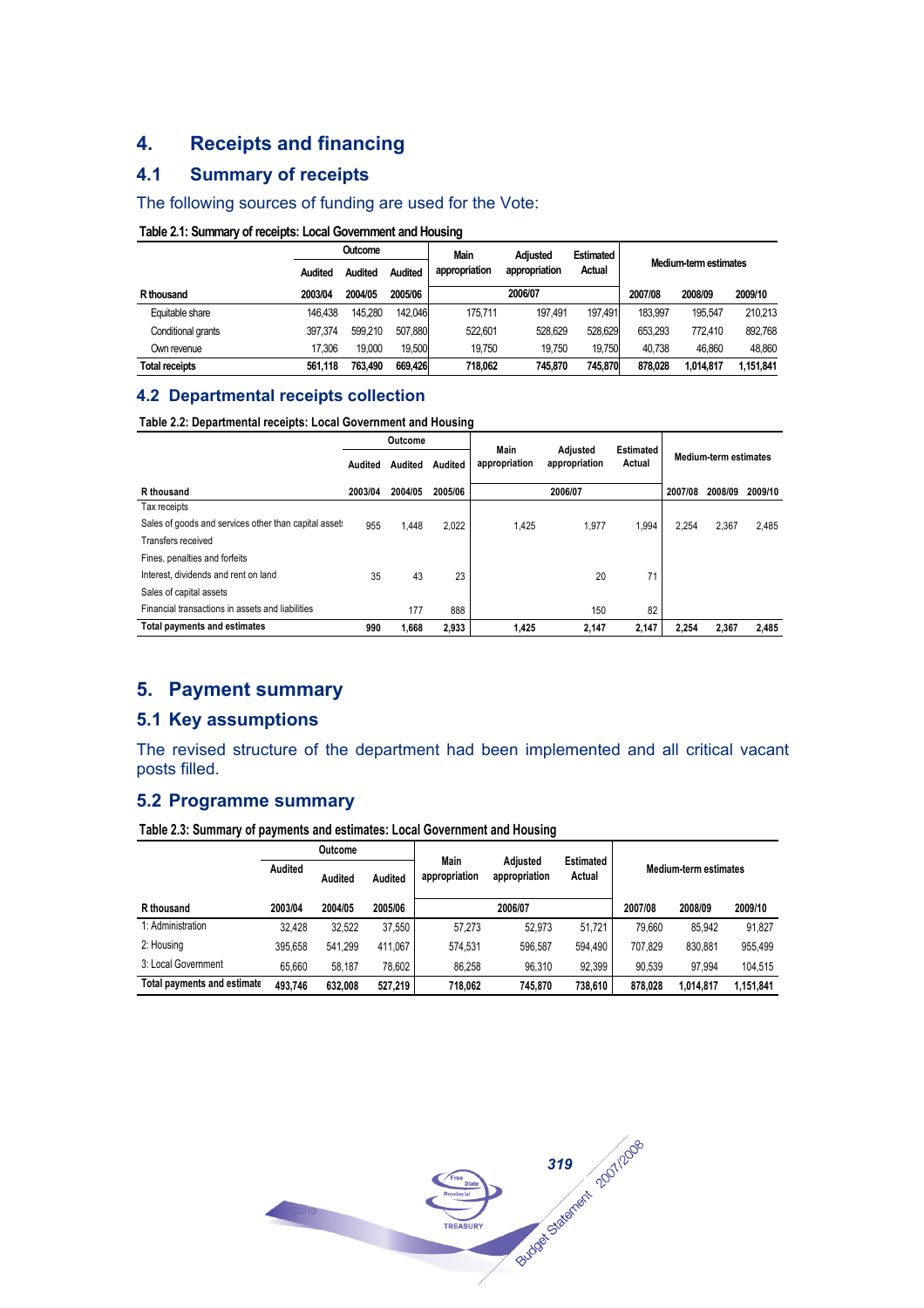# 4. Receipts and financing

## 4.1 Summary of receipts

The following sources of funding are used for the Vote:

**Table 2.1: Summary of receipts: Local Government and Housing**

| | Outcome | | | Main appropriation | Adjusted appropriation | Estimated Actual | Medium-term estimates | | |
|---|---|---|---|---|---|---|---|---|---|
| | Audited | Audited | Audited | | | | | | |
| R thousand | 2003/04 | 2004/05 | 2005/06 | 2006/07 | | | 2007/08 | 2008/09 | 2009/10 |
| Equitable share | 146,438 | 145,280 | 142,046 | 175,711 | 197,491 | 197,491 | 183,997 | 195,547 | 210,213 |
| Conditional grants | 397,374 | 599,210 | 507,880 | 522,601 | 528,629 | 528,629 | 653,293 | 772,410 | 892,768 |
| Own revenue | 17,306 | 19,000 | 19,500 | 19,750 | 19,750 | 19,750 | 40,738 | 46,860 | 48,860 |
| **Total receipts** | **561,118** | **763,490** | **669,426** | **718,062** | **745,870** | **745,870** | **878,028** | **1,014,817** | **1,151,841** |

## 4.2 Departmental receipts collection

**Table 2.2: Departmental receipts: Local Government and Housing**

| | Outcome | | | Main appropriation | Adjusted appropriation | Estimated Actual | Medium-term estimates | | |
|---|---|---|---|---|---|---|---|---|---|
| | Audited | Audited | Audited | | | | | | |
| R thousand | 2003/04 | 2004/05 | 2005/06 | 2006/07 | | | 2007/08 | 2008/09 | 2009/10 |
| Tax receipts | | | | | | | | | |
| Sales of goods and services other than capital assets | 955 | 1,448 | 2,022 | 1,425 | 1,977 | 1,994 | 2,254 | 2,367 | 2,485 |
| Transfers received | | | | | | | | | |
| Fines, penalties and forfeits | | | | | | | | | |
| Interest, dividends and rent on land | 35 | 43 | 23 | | 20 | 71 | | | |
| Sales of capital assets | | | | | | | | | |
| Financial transactions in assets and liabilities | | 177 | 888 | | 150 | 82 | | | |
| **Total payments and estimates** | **990** | **1,668** | **2,933** | **1,425** | **2,147** | **2,147** | **2,254** | **2,367** | **2,485** |

# 5. Payment summary

## 5.1 Key assumptions

The revised structure of the department had been implemented and all critical vacant posts filled.

## 5.2 Programme summary

**Table 2.3: Summary of payments and estimates: Local Government and Housing**

| | Outcome | | | Main appropriation | Adjusted appropriation | Estimated Actual | Medium-term estimates | | |
|---|---|---|---|---|---|---|---|---|---|
| | Audited | Audited | Audited | | | | | | |
| R thousand | 2003/04 | 2004/05 | 2005/06 | 2006/07 | | | 2007/08 | 2008/09 | 2009/10 |
| 1: Administration | 32,428 | 32,522 | 37,550 | 57,273 | 52,973 | 51,721 | 79,660 | 85,942 | 91,827 |
| 2: Housing | 395,658 | 541,299 | 411,067 | 574,531 | 596,587 | 594,490 | 707,829 | 830,881 | 955,499 |
| 3: Local Government | 65,660 | 58,187 | 78,602 | 86,258 | 96,310 | 92,399 | 90,539 | 97,994 | 104,515 |
| **Total payments and estimates** | **493,746** | **632,008** | **527,219** | **718,062** | **745,870** | **738,610** | **878,028** | **1,014,817** | **1,151,841** |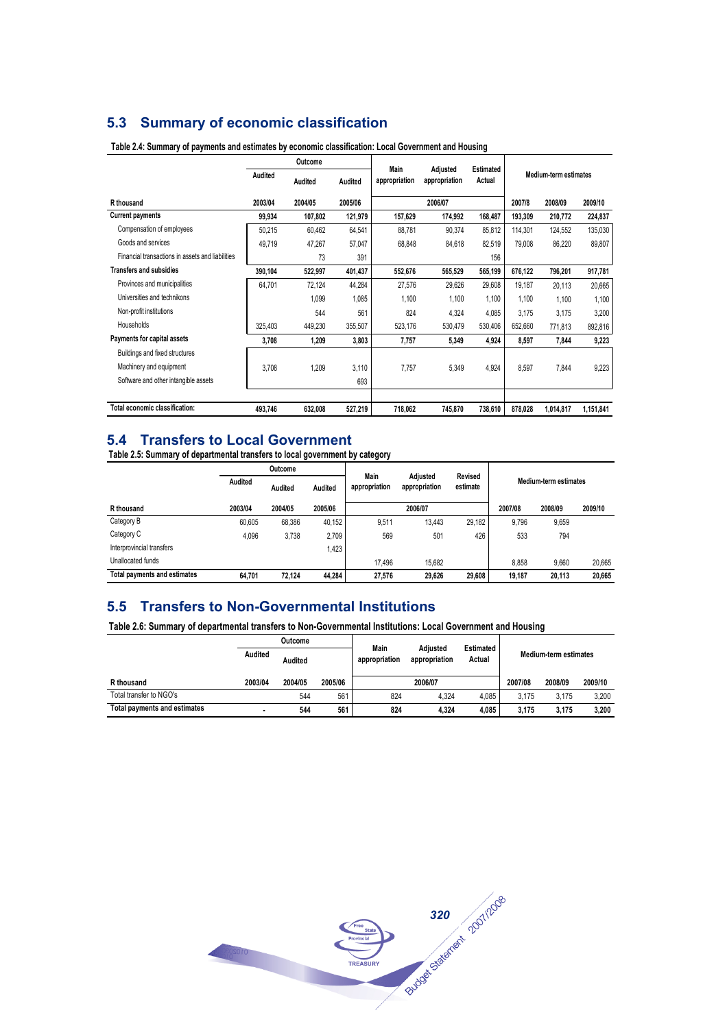## 5.3 Summary of economic classification

**Table 2.4: Summary of payments and estimates by economic classification: Local Government and Housing**

| | Outcome | | | Main appropriation | Adjusted appropriation | Estimated Actual | Medium-term estimates | | |
|---|---|---|---|---|---|---|---|---|---|
| | Audited | Audited | Audited | | | | | | |
| R thousand | 2003/04 | 2004/05 | 2005/06 | 2006/07 | | | 2007/8 | 2008/09 | 2009/10 |
| **Current payments** | **99,934** | **107,802** | **121,979** | **157,629** | **174,992** | **168,487** | **193,309** | **210,772** | **224,837** |
| Compensation of employees | 50,215 | 60,462 | 64,541 | 88,781 | 90,374 | 85,812 | 114,301 | 124,552 | 135,030 |
| Goods and services | 49,719 | 47,267 | 57,047 | 68,848 | 84,618 | 82,519 | 79,008 | 86,220 | 89,807 |
| Financial transactions in assets and liabilities | | 73 | 391 | | | 156 | | | |
| **Transfers and subsidies** | **390,104** | **522,997** | **401,437** | **552,676** | **565,529** | **565,199** | **676,122** | **796,201** | **917,781** |
| Provinces and municipalities | 64,701 | 72,124 | 44,284 | 27,576 | 29,626 | 29,608 | 19,187 | 20,113 | 20,665 |
| Universities and technikons | | 1,099 | 1,085 | 1,100 | 1,100 | 1,100 | 1,100 | 1,100 | 1,100 |
| Non-profit institutions | | 544 | 561 | 824 | 4,324 | 4,085 | 3,175 | 3,175 | 3,200 |
| Households | 325,403 | 449,230 | 355,507 | 523,176 | 530,479 | 530,406 | 652,660 | 771,813 | 892,816 |
| **Payments for capital assets** | **3,708** | **1,209** | **3,803** | **7,757** | **5,349** | **4,924** | **8,597** | **7,844** | **9,223** |
| Buildings and fixed structures | | | | | | | | | |
| Machinery and equipment | 3,708 | 1,209 | 3,110 | 7,757 | 5,349 | 4,924 | 8,597 | 7,844 | 9,223 |
| Software and other intangible assets | | | 693 | | | | | | |
| **Total economic classification:** | **493,746** | **632,008** | **527,219** | **718,062** | **745,870** | **738,610** | **878,028** | **1,014,817** | **1,151,841** |

## 5.4 Transfers to Local Government

**Table 2.5: Summary of departmental transfers to local government by category**

| | Outcome | | | Main appropriation | Adjusted appropriation | Revised estimate | Medium-term estimates | | |
|---|---|---|---|---|---|---|---|---|---|
| | Audited | Audited | Audited | | | | | | |
| R thousand | 2003/04 | 2004/05 | 2005/06 | 2006/07 | | | 2007/08 | 2008/09 | 2009/10 |
| Category B | 60,605 | 68,386 | 40,152 | 9,511 | 13,443 | 29,182 | 9,796 | 9,659 | |
| Category C | 4,096 | 3,738 | 2,709 | 569 | 501 | 426 | 533 | 794 | |
| Interprovincial transfers | | | 1,423 | | | | | | |
| Unallocated funds | | | | 17,496 | 15,682 | | 8,858 | 9,660 | 20,665 |
| **Total payments and estimates** | **64,701** | **72,124** | **44,284** | **27,576** | **29,626** | **29,608** | **19,187** | **20,113** | **20,665** |

## 5.5 Transfers to Non-Governmental Institutions

**Table 2.6: Summary of departmental transfers to Non-Governmental Institutions: Local Government and Housing**

| | Outcome | | | Main appropriation | Adjusted appropriation | Estimated Actual | Medium-term estimates | | |
|---|---|---|---|---|---|---|---|---|---|
| | Audited | Audited | | | | | | | |
| R thousand | 2003/04 | 2004/05 | 2005/06 | 2006/07 | | | 2007/08 | 2008/09 | 2009/10 |
| Total transfer to NGO's | | 544 | 561 | 824 | 4,324 | 4,085 | 3,175 | 3,175 | 3,200 |
| **Total payments and estimates** | **-** | **544** | **561** | **824** | **4,324** | **4,085** | **3,175** | **3,175** | **3,200** |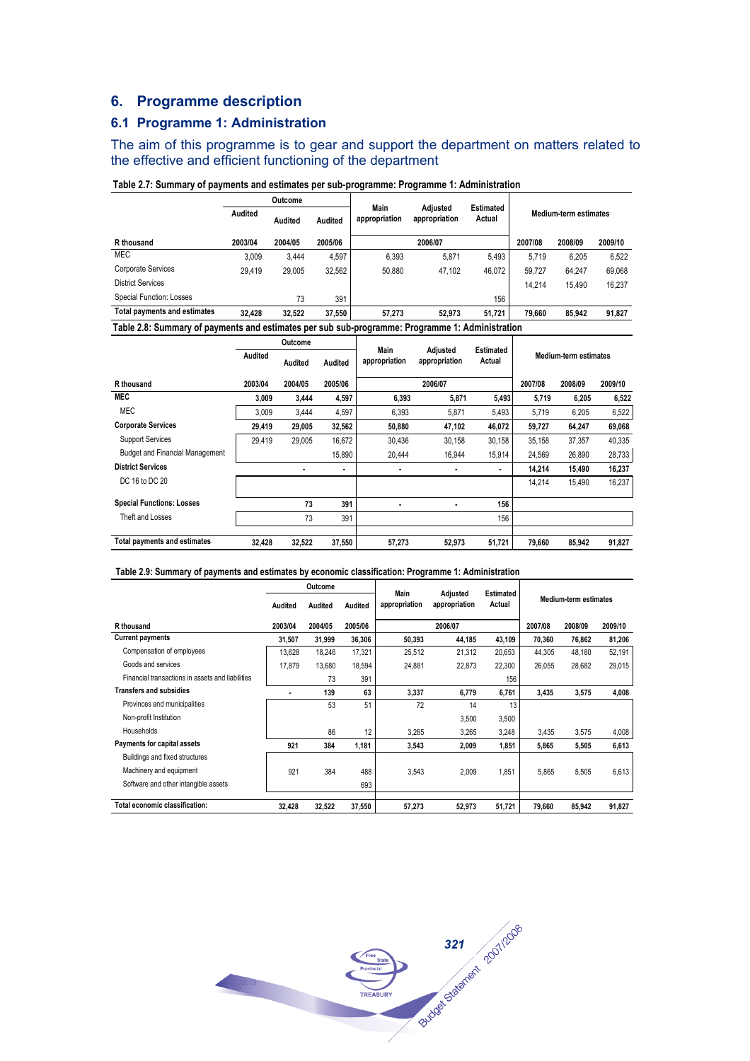## 6. Programme description

### 6.1 Programme 1: Administration

The aim of this programme is to gear and support the department on matters related to the effective and efficient functioning of the department

**Table 2.7: Summary of payments and estimates per sub-programme: Programme 1: Administration**

| | Outcome | | | Main appropriation | Adjusted appropriation | Estimated Actual | Medium-term estimates | | |
|---|---|---|---|---|---|---|---|---|---|
| | Audited | Audited | Audited | | | | | | |
| R thousand | 2003/04 | 2004/05 | 2005/06 | 2006/07 | | | 2007/08 | 2008/09 | 2009/10 |
| MEC | 3,009 | 3,444 | 4,597 | 6,393 | 5,871 | 5,493 | 5,719 | 6,205 | 6,522 |
| Corporate Services | 29,419 | 29,005 | 32,562 | 50,880 | 47,102 | 46,072 | 59,727 | 64,247 | 69,068 |
| District Services | | | | | | | 14,214 | 15,490 | 16,237 |
| Special Function: Losses | | 73 | 391 | | | 156 | | | |
| **Total payments and estimates** | **32,428** | **32,522** | **37,550** | **57,273** | **52,973** | **51,721** | **79,660** | **85,942** | **91,827** |

**Table 2.8: Summary of payments and estimates per sub sub-programme: Programme 1: Administration**

| | Outcome | | | Main appropriation | Adjusted appropriation | Estimated Actual | Medium-term estimates | | |
|---|---|---|---|---|---|---|---|---|---|
| | Audited | Audited | Audited | | | | | | |
| R thousand | 2003/04 | 2004/05 | 2005/06 | 2006/07 | | | 2007/08 | 2008/09 | 2009/10 |
| **MEC** | **3,009** | **3,444** | **4,597** | **6,393** | **5,871** | **5,493** | **5,719** | **6,205** | **6,522** |
| MEC | 3,009 | 3,444 | 4,597 | 6,393 | 5,871 | 5,493 | 5,719 | 6,205 | 6,522 |
| **Corporate Services** | **29,419** | **29,005** | **32,562** | **50,880** | **47,102** | **46,072** | **59,727** | **64,247** | **69,068** |
| Support Services | 29,419 | 29,005 | 16,672 | 30,436 | 30,158 | 30,158 | 35,158 | 37,357 | 40,335 |
| Budget and Financial Management | | | 15,890 | 20,444 | 16,944 | 15,914 | 24,569 | 26,890 | 28,733 |
| **District Services** | | **-** | **-** | **-** | **-** | **-** | **14,214** | **15,490** | **16,237** |
| DC 16 to DC 20 | | | | | | | 14,214 | 15,490 | 16,237 |
| **Special Functions: Losses** | | **73** | **391** | **-** | **-** | **156** | | | |
| Theft and Losses | | 73 | 391 | | | 156 | | | |
| **Total payments and estimates** | **32,428** | **32,522** | **37,550** | **57,273** | **52,973** | **51,721** | **79,660** | **85,942** | **91,827** |

**Table 2.9: Summary of payments and estimates by economic classification: Programme 1: Administration**

| | Outcome | | | Main appropriation | Adjusted appropriation | Estimated Actual | Medium-term estimates | | |
|---|---|---|---|---|---|---|---|---|---|
| | Audited | Audited | Audited | | | | | | |
| R thousand | 2003/04 | 2004/05 | 2005/06 | 2006/07 | | | 2007/08 | 2008/09 | 2009/10 |
| **Current payments** | **31,507** | **31,999** | **36,306** | **50,393** | **44,185** | **43,109** | **70,360** | **76,862** | **81,206** |
| Compensation of employees | 13,628 | 18,246 | 17,321 | 25,512 | 21,312 | 20,653 | 44,305 | 48,180 | 52,191 |
| Goods and services | 17,879 | 13,680 | 18,594 | 24,881 | 22,873 | 22,300 | 26,055 | 28,682 | 29,015 |
| Financial transactions in assets and liabilities | | 73 | 391 | | | 156 | | | |
| **Transfers and subsidies** | **-** | **139** | **63** | **3,337** | **6,779** | **6,761** | **3,435** | **3,575** | **4,008** |
| Provinces and municipalities | | 53 | 51 | 72 | 14 | 13 | | | |
| Non-profit Institution | | | | | 3,500 | 3,500 | | | |
| Households | | 86 | 12 | 3,265 | 3,265 | 3,248 | 3,435 | 3,575 | 4,008 |
| **Payments for capital assets** | **921** | **384** | **1,181** | **3,543** | **2,009** | **1,851** | **5,865** | **5,505** | **6,613** |
| Buildings and fixed structures | | | | | | | | | |
| Machinery and equipment | 921 | 384 | 488 | 3,543 | 2,009 | 1,851 | 5,865 | 5,505 | 6,613 |
| Software and other intangible assets | | | 693 | | | | | | |
| **Total economic classification:** | **32,428** | **32,522** | **37,550** | **57,273** | **52,973** | **51,721** | **79,660** | **85,942** | **91,827** |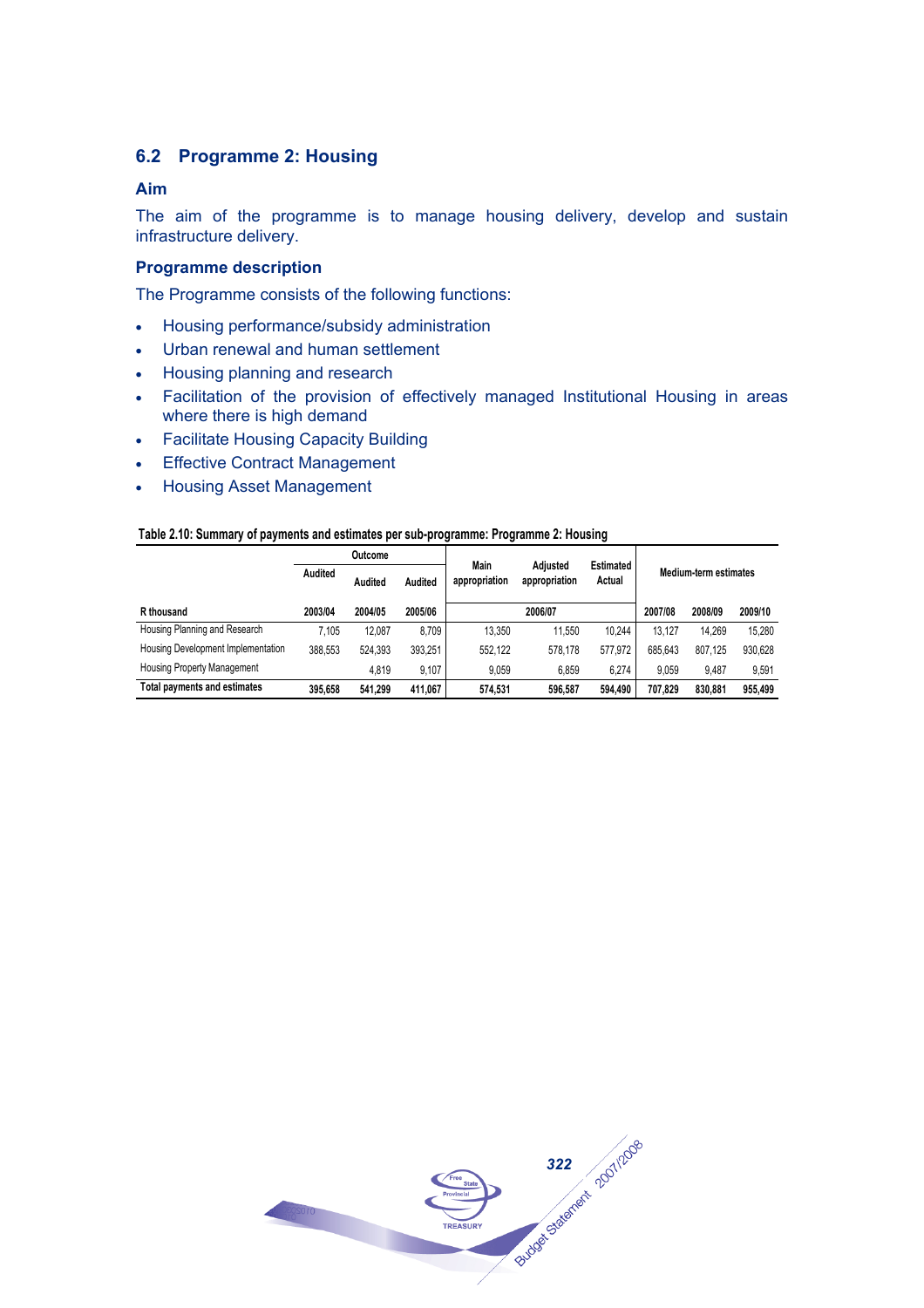## 6.2 Programme 2: Housing

### Aim

The aim of the programme is to manage housing delivery, develop and sustain infrastructure delivery.

### Programme description

The Programme consists of the following functions:

- Housing performance/subsidy administration
- Urban renewal and human settlement
- Housing planning and research
- Facilitation of the provision of effectively managed Institutional Housing in areas where there is high demand
- Facilitate Housing Capacity Building
- Effective Contract Management
- Housing Asset Management

**Table 2.10: Summary of payments and estimates per sub-programme: Programme 2: Housing**

| | Outcome | | | Main appropriation | Adjusted appropriation | Estimated Actual | Medium-term estimates | | |
|---|---|---|---|---|---|---|---|---|---|
| | Audited | Audited | Audited | | | | | | |
| R thousand | 2003/04 | 2004/05 | 2005/06 | 2006/07 | | | 2007/08 | 2008/09 | 2009/10 |
| Housing Planning and Research | 7,105 | 12,087 | 8,709 | 13,350 | 11,550 | 10,244 | 13,127 | 14,269 | 15,280 |
| Housing Development Implementation | 388,553 | 524,393 | 393,251 | 552,122 | 578,178 | 577,972 | 685,643 | 807,125 | 930,628 |
| Housing Property Management | | 4,819 | 9,107 | 9,059 | 6,859 | 6,274 | 9,059 | 9,487 | 9,591 |
| **Total payments and estimates** | **395,658** | **541,299** | **411,067** | **574,531** | **596,587** | **594,490** | **707,829** | **830,881** | **955,499** |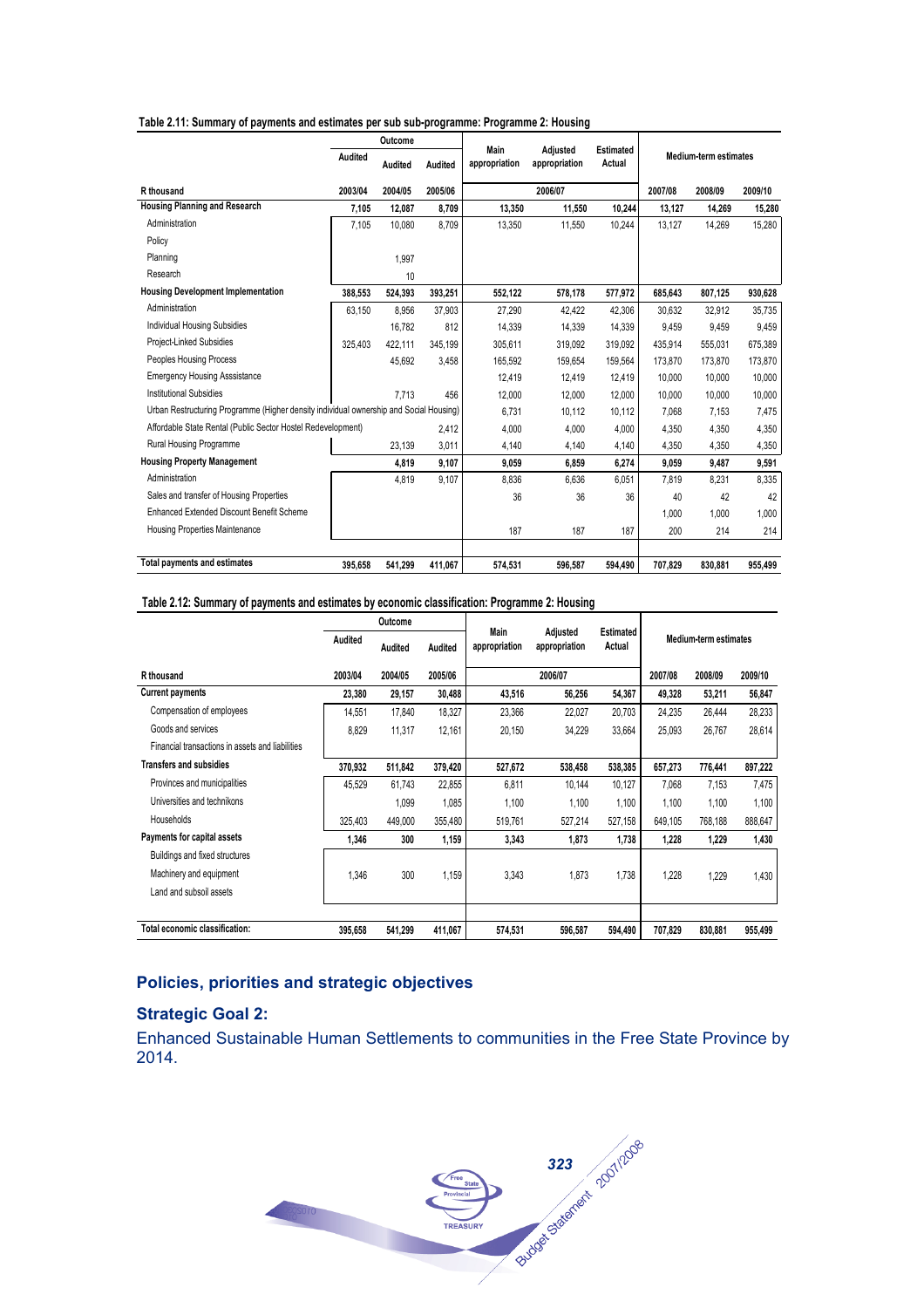**Table 2.11: Summary of payments and estimates per sub sub-programme: Programme 2: Housing**

| | Outcome | | | Main appropriation | Adjusted appropriation | Estimated Actual | Medium-term estimates | | |
|---|---|---|---|---|---|---|---|---|---|
| | Audited | Audited | Audited | | | | | | |
| R thousand | 2003/04 | 2004/05 | 2005/06 | | 2006/07 | | 2007/08 | 2008/09 | 2009/10 |
| **Housing Planning and Research** | **7,105** | **12,087** | **8,709** | **13,350** | **11,550** | **10,244** | **13,127** | **14,269** | **15,280** |
| Administration | 7,105 | 10,080 | 8,709 | 13,350 | 11,550 | 10,244 | 13,127 | 14,269 | 15,280 |
| Policy | | | | | | | | | |
| Planning | | 1,997 | | | | | | | |
| Research | | 10 | | | | | | | |
| **Housing Development Implementation** | **388,553** | **524,393** | **393,251** | **552,122** | **578,178** | **577,972** | **685,643** | **807,125** | **930,628** |
| Administration | 63,150 | 8,956 | 37,903 | 27,290 | 42,422 | 42,306 | 30,632 | 32,912 | 35,735 |
| Individual Housing Subsidies | | 16,782 | 812 | 14,339 | 14,339 | 14,339 | 9,459 | 9,459 | 9,459 |
| Project-Linked Subsidies | 325,403 | 422,111 | 345,199 | 305,611 | 319,092 | 319,092 | 435,914 | 555,031 | 675,389 |
| Peoples Housing Process | | 45,692 | 3,458 | 165,592 | 159,654 | 159,564 | 173,870 | 173,870 | 173,870 |
| Emergency Housing Asssistance | | | | 12,419 | 12,419 | 12,419 | 10,000 | 10,000 | 10,000 |
| Institutional Subsidies | | 7,713 | 456 | 12,000 | 12,000 | 12,000 | 10,000 | 10,000 | 10,000 |
| Urban Restructuring Programme (Higher density individual ownership and Social Housing) | | | | 6,731 | 10,112 | 10,112 | 7,068 | 7,153 | 7,475 |
| Affordable State Rental (Public Sector Hostel Redevelopment) | | | 2,412 | 4,000 | 4,000 | 4,000 | 4,350 | 4,350 | 4,350 |
| Rural Housing Programme | | 23,139 | 3,011 | 4,140 | 4,140 | 4,140 | 4,350 | 4,350 | 4,350 |
| **Housing Property Management** | | **4,819** | **9,107** | **9,059** | **6,859** | **6,274** | **9,059** | **9,487** | **9,591** |
| Administration | | 4,819 | 9,107 | 8,836 | 6,636 | 6,051 | 7,819 | 8,231 | 8,335 |
| Sales and transfer of Housing Properties | | | | 36 | 36 | 36 | 40 | 42 | 42 |
| Enhanced Extended Discount Benefit Scheme | | | | | | | 1,000 | 1,000 | 1,000 |
| Housing Properties Maintenance | | | | 187 | 187 | 187 | 200 | 214 | 214 |
| **Total payments and estimates** | **395,658** | **541,299** | **411,067** | **574,531** | **596,587** | **594,490** | **707,829** | **830,881** | **955,499** |

**Table 2.12: Summary of payments and estimates by economic classification: Programme 2: Housing**

| | Outcome | | | Main appropriation | Adjusted appropriation | Estimated Actual | Medium-term estimates | | |
|---|---|---|---|---|---|---|---|---|---|
| | Audited | Audited | Audited | | | | | | |
| R thousand | 2003/04 | 2004/05 | 2005/06 | | 2006/07 | | 2007/08 | 2008/09 | 2009/10 |
| **Current payments** | **23,380** | **29,157** | **30,488** | **43,516** | **56,256** | **54,367** | **49,328** | **53,211** | **56,847** |
| Compensation of employees | 14,551 | 17,840 | 18,327 | 23,366 | 22,027 | 20,703 | 24,235 | 26,444 | 28,233 |
| Goods and services | 8,829 | 11,317 | 12,161 | 20,150 | 34,229 | 33,664 | 25,093 | 26,767 | 28,614 |
| Financial transactions in assets and liabilities | | | | | | | | | |
| **Transfers and subsidies** | **370,932** | **511,842** | **379,420** | **527,672** | **538,458** | **538,385** | **657,273** | **776,441** | **897,222** |
| Provinces and municipalities | 45,529 | 61,743 | 22,855 | 6,811 | 10,144 | 10,127 | 7,068 | 7,153 | 7,475 |
| Universities and technikons | | 1,099 | 1,085 | 1,100 | 1,100 | 1,100 | 1,100 | 1,100 | 1,100 |
| Households | 325,403 | 449,000 | 355,480 | 519,761 | 527,214 | 527,158 | 649,105 | 768,188 | 888,647 |
| **Payments for capital assets** | **1,346** | **300** | **1,159** | **3,343** | **1,873** | **1,738** | **1,228** | **1,229** | **1,430** |
| Buildings and fixed structures | | | | | | | | | |
| Machinery and equipment | 1,346 | 300 | 1,159 | 3,343 | 1,873 | 1,738 | 1,228 | 1,229 | 1,430 |
| Land and subsoil assets | | | | | | | | | |
| **Total economic classification:** | **395,658** | **541,299** | **411,067** | **574,531** | **596,587** | **594,490** | **707,829** | **830,881** | **955,499** |

## Policies, priorities and strategic objectives

### Strategic Goal 2:

Enhanced Sustainable Human Settlements to communities in the Free State Province by 2014.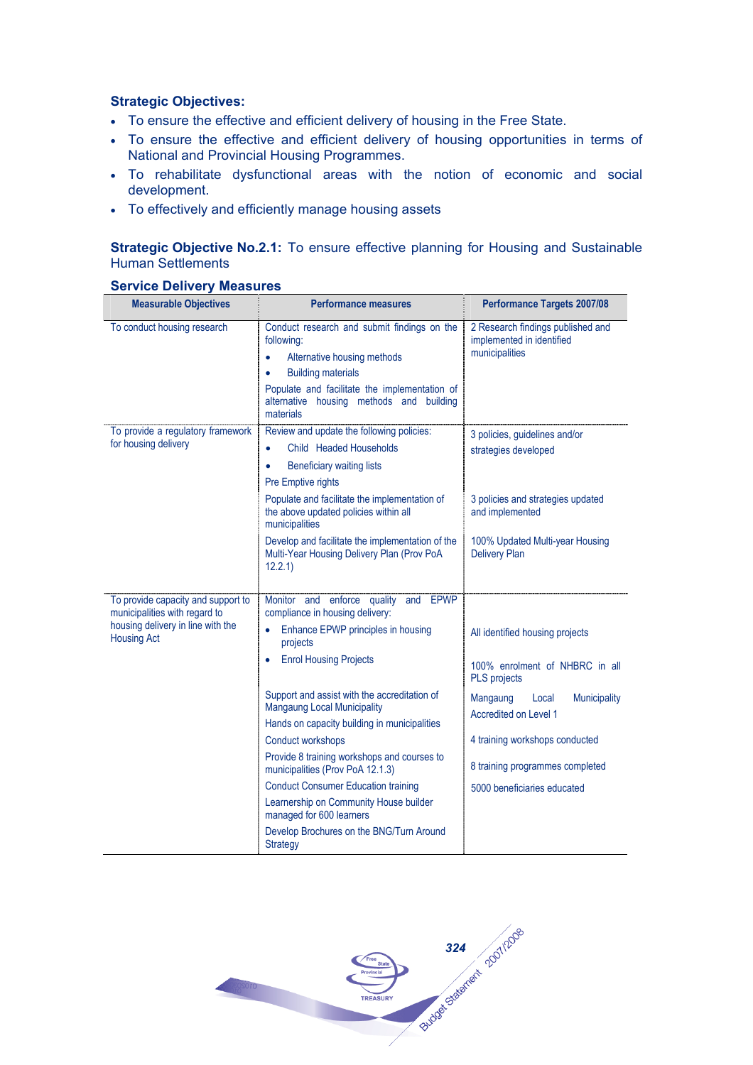**Strategic Objectives:**

- To ensure the effective and efficient delivery of housing in the Free State.
- To ensure the effective and efficient delivery of housing opportunities in terms of National and Provincial Housing Programmes.
- To rehabilitate dysfunctional areas with the notion of economic and social development.
- To effectively and efficiently manage housing assets

**Strategic Objective No.2.1:** To ensure effective planning for Housing and Sustainable Human Settlements

**Service Delivery Measures**

| Measurable Objectives | Performance measures | Performance Targets 2007/08 |
|---|---|---|
| To conduct housing research | Conduct research and submit findings on the following:<br>• Alternative housing methods<br>• Building materials<br>Populate and facilitate the implementation of alternative housing methods and building materials | 2 Research findings published and implemented in identified municipalities |
| To provide a regulatory framework for housing delivery | Review and update the following policies:<br>• Child Headed Households<br>• Beneficiary waiting lists<br>Pre Emptive rights | 3 policies, guidelines and/or strategies developed |
| | Populate and facilitate the implementation of the above updated policies within all municipalities | 3 policies and strategies updated and implemented |
| | Develop and facilitate the implementation of the Multi-Year Housing Delivery Plan (Prov PoA 12.2.1) | 100% Updated Multi-year Housing Delivery Plan |
| To provide capacity and support to municipalities with regard to housing delivery in line with the Housing Act | Monitor and enforce quality and EPWP compliance in housing delivery:<br>• Enhance EPWP principles in housing projects | All identified housing projects |
| | • Enrol Housing Projects | 100% enrolment of NHBRC in all PLS projects |
| | Support and assist with the accreditation of Mangaung Local Municipality | Mangaung Local Municipality Accredited on Level 1 |
| | Hands on capacity building in municipalities<br>Conduct workshops | 4 training workshops conducted |
| | Provide 8 training workshops and courses to municipalities (Prov PoA 12.1.3) | 8 training programmes completed |
| | Conduct Consumer Education training | 5000 beneficiaries educated |
| | Learnership on Community House builder managed for 600 learners | |
| | Develop Brochures on the BNG/Turn Around Strategy | |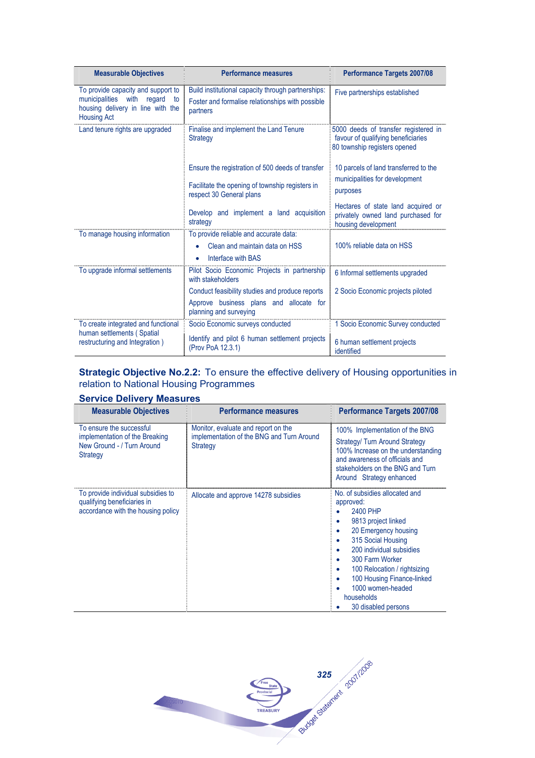| Measurable Objectives | Performance measures | Performance Targets 2007/08 |
|---|---|---|
| To provide capacity and support to municipalities with regard to housing delivery in line with the Housing Act | Build institutional capacity through partnerships: Foster and formalise relationships with possible partners | Five partnerships established |
| Land tenure rights are upgraded | Finalise and implement the Land Tenure Strategy<br><br>Ensure the registration of 500 deeds of transfer<br><br>Facilitate the opening of township registers in respect 30 General plans<br><br>Develop and implement a land acquisition strategy | 5000 deeds of transfer registered in favour of qualifying beneficiaries<br>80 township registers opened<br><br>10 parcels of land transferred to the municipalities for development purposes<br><br>Hectares of state land acquired or privately owned land purchased for housing development |
| To manage housing information | To provide reliable and accurate data:<br>• Clean and maintain data on HSS<br>• Interface with BAS | 100% reliable data on HSS |
| To upgrade informal settlements | Pilot Socio Economic Projects in partnership with stakeholders<br>Conduct feasibility studies and produce reports<br>Approve business plans and allocate for planning and surveying | 6 Informal settlements upgraded<br><br>2 Socio Economic projects piloted |
| To create integrated and functional human settlements ( Spatial restructuring and Integration ) | Socio Economic surveys conducted<br><br>Identify and pilot 6 human settlement projects (Prov PoA 12.3.1) | 1 Socio Economic Survey conducted<br><br>6 human settlement projects identified |

**Strategic Objective No.2.2:** To ensure the effective delivery of Housing opportunities in relation to National Housing Programmes

### Service Delivery Measures

| Measurable Objectives | Performance measures | Performance Targets 2007/08 |
|---|---|---|
| To ensure the successful implementation of the Breaking New Ground - / Turn Around Strategy | Monitor, evaluate and report on the implementation of the BNG and Turn Around Strategy | 100% Implementation of the BNG Strategy/ Turn Around Strategy<br>100% Increase on the understanding and awareness of officials and stakeholders on the BNG and Turn Around Strategy enhanced |
| To provide individual subsidies to qualifying beneficiaries in accordance with the housing policy | Allocate and approve 14278 subsidies | No. of subsidies allocated and approved:<br>• 2400 PHP<br>• 9813 project linked<br>• 20 Emergency housing<br>• 315 Social Housing<br>• 200 individual subsidies<br>• 300 Farm Worker<br>• 100 Relocation / rightsizing<br>• 100 Housing Finance-linked<br>• 1000 women-headed households<br>• 30 disabled persons |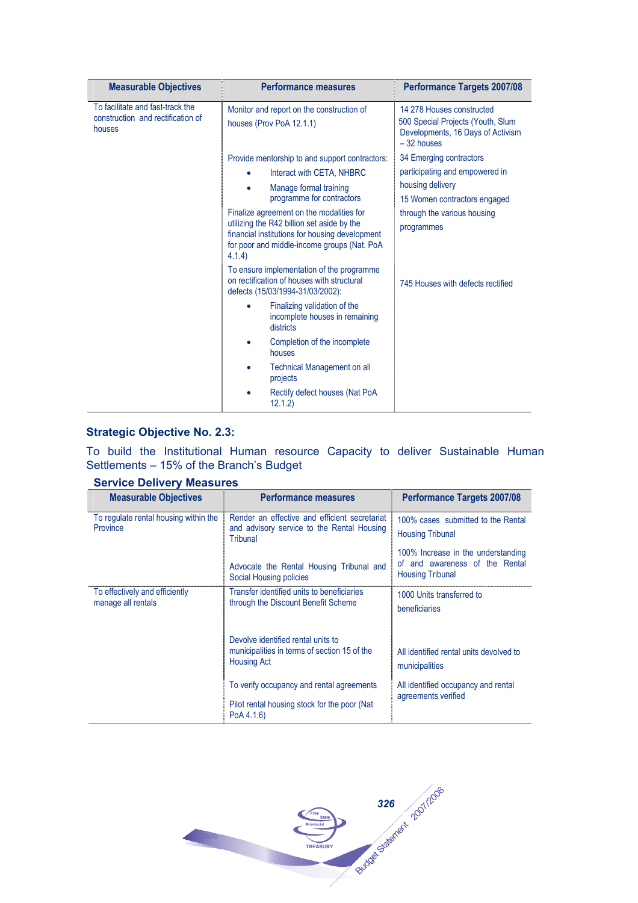| Measurable Objectives | Performance measures | Performance Targets 2007/08 |
|---|---|---|
| To facilitate and fast-track the construction and rectification of houses | Monitor and report on the construction of houses (Prov PoA 12.1.1) | 14 278 Houses constructed<br>500 Special Projects (Youth, Slum Developments, 16 Days of Activism – 32 houses |
| | Provide mentorship to and support contractors:<br>• Interact with CETA, NHBRC<br>• Manage formal training programme for contractors | 34 Emerging contractors participating and empowered in housing delivery<br>15 Women contractors engaged through the various housing programmes |
| | Finalize agreement on the modalities for utilizing the R42 billion set aside by the financial institutions for housing development for poor and middle-income groups (Nat. PoA 4.1.4) | |
| | To ensure implementation of the programme on rectification of houses with structural defects (15/03/1994-31/03/2002):<br>• Finalizing validation of the incomplete houses in remaining districts<br>• Completion of the incomplete houses<br>• Technical Management on all projects<br>• Rectify defect houses (Nat PoA 12.1.2) | 745 Houses with defects rectified |

### Strategic Objective No. 2.3:

To build the Institutional Human resource Capacity to deliver Sustainable Human Settlements – 15% of the Branch's Budget

#### Service Delivery Measures

| Measurable Objectives | Performance measures | Performance Targets 2007/08 |
|---|---|---|
| To regulate rental housing within the Province | Render an effective and efficient secretariat and advisory service to the Rental Housing Tribunal | 100% cases submitted to the Rental Housing Tribunal |
| | Advocate the Rental Housing Tribunal and Social Housing policies | 100% Increase in the understanding of and awareness of the Rental Housing Tribunal |
| To effectively and efficiently manage all rentals | Transfer identified units to beneficiaries through the Discount Benefit Scheme | 1000 Units transferred to beneficiaries |
| | Devolve identified rental units to municipalities in terms of section 15 of the Housing Act | All identified rental units devolved to municipalities |
| | To verify occupancy and rental agreements | All identified occupancy and rental agreements verified |
| | Pilot rental housing stock for the poor (Nat PoA 4.1.6) | |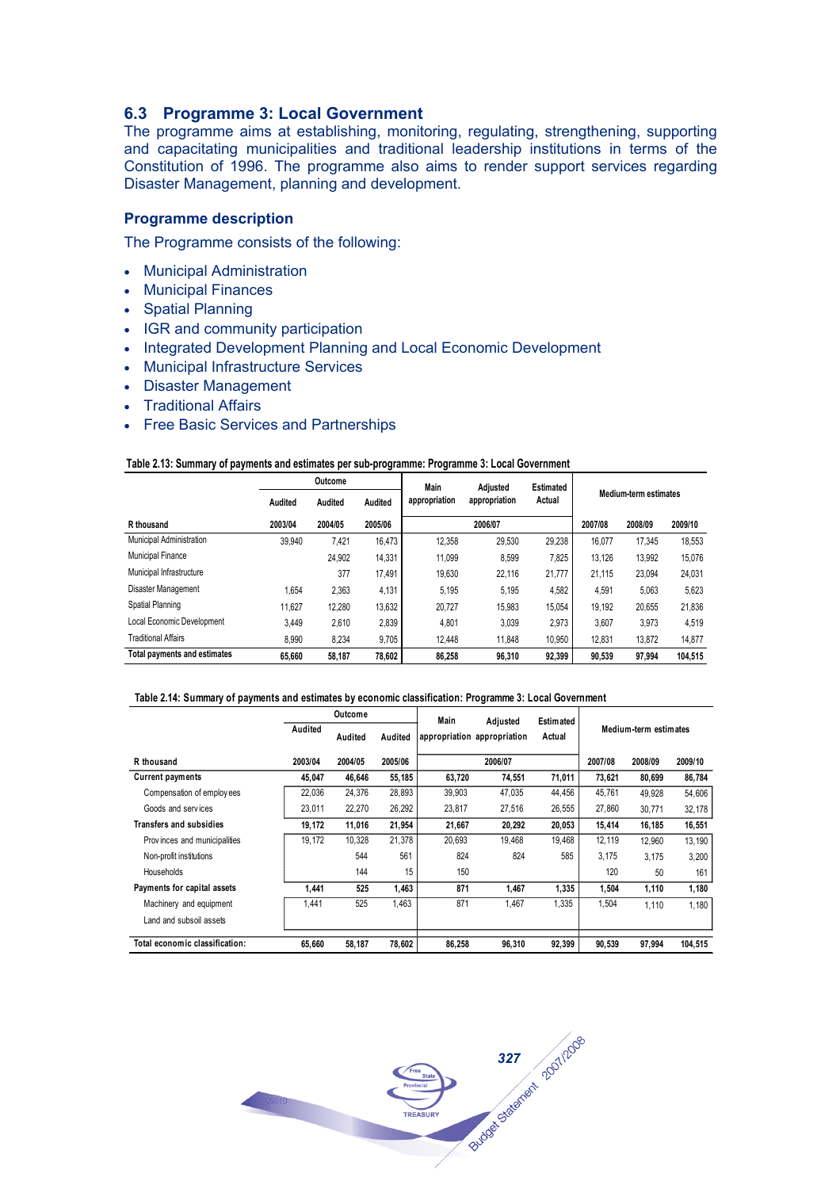## 6.3 Programme 3: Local Government

The programme aims at establishing, monitoring, regulating, strengthening, supporting and capacitating municipalities and traditional leadership institutions in terms of the Constitution of 1996. The programme also aims to render support services regarding Disaster Management, planning and development.

### Programme description

The Programme consists of the following:

- Municipal Administration
- Municipal Finances
- Spatial Planning
- IGR and community participation
- Integrated Development Planning and Local Economic Development
- Municipal Infrastructure Services
- Disaster Management
- Traditional Affairs
- Free Basic Services and Partnerships

**Table 2.13: Summary of payments and estimates per sub-programme: Programme 3: Local Government**

| | Outcome | | | Main appropriation | Adjusted appropriation | Estimated Actual | Medium-term estimates | | |
|---|---|---|---|---|---|---|---|---|---|
| | Audited | Audited | Audited | | | | | | |
| R thousand | 2003/04 | 2004/05 | 2005/06 | 2006/07 | | | 2007/08 | 2008/09 | 2009/10 |
| Municipal Administration | 39,940 | 7,421 | 16,473 | 12,358 | 29,530 | 29,238 | 16,077 | 17,345 | 18,553 |
| Municipal Finance | | 24,902 | 14,331 | 11,099 | 8,599 | 7,825 | 13,126 | 13,992 | 15,076 |
| Municipal Infrastructure | | 377 | 17,491 | 19,630 | 22,116 | 21,777 | 21,115 | 23,094 | 24,031 |
| Disaster Management | 1,654 | 2,363 | 4,131 | 5,195 | 5,195 | 4,582 | 4,591 | 5,063 | 5,623 |
| Spatial Planning | 11,627 | 12,280 | 13,632 | 20,727 | 15,983 | 15,054 | 19,192 | 20,655 | 21,836 |
| Local Economic Development | 3,449 | 2,610 | 2,839 | 4,801 | 3,039 | 2,973 | 3,607 | 3,973 | 4,519 |
| Traditional Affairs | 8,990 | 8,234 | 9,705 | 12,448 | 11,848 | 10,950 | 12,831 | 13,872 | 14,877 |
| **Total payments and estimates** | **65,660** | **58,187** | **78,602** | **86,258** | **96,310** | **92,399** | **90,539** | **97,994** | **104,515** |

**Table 2.14: Summary of payments and estimates by economic classification: Programme 3: Local Government**

| | Outcome | | | Main appropriation | Adjusted appropriation | Estimated Actual | Medium-term estimates | | |
|---|---|---|---|---|---|---|---|---|---|
| | Audited | Audited | Audited | | | | | | |
| R thousand | 2003/04 | 2004/05 | 2005/06 | 2006/07 | | | 2007/08 | 2008/09 | 2009/10 |
| **Current payments** | **45,047** | **46,646** | **55,185** | **63,720** | **74,551** | **71,011** | **73,621** | **80,699** | **86,784** |
| Compensation of employees | 22,036 | 24,376 | 28,893 | 39,903 | 47,035 | 44,456 | 45,761 | 49,928 | 54,606 |
| Goods and services | 23,011 | 22,270 | 26,292 | 23,817 | 27,516 | 26,555 | 27,860 | 30,771 | 32,178 |
| **Transfers and subsidies** | **19,172** | **11,016** | **21,954** | **21,667** | **20,292** | **20,053** | **15,414** | **16,185** | **16,551** |
| Provinces and municipalities | 19,172 | 10,328 | 21,378 | 20,693 | 19,468 | 19,468 | 12,119 | 12,960 | 13,190 |
| Non-profit institutions | | 544 | 561 | 824 | 824 | 585 | 3,175 | 3,175 | 3,200 |
| Households | | 144 | 15 | 150 | | | 120 | 50 | 161 |
| **Payments for capital assets** | **1,441** | **525** | **1,463** | **871** | **1,467** | **1,335** | **1,504** | **1,110** | **1,180** |
| Machinery and equipment | 1,441 | 525 | 1,463 | 871 | 1,467 | 1,335 | 1,504 | 1,110 | 1,180 |
| Land and subsoil assets | | | | | | | | | |
| **Total economic classification:** | **65,660** | **58,187** | **78,602** | **86,258** | **96,310** | **92,399** | **90,539** | **97,994** | **104,515** |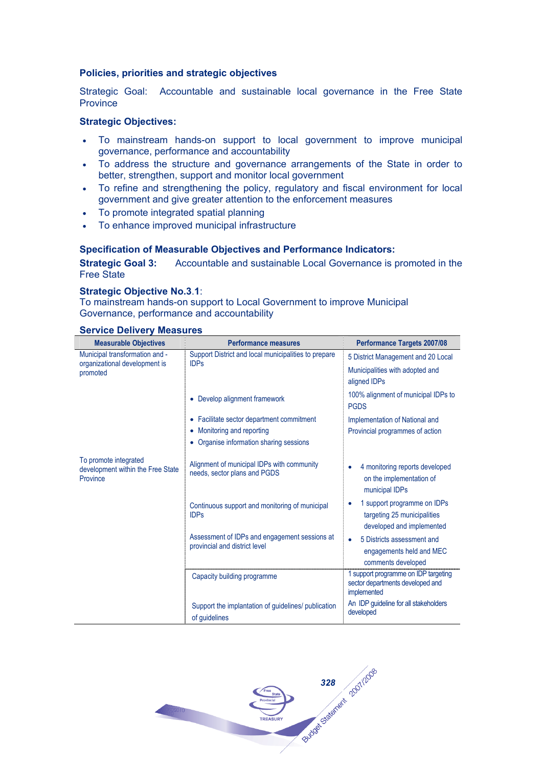### Policies, priorities and strategic objectives

Strategic Goal: Accountable and sustainable local governance in the Free State Province

### Strategic Objectives:

- To mainstream hands-on support to local government to improve municipal governance, performance and accountability
- To address the structure and governance arrangements of the State in order to better, strengthen, support and monitor local government
- To refine and strengthening the policy, regulatory and fiscal environment for local government and give greater attention to the enforcement measures
- To promote integrated spatial planning
- To enhance improved municipal infrastructure

### Specification of Measurable Objectives and Performance Indicators:

**Strategic Goal 3:** Accountable and sustainable Local Governance is promoted in the Free State

**Strategic Objective No.3.1**:
To mainstream hands-on support to Local Government to improve Municipal Governance, performance and accountability

### Service Delivery Measures

| Measurable Objectives | Performance measures | Performance Targets 2007/08 |
|---|---|---|
| Municipal transformation and - organizational development is promoted | Support District and local municipalities to prepare IDPs | 5 District Management and 20 Local Municipalities with adopted and aligned IDPs |
| | • Develop alignment framework | 100% alignment of municipal IDPs to PGDS |
| | • Facilitate sector department commitment<br>• Monitoring and reporting<br>• Organise information sharing sessions | Implementation of National and Provincial programmes of action |
| To promote integrated development within the Free State Province | Alignment of municipal IDPs with community needs, sector plans and PGDS | • 4 monitoring reports developed on the implementation of municipal IDPs |
| | Continuous support and monitoring of municipal IDPs | • 1 support programme on IDPs targeting 25 municipalities developed and implemented |
| | Assessment of IDPs and engagement sessions at provincial and district level | • 5 Districts assessment and engagements held and MEC comments developed |
| | Capacity building programme | 1 support programme on IDP targeting sector departments developed and implemented |
| | Support the implantation of guidelines/ publication of guidelines | An IDP guideline for all stakeholders developed |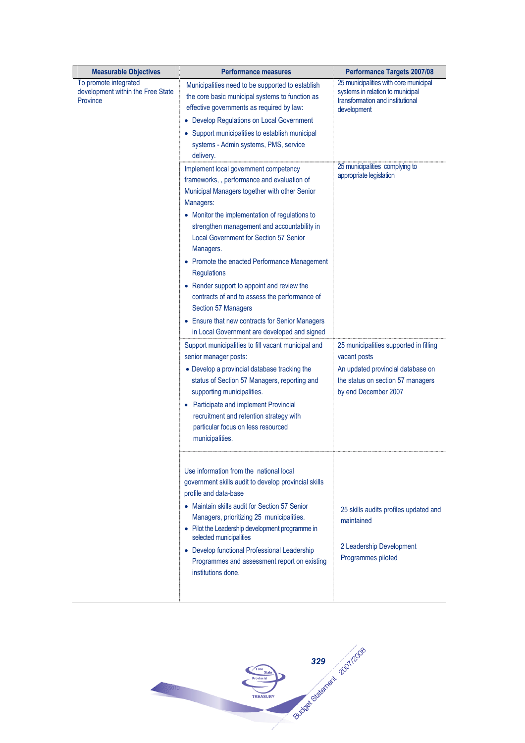| Measurable Objectives | Performance measures | Performance Targets 2007/08 |
|---|---|---|
| To promote integrated development within the Free State Province | Municipalities need to be supported to establish the core basic municipal systems to function as effective governments as required by law:<br>• Develop Regulations on Local Government<br>• Support municipalities to establish municipal systems - Admin systems, PMS, service delivery. | 25 municipalities with core municipal systems in relation to municipal transformation and institutional development |
| | Implement local government competency frameworks, , performance and evaluation of Municipal Managers together with other Senior Managers:<br>• Monitor the implementation of regulations to strengthen management and accountability in Local Government for Section 57 Senior Managers.<br>• Promote the enacted Performance Management Regulations<br>• Render support to appoint and review the contracts of and to assess the performance of Section 57 Managers<br>• Ensure that new contracts for Senior Managers in Local Government are developed and signed | 25 municipalities complying to appropriate legislation |
| | Support municipalities to fill vacant municipal and senior manager posts:<br>• Develop a provincial database tracking the status of Section 57 Managers, reporting and supporting municipalities. | 25 municipalities supported in filling vacant posts<br>An updated provincial database on the status on section 57 managers by end December 2007 |
| | • Participate and implement Provincial recruitment and retention strategy with particular focus on less resourced municipalities. | |
| | Use information from the national local government skills audit to develop provincial skills profile and data-base<br>• Maintain skills audit for Section 57 Senior Managers, prioritizing 25 municipalities.<br>• Pilot the Leadership development programme in selected municipalities<br>• Develop functional Professional Leadership Programmes and assessment report on existing institutions done. | 25 skills audits profiles updated and maintained<br><br>2 Leadership Development Programmes piloted |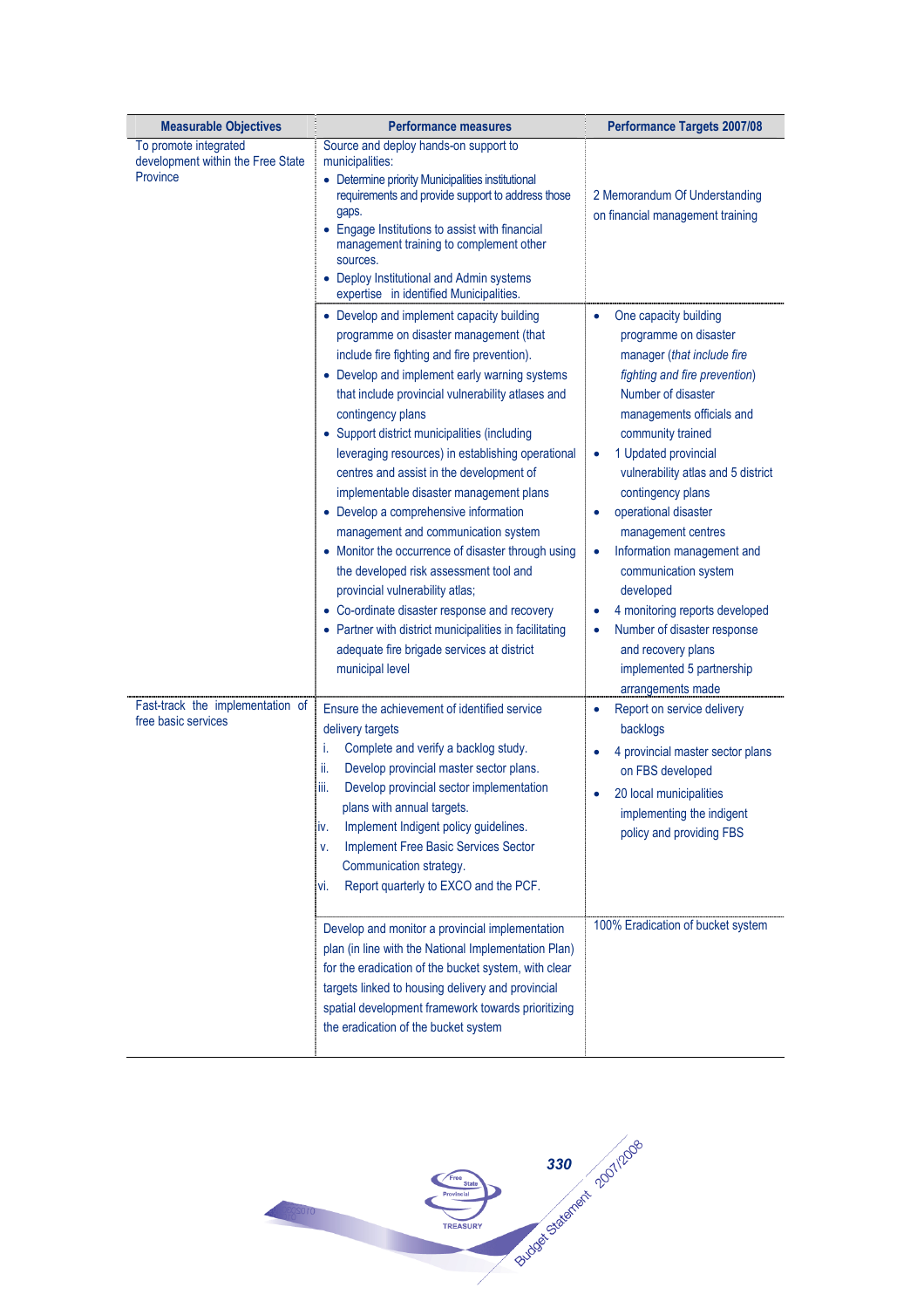| Measurable Objectives | Performance measures | Performance Targets 2007/08 |
|---|---|---|
| To promote integrated development within the Free State Province | Source and deploy hands-on support to municipalities:<br>• Determine priority Municipalities institutional requirements and provide support to address those gaps.<br>• Engage Institutions to assist with financial management training to complement other sources.<br>• Deploy Institutional and Admin systems expertise in identified Municipalities. | 2 Memorandum Of Understanding on financial management training |
| | • Develop and implement capacity building programme on disaster management (that include fire fighting and fire prevention).<br>• Develop and implement early warning systems that include provincial vulnerability atlases and contingency plans<br>• Support district municipalities (including leveraging resources) in establishing operational centres and assist in the development of implementable disaster management plans<br>• Develop a comprehensive information management and communication system<br>• Monitor the occurrence of disaster through using the developed risk assessment tool and provincial vulnerability atlas;<br>• Co-ordinate disaster response and recovery<br>• Partner with district municipalities in facilitating adequate fire brigade services at district municipal level | • One capacity building programme on disaster manager (*that include fire fighting and fire prevention*) Number of disaster managements officials and community trained<br>• 1 Updated provincial vulnerability atlas and 5 district contingency plans<br>• operational disaster management centres<br>• Information management and communication system developed<br>• 4 monitoring reports developed<br>• Number of disaster response and recovery plans implemented 5 partnership arrangements made |
| Fast-track the implementation of free basic services | Ensure the achievement of identified service delivery targets<br>i. Complete and verify a backlog study.<br>ii. Develop provincial master sector plans.<br>iii. Develop provincial sector implementation plans with annual targets.<br>iv. Implement Indigent policy guidelines.<br>v. Implement Free Basic Services Sector Communication strategy.<br>vi. Report quarterly to EXCO and the PCF. | • Report on service delivery backlogs<br>• 4 provincial master sector plans on FBS developed<br>• 20 local municipalities implementing the indigent policy and providing FBS |
| | Develop and monitor a provincial implementation plan (in line with the National Implementation Plan) for the eradication of the bucket system, with clear targets linked to housing delivery and provincial spatial development framework towards prioritizing the eradication of the bucket system | 100% Eradication of bucket system |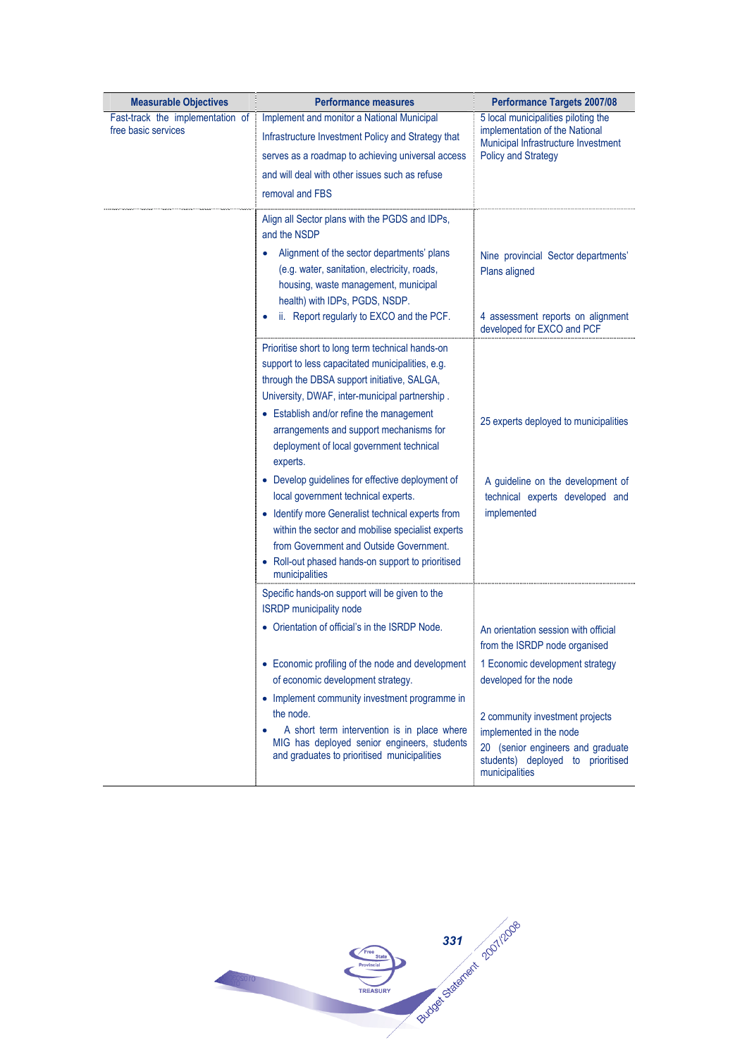| Measurable Objectives | Performance measures | Performance Targets 2007/08 |
|---|---|---|
| Fast-track the implementation of free basic services | Implement and monitor a National Municipal Infrastructure Investment Policy and Strategy that serves as a roadmap to achieving universal access and will deal with other issues such as refuse removal and FBS | 5 local municipalities piloting the implementation of the National Municipal Infrastructure Investment Policy and Strategy |
| | Align all Sector plans with the PGDS and IDPs, and the NSDP<br>• Alignment of the sector departments' plans (e.g. water, sanitation, electricity, roads, housing, waste management, municipal health) with IDPs, PGDS, NSDP.<br>• ii. Report regularly to EXCO and the PCF. | Nine provincial Sector departments' Plans aligned<br><br>4 assessment reports on alignment developed for EXCO and PCF |
| | Prioritise short to long term technical hands-on support to less capacitated municipalities, e.g. through the DBSA support initiative, SALGA, University, DWAF, inter-municipal partnership .<br>• Establish and/or refine the management arrangements and support mechanisms for deployment of local government technical experts.<br>• Develop guidelines for effective deployment of local government technical experts.<br>• Identify more Generalist technical experts from within the sector and mobilise specialist experts from Government and Outside Government.<br>• Roll-out phased hands-on support to prioritised municipalities | 25 experts deployed to municipalities<br><br>A guideline on the development of technical experts developed and implemented |
| | Specific hands-on support will be given to the ISRDP municipality node<br>• Orientation of official's in the ISRDP Node.<br>• Economic profiling of the node and development of economic development strategy.<br>• Implement community investment programme in the node.<br>• A short term intervention is in place where MIG has deployed senior engineers, students and graduates to prioritised municipalities | An orientation session with official from the ISRDP node organised<br><br>1 Economic development strategy developed for the node<br><br>2 community investment projects implemented in the node<br><br>20 (senior engineers and graduate students) deployed to prioritised municipalities |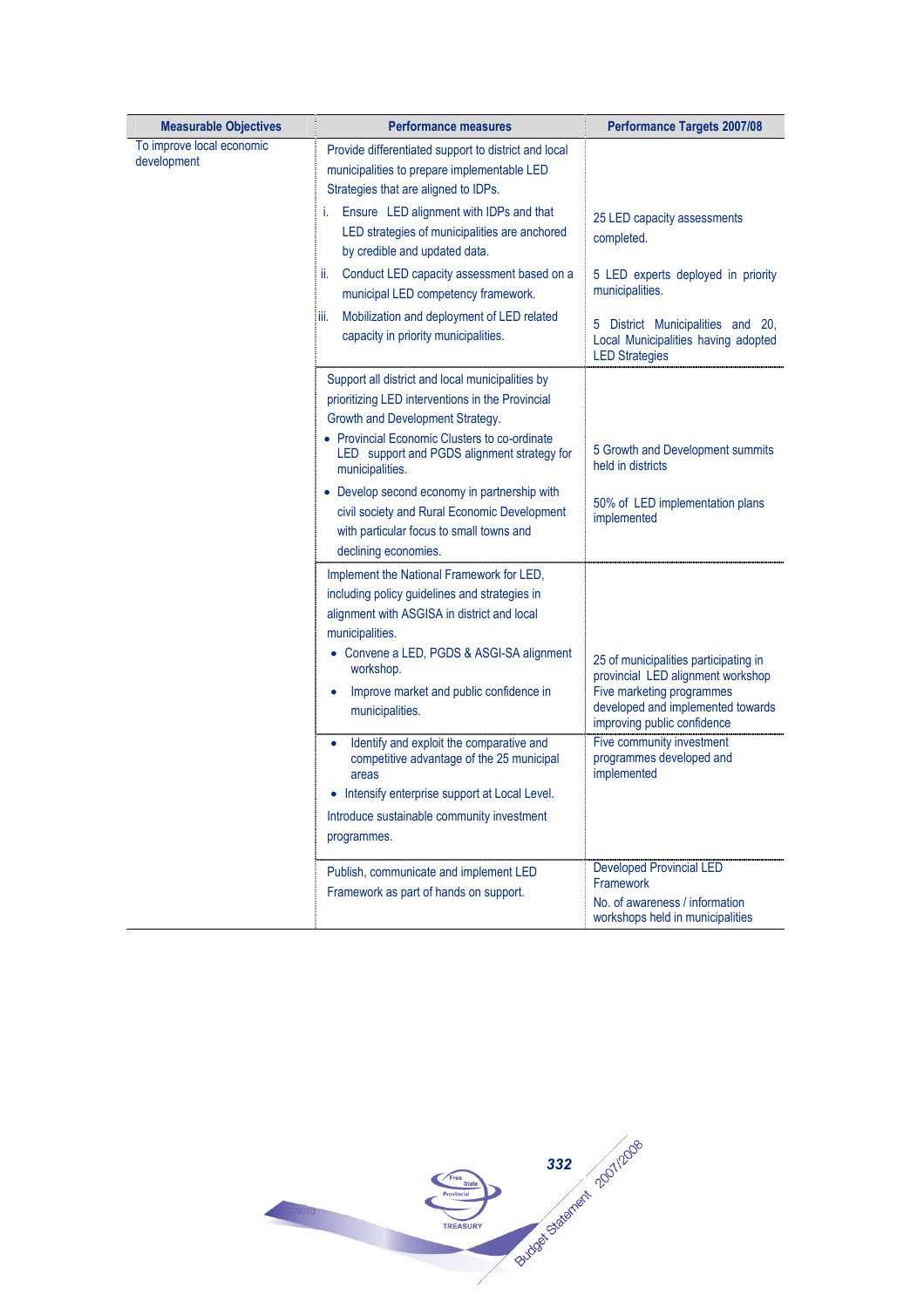| Measurable Objectives | Performance measures | Performance Targets 2007/08 |
|---|---|---|
| To improve local economic development | Provide differentiated support to district and local municipalities to prepare implementable LED Strategies that are aligned to IDPs.<br>i. Ensure LED alignment with IDPs and that LED strategies of municipalities are anchored by credible and updated data.<br>ii. Conduct LED capacity assessment based on a municipal LED competency framework.<br>iii. Mobilization and deployment of LED related capacity in priority municipalities. | 25 LED capacity assessments completed.<br>5 LED experts deployed in priority municipalities.<br>5 District Municipalities and 20, Local Municipalities having adopted LED Strategies |
| | Support all district and local municipalities by prioritizing LED interventions in the Provincial Growth and Development Strategy.<br>• Provincial Economic Clusters to co-ordinate LED support and PGDS alignment strategy for municipalities.<br>• Develop second economy in partnership with civil society and Rural Economic Development with particular focus to small towns and declining economies. | 5 Growth and Development summits held in districts<br>50% of LED implementation plans implemented |
| | Implement the National Framework for LED, including policy guidelines and strategies in alignment with ASGISA in district and local municipalities.<br>• Convene a LED, PGDS & ASGI-SA alignment workshop.<br>• Improve market and public confidence in municipalities. | 25 of municipalities participating in provincial LED alignment workshop<br>Five marketing programmes developed and implemented towards improving public confidence |
| | • Identify and exploit the comparative and competitive advantage of the 25 municipal areas<br>• Intensify enterprise support at Local Level.<br>Introduce sustainable community investment programmes. | Five community investment programmes developed and implemented |
| | Publish, communicate and implement LED Framework as part of hands on support. | Developed Provincial LED Framework<br>No. of awareness / information workshops held in municipalities |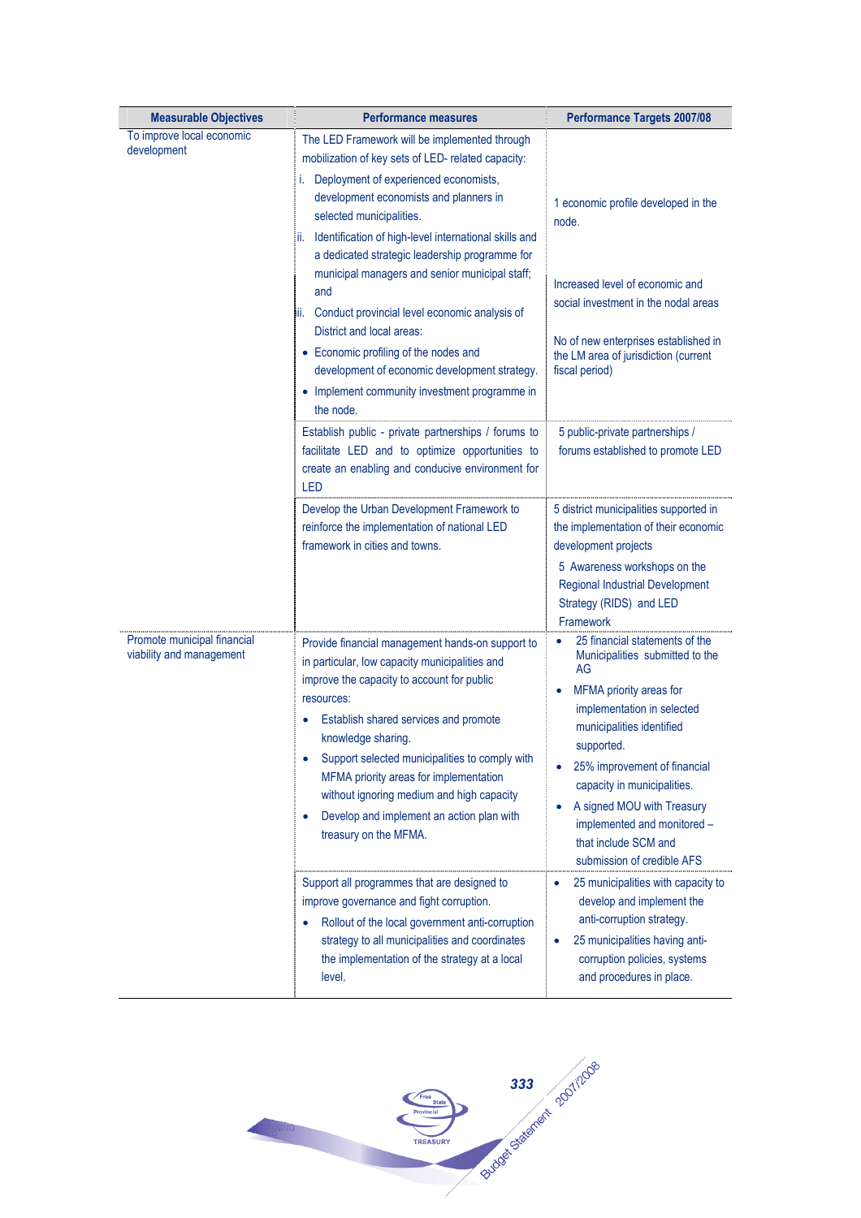| Measurable Objectives | Performance measures | Performance Targets 2007/08 |
|---|---|---|
| To improve local economic development | The LED Framework will be implemented through mobilization of key sets of LED- related capacity:<br>i. Deployment of experienced economists, development economists and planners in selected municipalities.<br>ii. Identification of high-level international skills and a dedicated strategic leadership programme for municipal managers and senior municipal staff; and<br>iii. Conduct provincial level economic analysis of District and local areas:<br>• Economic profiling of the nodes and development of economic development strategy.<br>• Implement community investment programme in the node. | 1 economic profile developed in the node.<br><br>Increased level of economic and social investment in the nodal areas<br><br>No of new enterprises established in the LM area of jurisdiction (current fiscal period) |
| | Establish public - private partnerships / forums to facilitate LED and to optimize opportunities to create an enabling and conducive environment for LED | 5 public-private partnerships / forums established to promote LED |
| | Develop the Urban Development Framework to reinforce the implementation of national LED framework in cities and towns. | 5 district municipalities supported in the implementation of their economic development projects<br><br>5 Awareness workshops on the Regional Industrial Development Strategy (RIDS) and LED Framework |
| Promote municipal financial viability and management | Provide financial management hands-on support to in particular, low capacity municipalities and improve the capacity to account for public resources:<br>• Establish shared services and promote knowledge sharing.<br>• Support selected municipalities to comply with MFMA priority areas for implementation without ignoring medium and high capacity<br>• Develop and implement an action plan with treasury on the MFMA. | • 25 financial statements of the Municipalities submitted to the AG<br>• MFMA priority areas for implementation in selected municipalities identified supported.<br>• 25% improvement of financial capacity in municipalities.<br>• A signed MOU with Treasury implemented and monitored – that include SCM and submission of credible AFS |
| | Support all programmes that are designed to improve governance and fight corruption.<br>• Rollout of the local government anti-corruption strategy to all municipalities and coordinates the implementation of the strategy at a local level. | • 25 municipalities with capacity to develop and implement the anti-corruption strategy.<br>• 25 municipalities having anti-corruption policies, systems and procedures in place. |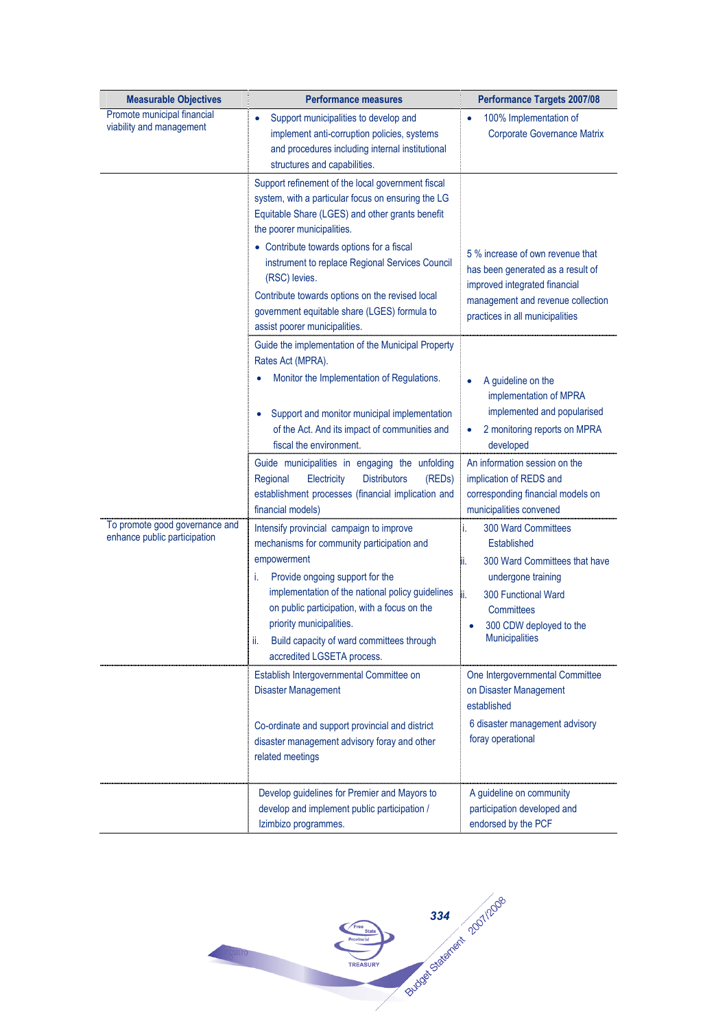| Measurable Objectives | Performance measures | Performance Targets 2007/08 |
|---|---|---|
| Promote municipal financial viability and management | • Support municipalities to develop and implement anti-corruption policies, systems and procedures including internal institutional structures and capabilities. | • 100% Implementation of Corporate Governance Matrix |
| | Support refinement of the local government fiscal system, with a particular focus on ensuring the LG Equitable Share (LGES) and other grants benefit the poorer municipalities.<br>• Contribute towards options for a fiscal instrument to replace Regional Services Council (RSC) levies.<br>Contribute towards options on the revised local government equitable share (LGES) formula to assist poorer municipalities. | 5 % increase of own revenue that has been generated as a result of improved integrated financial management and revenue collection practices in all municipalities |
| | Guide the implementation of the Municipal Property Rates Act (MPRA).<br>• Monitor the Implementation of Regulations.<br>• Support and monitor municipal implementation of the Act. And its impact of communities and fiscal the environment. | • A guideline on the implementation of MPRA implemented and popularised<br>• 2 monitoring reports on MPRA developed |
| | Guide municipalities in engaging the unfolding Regional Electricity Distributors (REDs) establishment processes (financial implication and financial models) | An information session on the implication of REDS and corresponding financial models on municipalities convened |
| To promote good governance and enhance public participation | Intensify provincial campaign to improve mechanisms for community participation and empowerment<br>i. Provide ongoing support for the implementation of the national policy guidelines on public participation, with a focus on the priority municipalities.<br>ii. Build capacity of ward committees through accredited LGSETA process. | i. 300 Ward Committees Established<br>ii. 300 Ward Committees that have undergone training<br>iii. 300 Functional Ward Committees<br>• 300 CDW deployed to the Municipalities |
| | Establish Intergovernmental Committee on Disaster Management<br><br>Co-ordinate and support provincial and district disaster management advisory foray and other related meetings | One Intergovernmental Committee on Disaster Management established<br><br>6 disaster management advisory foray operational |
| | Develop guidelines for Premier and Mayors to develop and implement public participation / Izimbizo programmes. | A guideline on community participation developed and endorsed by the PCF |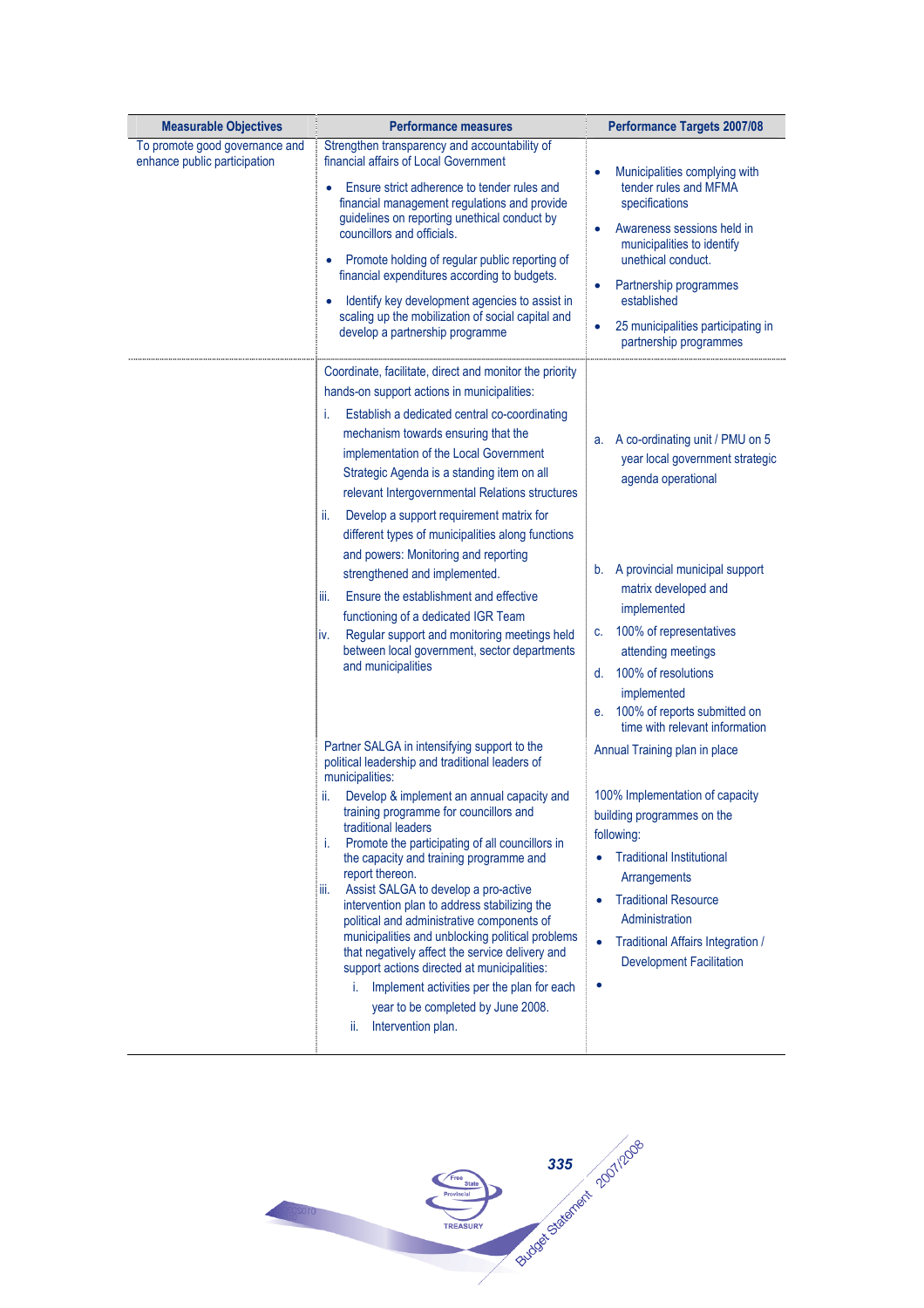| Measurable Objectives | Performance measures | Performance Targets 2007/08 |
|---|---|---|
| To promote good governance and enhance public participation | Strengthen transparency and accountability of financial affairs of Local Government<br>• Ensure strict adherence to tender rules and financial management regulations and provide guidelines on reporting unethical conduct by councillors and officials.<br>• Promote holding of regular public reporting of financial expenditures according to budgets.<br>• Identify key development agencies to assist in scaling up the mobilization of social capital and develop a partnership programme | • Municipalities complying with tender rules and MFMA specifications<br>• Awareness sessions held in municipalities to identify unethical conduct.<br>• Partnership programmes established<br>• 25 municipalities participating in partnership programmes |
| | Coordinate, facilitate, direct and monitor the priority hands-on support actions in municipalities:<br>i. Establish a dedicated central co-coordinating mechanism towards ensuring that the implementation of the Local Government Strategic Agenda is a standing item on all relevant Intergovernmental Relations structures<br>ii. Develop a support requirement matrix for different types of municipalities along functions and powers: Monitoring and reporting strengthened and implemented.<br>iii. Ensure the establishment and effective functioning of a dedicated IGR Team<br>iv. Regular support and monitoring meetings held between local government, sector departments and municipalities | a. A co-ordinating unit / PMU on 5 year local government strategic agenda operational<br>b. A provincial municipal support matrix developed and implemented<br>c. 100% of representatives attending meetings<br>d. 100% of resolutions implemented<br>e. 100% of reports submitted on time with relevant information |
| | Partner SALGA in intensifying support to the political leadership and traditional leaders of municipalities:<br>ii. Develop & implement an annual capacity and training programme for councillors and traditional leaders<br>i. Promote the participating of all councillors in the capacity and training programme and report thereon.<br>iii. Assist SALGA to develop a pro-active intervention plan to address stabilizing the political and administrative components of municipalities and unblocking political problems that negatively affect the service delivery and support actions directed at municipalities:<br>i. Implement activities per the plan for each year to be completed by June 2008.<br>ii. Intervention plan. | Annual Training plan in place<br>100% Implementation of capacity building programmes on the following:<br>• Traditional Institutional Arrangements<br>• Traditional Resource Administration<br>• Traditional Affairs Integration / Development Facilitation<br>• |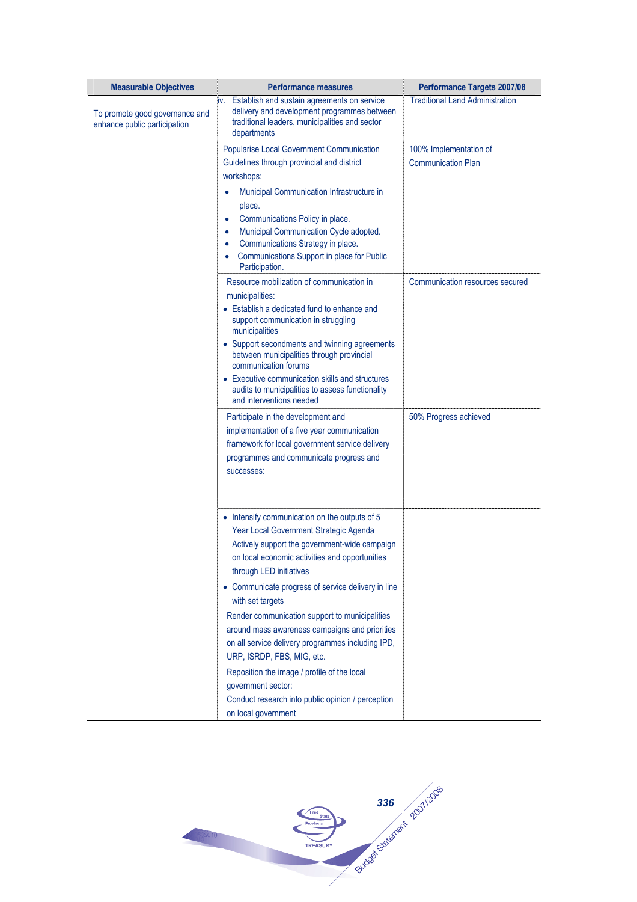| Measurable Objectives | Performance measures | Performance Targets 2007/08 |
|---|---|---|
| To promote good governance and enhance public participation | iv. Establish and sustain agreements on service delivery and development programmes between traditional leaders, municipalities and sector departments | Traditional Land Administration |
| | Popularise Local Government Communication Guidelines through provincial and district workshops:<br>• Municipal Communication Infrastructure in place.<br>• Communications Policy in place.<br>• Municipal Communication Cycle adopted.<br>• Communications Strategy in place.<br>• Communications Support in place for Public Participation. | 100% Implementation of Communication Plan |
| | Resource mobilization of communication in municipalities:<br>• Establish a dedicated fund to enhance and support communication in struggling municipalities<br>• Support secondments and twinning agreements between municipalities through provincial communication forums<br>• Executive communication skills and structures audits to municipalities to assess functionality and interventions needed | Communication resources secured |
| | Participate in the development and implementation of a five year communication framework for local government service delivery programmes and communicate progress and successes: | 50% Progress achieved |
| | • Intensify communication on the outputs of 5 Year Local Government Strategic Agenda Actively support the government-wide campaign on local economic activities and opportunities through LED initiatives<br>• Communicate progress of service delivery in line with set targets<br>Render communication support to municipalities around mass awareness campaigns and priorities on all service delivery programmes including IPD, URP, ISRDP, FBS, MIG, etc.<br>Reposition the image / profile of the local government sector:<br>Conduct research into public opinion / perception on local government | |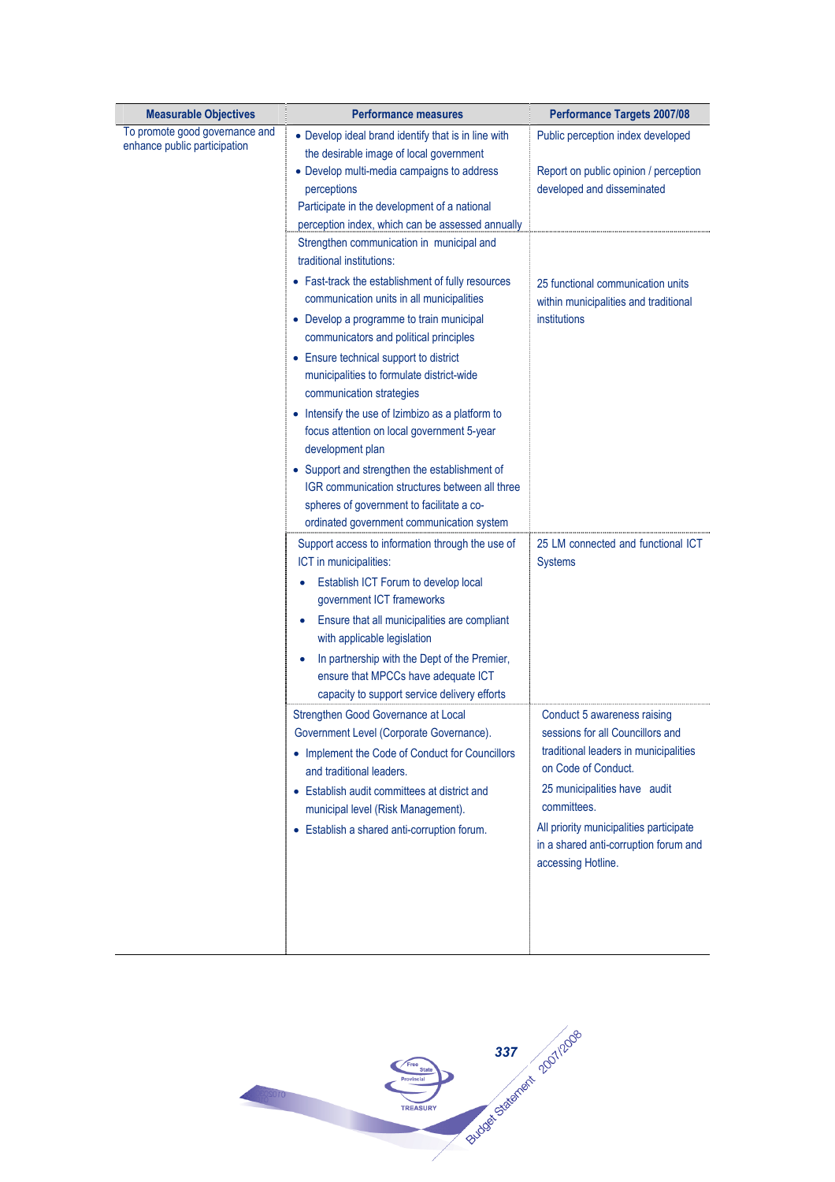| Measurable Objectives | Performance measures | Performance Targets 2007/08 |
|---|---|---|
| To promote good governance and enhance public participation | • Develop ideal brand identify that is in line with the desirable image of local government<br>• Develop multi-media campaigns to address perceptions<br>Participate in the development of a national perception index, which can be assessed annually | Public perception index developed<br><br>Report on public opinion / perception developed and disseminated |
| | Strengthen communication in municipal and traditional institutions:<br>• Fast-track the establishment of fully resources communication units in all municipalities<br>• Develop a programme to train municipal communicators and political principles<br>• Ensure technical support to district municipalities to formulate district-wide communication strategies<br>• Intensify the use of Izimbizo as a platform to focus attention on local government 5-year development plan<br>• Support and strengthen the establishment of IGR communication structures between all three spheres of government to facilitate a co-ordinated government communication system | 25 functional communication units within municipalities and traditional institutions |
| | Support access to information through the use of ICT in municipalities:<br>• Establish ICT Forum to develop local government ICT frameworks<br>• Ensure that all municipalities are compliant with applicable legislation<br>• In partnership with the Dept of the Premier, ensure that MPCCs have adequate ICT capacity to support service delivery efforts | 25 LM connected and functional ICT Systems |
| | Strengthen Good Governance at Local Government Level (Corporate Governance).<br>• Implement the Code of Conduct for Councillors and traditional leaders.<br>• Establish audit committees at district and municipal level (Risk Management).<br>• Establish a shared anti-corruption forum. | Conduct 5 awareness raising sessions for all Councillors and traditional leaders in municipalities on Code of Conduct.<br>25 municipalities have audit committees.<br>All priority municipalities participate in a shared anti-corruption forum and accessing Hotline. |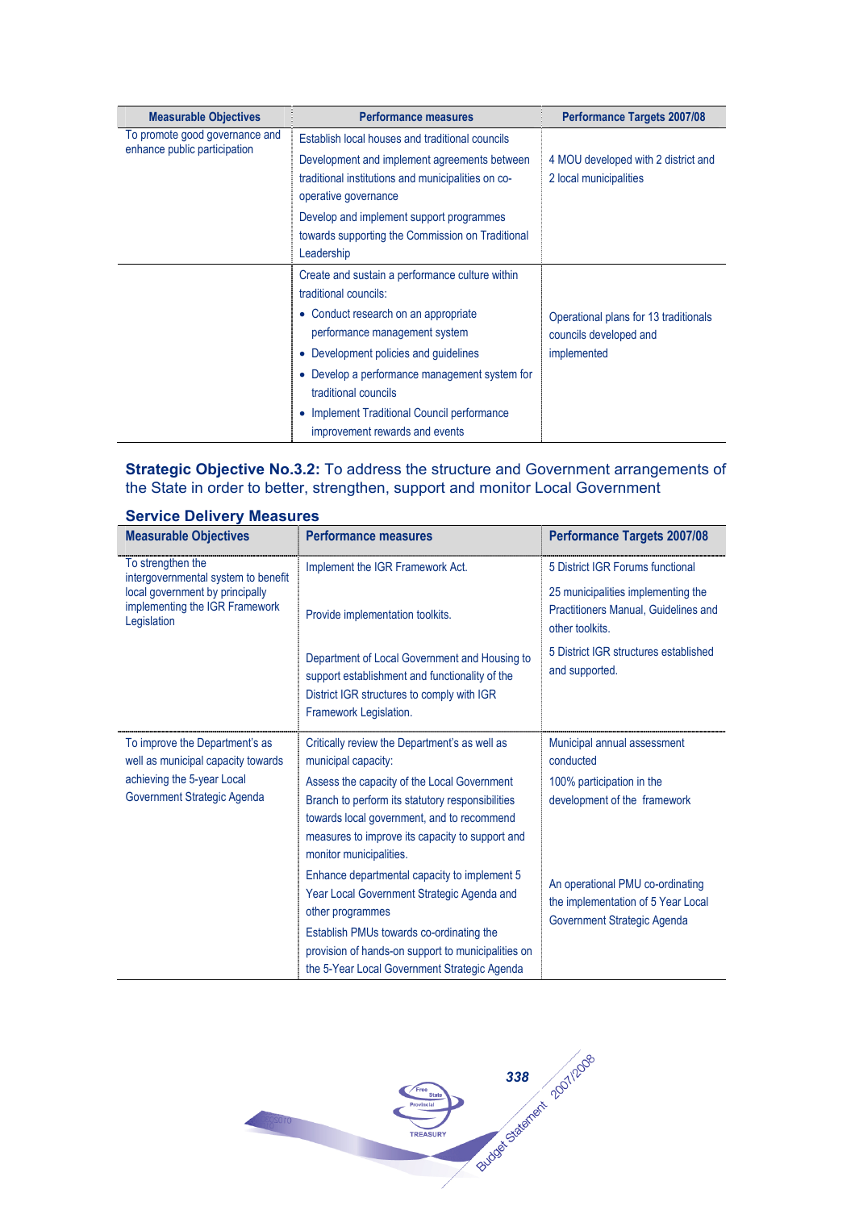| Measurable Objectives | Performance measures | Performance Targets 2007/08 |
|---|---|---|
| To promote good governance and enhance public participation | Establish local houses and traditional councils<br>Development and implement agreements between traditional institutions and municipalities on co-operative governance<br>Develop and implement support programmes towards supporting the Commission on Traditional Leadership | 4 MOU developed with 2 district and 2 local municipalities |
| | Create and sustain a performance culture within traditional councils:<br>• Conduct research on an appropriate performance management system<br>• Development policies and guidelines<br>• Develop a performance management system for traditional councils<br>• Implement Traditional Council performance improvement rewards and events | Operational plans for 13 traditionals councils developed and implemented |

**Strategic Objective No.3.2:** To address the structure and Government arrangements of the State in order to better, strengthen, support and monitor Local Government

## Service Delivery Measures

| Measurable Objectives | Performance measures | Performance Targets 2007/08 |
|---|---|---|
| To strengthen the intergovernmental system to benefit local government by principally implementing the IGR Framework Legislation | Implement the IGR Framework Act.<br>Provide implementation toolkits.<br>Department of Local Government and Housing to support establishment and functionality of the District IGR structures to comply with IGR Framework Legislation. | 5 District IGR Forums functional<br>25 municipalities implementing the Practitioners Manual, Guidelines and other toolkits.<br>5 District IGR structures established and supported. |
| To improve the Department's as well as municipal capacity towards achieving the 5-year Local Government Strategic Agenda | Critically review the Department's as well as municipal capacity:<br>Assess the capacity of the Local Government Branch to perform its statutory responsibilities towards local government, and to recommend measures to improve its capacity to support and monitor municipalities.<br>Enhance departmental capacity to implement 5 Year Local Government Strategic Agenda and other programmes<br>Establish PMUs towards co-ordinating the provision of hands-on support to municipalities on the 5-Year Local Government Strategic Agenda | Municipal annual assessment conducted<br>100% participation in the development of the framework<br>An operational PMU co-ordinating the implementation of 5 Year Local Government Strategic Agenda |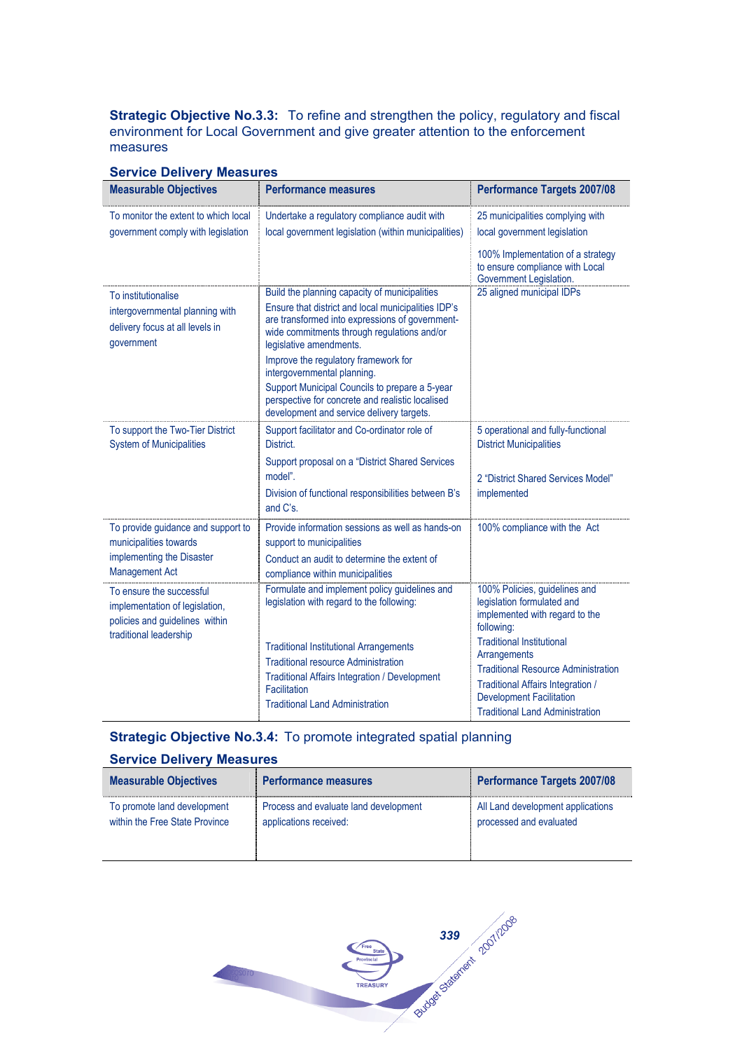**Strategic Objective No.3.3:** To refine and strengthen the policy, regulatory and fiscal environment for Local Government and give greater attention to the enforcement measures

### Service Delivery Measures

| Measurable Objectives | Performance measures | Performance Targets 2007/08 |
|---|---|---|
| To monitor the extent to which local government comply with legislation | Undertake a regulatory compliance audit with local government legislation (within municipalities) | 25 municipalities complying with local government legislation<br><br>100% Implementation of a strategy to ensure compliance with Local Government Legislation. |
| To institutionalise intergovernmental planning with delivery focus at all levels in government | Build the planning capacity of municipalities<br>Ensure that district and local municipalities IDP's are transformed into expressions of government-wide commitments through regulations and/or legislative amendments.<br>Improve the regulatory framework for intergovernmental planning.<br>Support Municipal Councils to prepare a 5-year perspective for concrete and realistic localised development and service delivery targets. | 25 aligned municipal IDPs |
| To support the Two-Tier District System of Municipalities | Support facilitator and Co-ordinator role of District.<br>Support proposal on a "District Shared Services model".<br>Division of functional responsibilities between B's and C's. | 5 operational and fully-functional District Municipalities<br><br>2 "District Shared Services Model" implemented |
| To provide guidance and support to municipalities towards implementing the Disaster Management Act | Provide information sessions as well as hands-on support to municipalities<br>Conduct an audit to determine the extent of compliance within municipalities | 100% compliance with the Act |
| To ensure the successful implementation of legislation, policies and guidelines within traditional leadership | Formulate and implement policy guidelines and legislation with regard to the following:<br><br>Traditional Institutional Arrangements<br>Traditional resource Administration<br>Traditional Affairs Integration / Development Facilitation<br>Traditional Land Administration | 100% Policies, guidelines and legislation formulated and implemented with regard to the following:<br>Traditional Institutional Arrangements<br>Traditional Resource Administration<br>Traditional Affairs Integration / Development Facilitation<br>Traditional Land Administration |

**Strategic Objective No.3.4:** To promote integrated spatial planning

### Service Delivery Measures

| Measurable Objectives | Performance measures | Performance Targets 2007/08 |
|---|---|---|
| To promote land development within the Free State Province | Process and evaluate land development applications received: | All Land development applications processed and evaluated |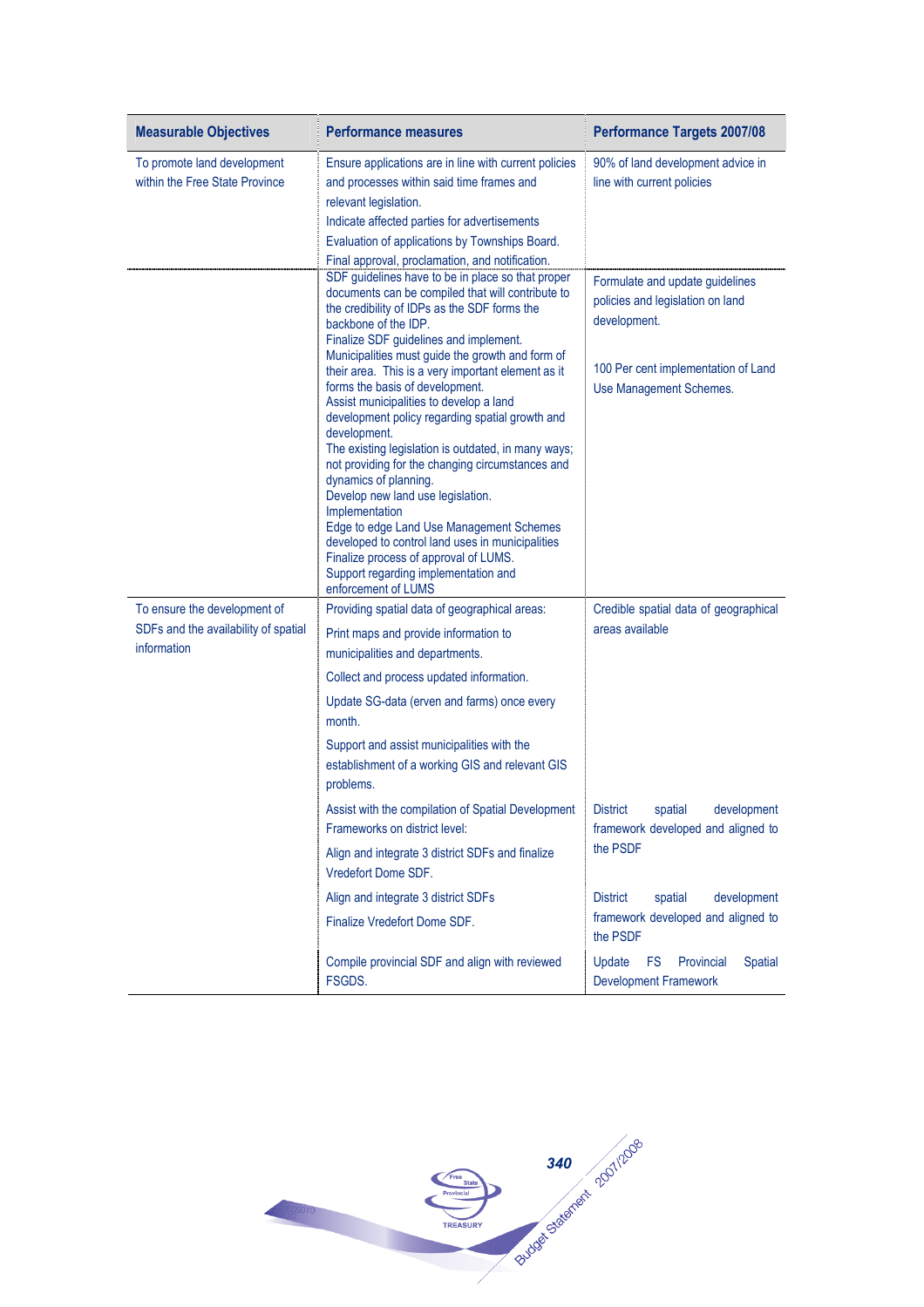| Measurable Objectives | Performance measures | Performance Targets 2007/08 |
|---|---|---|
| To promote land development within the Free State Province | Ensure applications are in line with current policies and processes within said time frames and relevant legislation.<br>Indicate affected parties for advertisements<br>Evaluation of applications by Townships Board.<br>Final approval, proclamation, and notification. | 90% of land development advice in line with current policies |
| | SDF guidelines have to be in place so that proper documents can be compiled that will contribute to the credibility of IDPs as the SDF forms the backbone of the IDP.<br>Finalize SDF guidelines and implement.<br>Municipalities must guide the growth and form of their area. This is a very important element as it forms the basis of development.<br>Assist municipalities to develop a land development policy regarding spatial growth and development.<br>The existing legislation is outdated, in many ways; not providing for the changing circumstances and dynamics of planning.<br>Develop new land use legislation.<br>Implementation<br>Edge to edge Land Use Management Schemes developed to control land uses in municipalities<br>Finalize process of approval of LUMS.<br>Support regarding implementation and enforcement of LUMS | Formulate and update guidelines policies and legislation on land development.<br><br>100 Per cent implementation of Land Use Management Schemes. |
| To ensure the development of SDFs and the availability of spatial information | Providing spatial data of geographical areas:<br>Print maps and provide information to municipalities and departments.<br>Collect and process updated information.<br>Update SG-data (erven and farms) once every month.<br>Support and assist municipalities with the establishment of a working GIS and relevant GIS problems. | Credible spatial data of geographical areas available |
| | Assist with the compilation of Spatial Development Frameworks on district level:<br>Align and integrate 3 district SDFs and finalize Vredefort Dome SDF. | District spatial development framework developed and aligned to the PSDF |
| | Align and integrate 3 district SDFs<br>Finalize Vredefort Dome SDF. | District spatial development framework developed and aligned to the PSDF |
| | Compile provincial SDF and align with reviewed FSGDS. | Update FS Provincial Spatial Development Framework |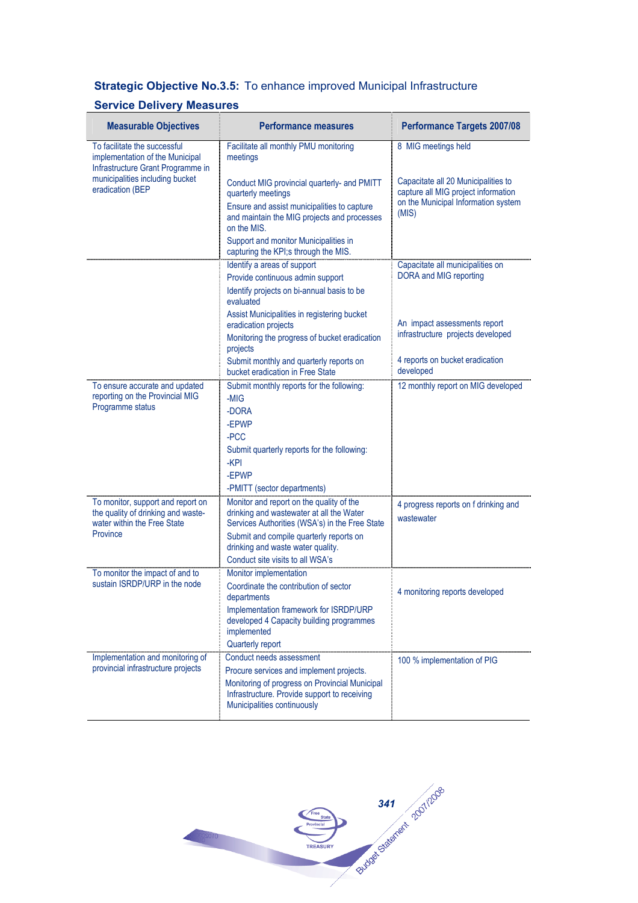**Strategic Objective No.3.5:** To enhance improved Municipal Infrastructure

### Service Delivery Measures

| Measurable Objectives | Performance measures | Performance Targets 2007/08 |
|---|---|---|
| To facilitate the successful implementation of the Municipal Infrastructure Grant Programme in municipalities including bucket eradication (BEP | Facilitate all monthly PMU monitoring meetings<br><br>Conduct MIG provincial quarterly- and PMITT quarterly meetings<br>Ensure and assist municipalities to capture and maintain the MIG projects and processes on the MIS.<br>Support and monitor Municipalities in capturing the KPI;s through the MIS. | 8 MIG meetings held<br><br>Capacitate all 20 Municipalities to capture all MIG project information on the Municipal Information system (MIS) |
| | Identify a areas of support<br>Provide continuous admin support<br>Identify projects on bi-annual basis to be evaluated<br>Assist Municipalities in registering bucket eradication projects<br>Monitoring the progress of bucket eradication projects<br>Submit monthly and quarterly reports on bucket eradication in Free State | Capacitate all municipalities on DORA and MIG reporting<br><br>An impact assessments report infrastructure projects developed<br><br>4 reports on bucket eradication developed |
| To ensure accurate and updated reporting on the Provincial MIG Programme status | Submit monthly reports for the following:<br>-MIG<br>-DORA<br>-EPWP<br>-PCC<br>Submit quarterly reports for the following:<br>-KPI<br>-EPWP<br>-PMITT (sector departments) | 12 monthly report on MIG developed |
| To monitor, support and report on the quality of drinking and waste-water within the Free State Province | Monitor and report on the quality of the drinking and wastewater at all the Water Services Authorities (WSA's) in the Free State<br>Submit and compile quarterly reports on drinking and waste water quality.<br>Conduct site visits to all WSA's | 4 progress reports on f drinking and wastewater |
| To monitor the impact of and to sustain ISRDP/URP in the node | Monitor implementation<br>Coordinate the contribution of sector departments<br>Implementation framework for ISRDP/URP developed 4 Capacity building programmes implemented<br>Quarterly report | 4 monitoring reports developed |
| Implementation and monitoring of provincial infrastructure projects | Conduct needs assessment<br>Procure services and implement projects.<br>Monitoring of progress on Provincial Municipal Infrastructure. Provide support to receiving Municipalities continuously | 100 % implementation of PIG |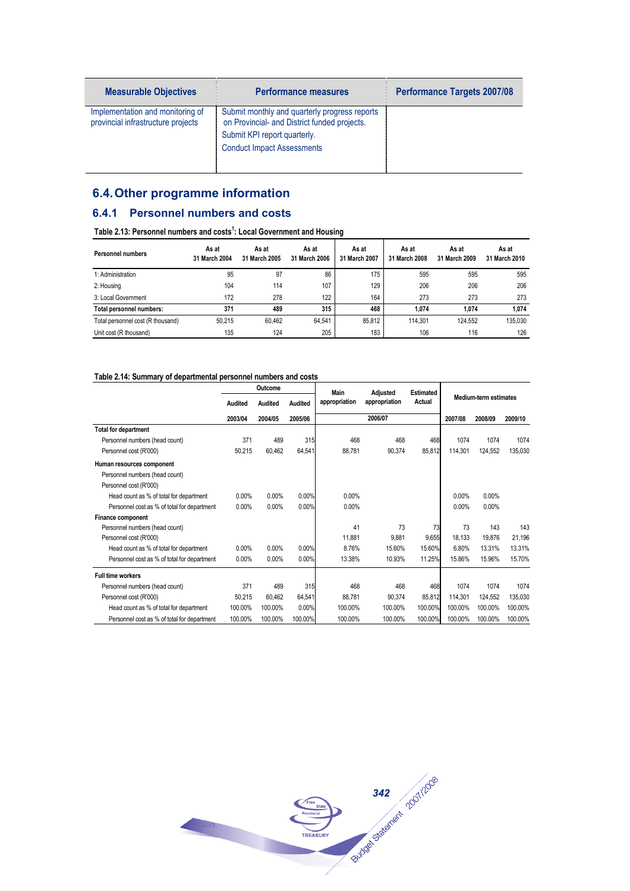| Measurable Objectives | Performance measures | Performance Targets 2007/08 |
|---|---|---|
| Implementation and monitoring of provincial infrastructure projects | Submit monthly and quarterly progress reports on Provincial- and District funded projects.<br>Submit KPI report quarterly.<br>Conduct Impact Assessments | |

## 6.4. Other programme information

### 6.4.1 Personnel numbers and costs

**Table 2.13: Personnel numbers and costs[1]: Local Government and Housing**

| Personnel numbers | As at 31 March 2004 | As at 31 March 2005 | As at 31 March 2006 | As at 31 March 2007 | As at 31 March 2008 | As at 31 March 2009 | As at 31 March 2010 |
|---|---|---|---|---|---|---|---|
| 1: Administration | 95 | 97 | 86 | 175 | 595 | 595 | 595 |
| 2: Housing | 104 | 114 | 107 | 129 | 206 | 206 | 206 |
| 3: Local Government | 172 | 278 | 122 | 164 | 273 | 273 | 273 |
| **Total personnel numbers:** | **371** | **489** | **315** | **468** | **1,074** | **1,074** | **1,074** |
| Total personnel cost (R thousand) | 50,215 | 60,462 | 64,541 | 85,812 | 114,301 | 124,552 | 135,030 |
| Unit cost (R thousand) | 135 | 124 | 205 | 183 | 106 | 116 | 126 |

**Table 2.14: Summary of departmental personnel numbers and costs**

| | Outcome | | | Main appropriation | Adjusted appropriation | Estimated Actual | Medium-term estimates | | |
|---|---|---|---|---|---|---|---|---|---|
| | Audited | Audited | Audited | | | | | | |
| | 2003/04 | 2004/05 | 2005/06 | 2006/07 | | | 2007/08 | 2008/09 | 2009/10 |
| **Total for department** | | | | | | | | | |
| Personnel numbers (head count) | 371 | 489 | 315 | 468 | 468 | 468 | 1074 | 1074 | 1074 |
| Personnel cost (R'000) | 50,215 | 60,462 | 64,541 | 88,781 | 90,374 | 85,812 | 114,301 | 124,552 | 135,030 |
| **Human resources component** | | | | | | | | | |
| Personnel numbers (head count) | | | | | | | | | |
| Personnel cost (R'000) | | | | | | | | | |
| Head count as % of total for department | 0.00% | 0.00% | 0.00% | 0.00% | | | 0.00% | 0.00% | |
| Personnel cost as % of total for department | 0.00% | 0.00% | 0.00% | 0.00% | | | 0.00% | 0.00% | |
| **Finance component** | | | | | | | | | |
| Personnel numbers (head count) | | | | 41 | 73 | 73 | 73 | 143 | 143 |
| Personnel cost (R'000) | | | | 11,881 | 9,881 | 9,655 | 18,133 | 19,876 | 21,196 |
| Head count as % of total for department | 0.00% | 0.00% | 0.00% | 8.76% | 15.60% | 15.60% | 6.80% | 13.31% | 13.31% |
| Personnel cost as % of total for department | 0.00% | 0.00% | 0.00% | 13.38% | 10.93% | 11.25% | 15.86% | 15.96% | 15.70% |
| **Full time workers** | | | | | | | | | |
| Personnel numbers (head count) | 371 | 489 | 315 | 468 | 468 | 468 | 1074 | 1074 | 1074 |
| Personnel cost (R'000) | 50,215 | 60,462 | 64,541 | 88,781 | 90,374 | 85,812 | 114,301 | 124,552 | 135,030 |
| Head count as % of total for department | 100.00% | 100.00% | 0.00% | 100.00% | 100.00% | 100.00% | 100.00% | 100.00% | 100.00% |
| Personnel cost as % of total for department | 100.00% | 100.00% | 100.00% | 100.00% | 100.00% | 100.00% | 100.00% | 100.00% | 100.00% |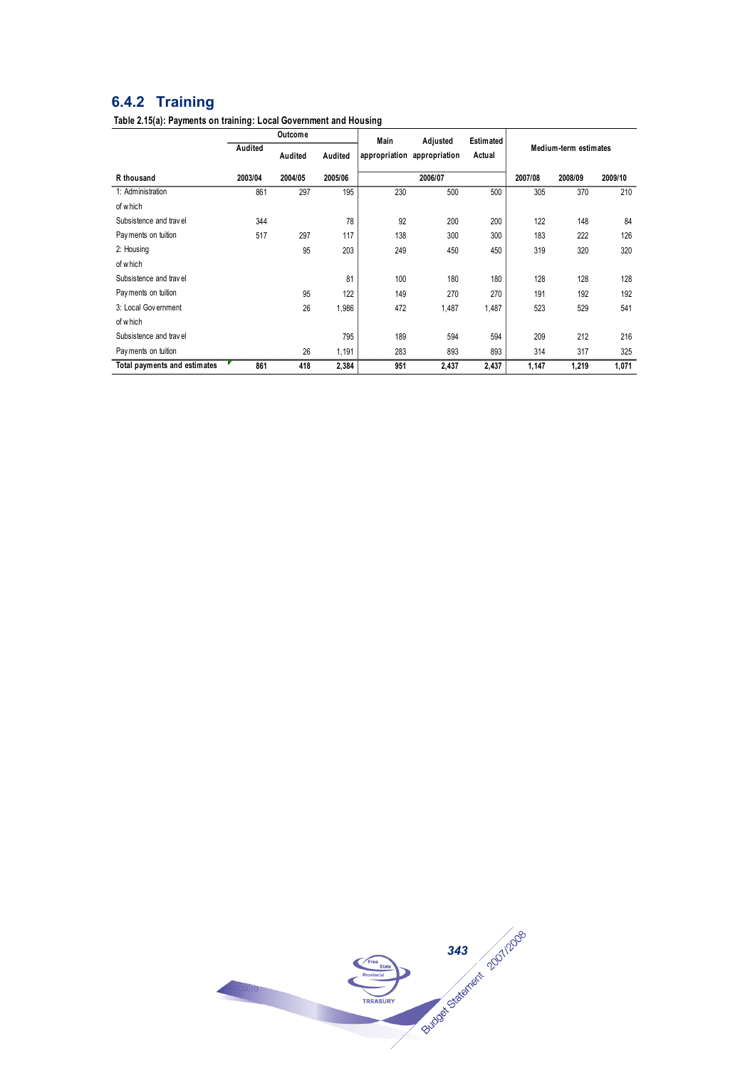## 6.4.2 Training

**Table 2.15(a): Payments on training: Local Government and Housing**

| | Outcome | | | Main appropriation | Adjusted appropriation | Estimated Actual | Medium-term estimates | | |
|---|---|---|---|---|---|---|---|---|---|
| | Audited | Audited | Audited | | | | | | |
| **R thousand** | **2003/04** | **2004/05** | **2005/06** | | **2006/07** | | **2007/08** | **2008/09** | **2009/10** |
| 1: Administration | 861 | 297 | 195 | 230 | 500 | 500 | 305 | 370 | 210 |
| of which | | | | | | | | | |
| Subsistence and travel | 344 | | 78 | 92 | 200 | 200 | 122 | 148 | 84 |
| Payments on tuition | 517 | 297 | 117 | 138 | 300 | 300 | 183 | 222 | 126 |
| 2: Housing | | 95 | 203 | 249 | 450 | 450 | 319 | 320 | 320 |
| of which | | | | | | | | | |
| Subsistence and travel | | | 81 | 100 | 180 | 180 | 128 | 128 | 128 |
| Payments on tuition | | 95 | 122 | 149 | 270 | 270 | 191 | 192 | 192 |
| 3: Local Government | | 26 | 1,986 | 472 | 1,487 | 1,487 | 523 | 529 | 541 |
| of which | | | | | | | | | |
| Subsistence and travel | | | 795 | 189 | 594 | 594 | 209 | 212 | 216 |
| Payments on tuition | | 26 | 1,191 | 283 | 893 | 893 | 314 | 317 | 325 |
| **Total payments and estimates** | **861** | **418** | **2,384** | **951** | **2,437** | **2,437** | **1,147** | **1,219** | **1,071** |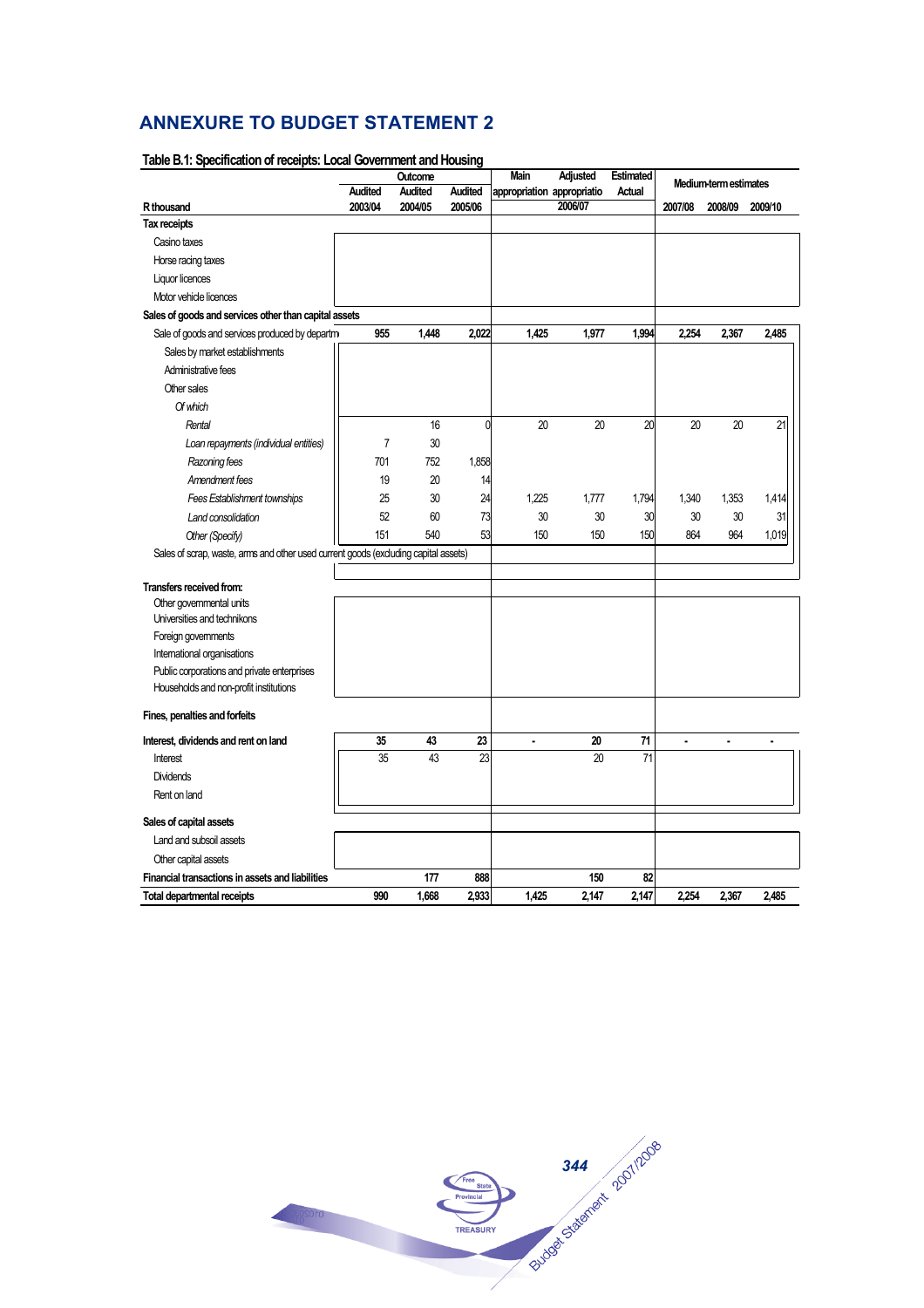# ANNEXURE TO BUDGET STATEMENT 2

**Table B.1: Specification of receipts: Local Government and Housing**

| | Outcome | | | Main appropriation | Adjusted appropriation | Estimated Actual | Medium-term estimates | | |
|---|---|---|---|---|---|---|---|---|---|
| | Audited | Audited | Audited | | | | | | |
| R thousand | 2003/04 | 2004/05 | 2005/06 | | 2006/07 | | 2007/08 | 2008/09 | 2009/10 |
| **Tax receipts** | | | | | | | | | |
| Casino taxes | | | | | | | | | |
| Horse racing taxes | | | | | | | | | |
| Liquor licences | | | | | | | | | |
| Motor vehicle licences | | | | | | | | | |
| **Sales of goods and services other than capital assets** | | | | | | | | | |
| Sale of goods and services produced by departm | 955 | 1,448 | 2,022 | 1,425 | 1,977 | 1,994 | 2,254 | 2,367 | 2,485 |
| Sales by market establishments | | | | | | | | | |
| Administrative fees | | | | | | | | | |
| Other sales | | | | | | | | | |
| *Of which* | | | | | | | | | |
| *Rental* | | 16 | 0 | 20 | 20 | 20 | 20 | 20 | 21 |
| *Loan repayments (individual entities)* | 7 | 30 | | | | | | | |
| *Razoning fees* | 701 | 752 | 1,858 | | | | | | |
| *Amendment fees* | 19 | 20 | 14 | | | | | | |
| *Fees Establishment townships* | 25 | 30 | 24 | 1,225 | 1,777 | 1,794 | 1,340 | 1,353 | 1,414 |
| *Land consolidation* | 52 | 60 | 73 | 30 | 30 | 30 | 30 | 30 | 31 |
| *Other (Specify)* | 151 | 540 | 53 | 150 | 150 | 150 | 864 | 964 | 1,019 |
| Sales of scrap, waste, arms and other used current goods (excluding capital assets) | | | | | | | | | |
| **Transfers received from:** | | | | | | | | | |
| Other governmental units | | | | | | | | | |
| Universities and technikons | | | | | | | | | |
| Foreign governments | | | | | | | | | |
| International organisations | | | | | | | | | |
| Public corporations and private enterprises | | | | | | | | | |
| Households and non-profit institutions | | | | | | | | | |
| **Fines, penalties and forfeits** | | | | | | | | | |
| **Interest, dividends and rent on land** | **35** | **43** | **23** | **-** | **20** | **71** | **-** | **-** | **-** |
| Interest | 35 | 43 | 23 | | 20 | 71 | | | |
| Dividends | | | | | | | | | |
| Rent on land | | | | | | | | | |
| **Sales of capital assets** | | | | | | | | | |
| Land and subsoil assets | | | | | | | | | |
| Other capital assets | | | | | | | | | |
| **Financial transactions in assets and liabilities** | | **177** | **888** | | **150** | **82** | | | |
| **Total departmental receipts** | **990** | **1,668** | **2,933** | **1,425** | **2,147** | **2,147** | **2,254** | **2,367** | **2,485** |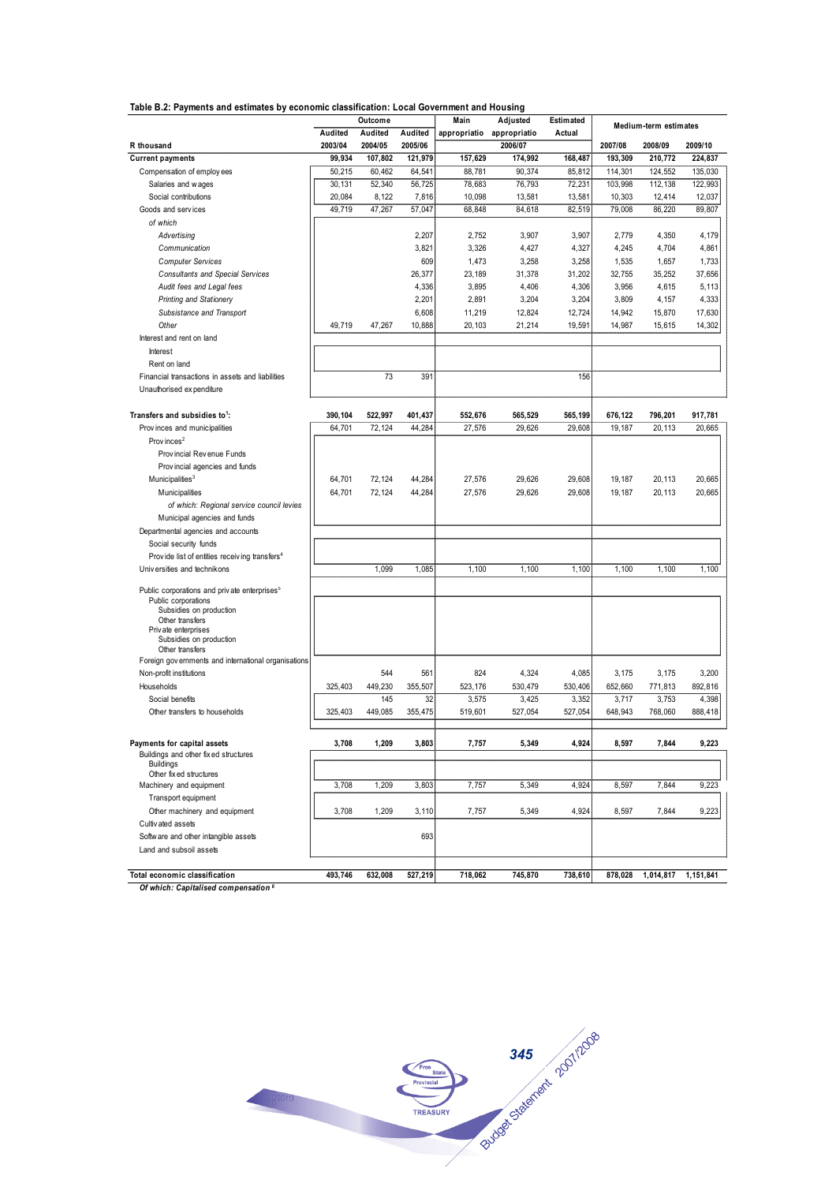**Table B.2: Payments and estimates by economic classification: Local Government and Housing**

| R thousand | Outcome | | | Main appropriatio | Adjusted appropriatio | Estimated Actual | Medium-term estimates | | |
|---|---|---|---|---|---|---|---|---|---|
| | Audited 2003/04 | Audited 2004/05 | Audited 2005/06 | | 2006/07 | | 2007/08 | 2008/09 | 2009/10 |
| **Current payments** | **99,934** | **107,802** | **121,979** | **157,629** | **174,992** | **168,487** | **193,309** | **210,772** | **224,837** |
| Compensation of employees | 50,215 | 60,462 | 64,541 | 88,781 | 90,374 | 85,812 | 114,301 | 124,552 | 135,030 |
| Salaries and wages | 30,131 | 52,340 | 56,725 | 78,683 | 76,793 | 72,231 | 103,998 | 112,138 | 122,993 |
| Social contributions | 20,084 | 8,122 | 7,816 | 10,098 | 13,581 | 13,581 | 10,303 | 12,414 | 12,037 |
| Goods and services | 49,719 | 47,267 | 57,047 | 68,848 | 84,618 | 82,519 | 79,008 | 86,220 | 89,807 |
| *of which* | | | | | | | | | |
| *Advertising* | | | 2,207 | 2,752 | 3,907 | 3,907 | 2,779 | 4,350 | 4,179 |
| *Communication* | | | 3,821 | 3,326 | 4,427 | 4,327 | 4,245 | 4,704 | 4,861 |
| *Computer Services* | | | 609 | 1,473 | 3,258 | 3,258 | 1,535 | 1,657 | 1,733 |
| *Consultants and Special Services* | | | 26,377 | 23,189 | 31,378 | 31,202 | 32,755 | 35,252 | 37,656 |
| *Audit fees and Legal fees* | | | 4,336 | 3,895 | 4,406 | 4,306 | 3,956 | 4,615 | 5,113 |
| *Printing and Stationery* | | | 2,201 | 2,891 | 3,204 | 3,204 | 3,809 | 4,157 | 4,333 |
| *Subsistance and Transport* | | | 6,608 | 11,219 | 12,824 | 12,724 | 14,942 | 15,870 | 17,630 |
| *Other* | 49,719 | 47,267 | 10,888 | 20,103 | 21,214 | 19,591 | 14,987 | 15,615 | 14,302 |
| Interest and rent on land | | | | | | | | | |
| Interest | | | | | | | | | |
| Rent on land | | | | | | | | | |
| Financial transactions in assets and liabilities | | 73 | 391 | | | 156 | | | |
| Unauthorised expenditure | | | | | | | | | |
| **Transfers and subsidies to[1]:** | **390,104** | **522,997** | **401,437** | **552,676** | **565,529** | **565,199** | **676,122** | **796,201** | **917,781** |
| Provinces and municipalities | 64,701 | 72,124 | 44,284 | 27,576 | 29,626 | 29,608 | 19,187 | 20,113 | 20,665 |
| Provinces[2] | | | | | | | | | |
| Provincial Revenue Funds | | | | | | | | | |
| Provincial agencies and funds | | | | | | | | | |
| Municipalities[3] | 64,701 | 72,124 | 44,284 | 27,576 | 29,626 | 29,608 | 19,187 | 20,113 | 20,665 |
| Municipalities | 64,701 | 72,124 | 44,284 | 27,576 | 29,626 | 29,608 | 19,187 | 20,113 | 20,665 |
| *of which: Regional service council levies* | | | | | | | | | |
| Municipal agencies and funds | | | | | | | | | |
| Departmental agencies and accounts | | | | | | | | | |
| Social security funds | | | | | | | | | |
| Provide list of entities receiving transfers[4] | | | | | | | | | |
| Universities and technikons | | 1,099 | 1,085 | 1,100 | 1,100 | 1,100 | 1,100 | 1,100 | 1,100 |
| Public corporations and private enterprises[5] | | | | | | | | | |
| Public corporations | | | | | | | | | |
| Subsidies on production | | | | | | | | | |
| Other transfers | | | | | | | | | |
| Private enterprises | | | | | | | | | |
| Subsidies on production | | | | | | | | | |
| Other transfers | | | | | | | | | |
| Foreign governments and international organisations | | | | | | | | | |
| Non-profit institutions | | 544 | 561 | 824 | 4,324 | 4,085 | 3,175 | 3,175 | 3,200 |
| Households | 325,403 | 449,230 | 355,507 | 523,176 | 530,479 | 530,406 | 652,660 | 771,813 | 892,816 |
| Social benefits | | 145 | 32 | 3,575 | 3,425 | 3,352 | 3,717 | 3,753 | 4,398 |
| Other transfers to households | 325,403 | 449,085 | 355,475 | 519,601 | 527,054 | 527,054 | 648,943 | 768,060 | 888,418 |
| **Payments for capital assets** | **3,708** | **1,209** | **3,803** | **7,757** | **5,349** | **4,924** | **8,597** | **7,844** | **9,223** |
| Buildings and other fixed structures | | | | | | | | | |
| Buildings | | | | | | | | | |
| Other fixed structures | | | | | | | | | |
| Machinery and equipment | 3,708 | 1,209 | 3,803 | 7,757 | 5,349 | 4,924 | 8,597 | 7,844 | 9,223 |
| Transport equipment | | | | | | | | | |
| Other machinery and equipment | 3,708 | 1,209 | 3,110 | 7,757 | 5,349 | 4,924 | 8,597 | 7,844 | 9,223 |
| Cultivated assets | | | | | | | | | |
| Software and other intangible assets | | | 693 | | | | | | |
| Land and subsoil assets | | | | | | | | | |
| **Total economic classification** | **493,746** | **632,008** | **527,219** | **718,062** | **745,870** | **738,610** | **878,028** | **1,014,817** | **1,151,841** |

***Of which: Capitalised compensation[6]***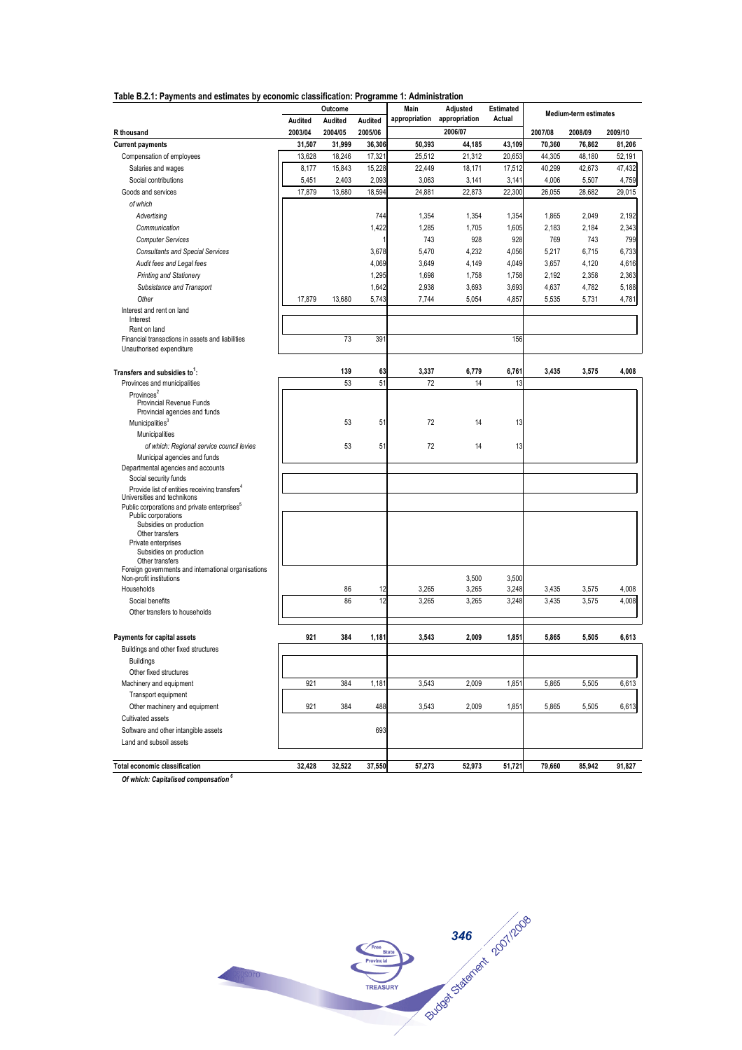**Table B.2.1: Payments and estimates by economic classification: Programme 1: Administration**

| R thousand | Outcome | | | Main appropriation | Adjusted appropriation | Estimated Actual | Medium-term estimates | | |
|---|---|---|---|---|---|---|---|---|---|
| | Audited | Audited | Audited | | 2006/07 | | | | |
| | 2003/04 | 2004/05 | 2005/06 | | | | 2007/08 | 2008/09 | 2009/10 |
| **Current payments** | **31,507** | **31,999** | **36,306** | **50,393** | **44,185** | **43,109** | **70,360** | **76,862** | **81,206** |
| Compensation of employees | 13,628 | 18,246 | 17,321 | 25,512 | 21,312 | 20,653 | 44,305 | 48,180 | 52,191 |
| Salaries and wages | 8,177 | 15,843 | 15,228 | 22,449 | 18,171 | 17,512 | 40,299 | 42,673 | 47,432 |
| Social contributions | 5,451 | 2,403 | 2,093 | 3,063 | 3,141 | 3,141 | 4,006 | 5,507 | 4,759 |
| Goods and services | 17,879 | 13,680 | 18,594 | 24,881 | 22,873 | 22,300 | 26,055 | 28,682 | 29,015 |
| *of which* | | | | | | | | | |
| *Advertising* | | | 744 | 1,354 | 1,354 | 1,354 | 1,865 | 2,049 | 2,192 |
| *Communication* | | | 1,422 | 1,285 | 1,705 | 1,605 | 2,183 | 2,184 | 2,343 |
| *Computer Services* | | | 1 | 743 | 928 | 928 | 769 | 743 | 799 |
| *Consultants and Special Services* | | | 3,678 | 5,470 | 4,232 | 4,056 | 5,217 | 6,715 | 6,733 |
| *Audit fees and Legal fees* | | | 4,069 | 3,649 | 4,149 | 4,049 | 3,657 | 4,120 | 4,616 |
| *Printing and Stationery* | | | 1,295 | 1,698 | 1,758 | 1,758 | 2,192 | 2,358 | 2,363 |
| *Subsistance and Transport* | | | 1,642 | 2,938 | 3,693 | 3,693 | 4,637 | 4,782 | 5,188 |
| *Other* | 17,879 | 13,680 | 5,743 | 7,744 | 5,054 | 4,857 | 5,535 | 5,731 | 4,781 |
| Interest and rent on land | | | | | | | | | |
| Interest | | | | | | | | | |
| Rent on land | | | | | | | | | |
| Financial transactions in assets and liabilities | | 73 | 391 | | | 156 | | | |
| Unauthorised expenditure | | | | | | | | | |
| **Transfers and subsidies to[1]:** | | **139** | **63** | **3,337** | **6,779** | **6,761** | **3,435** | **3,575** | **4,008** |
| Provinces and municipalities | | 53 | 51 | 72 | 14 | 13 | | | |
| Provinces[2] | | | | | | | | | |
| Provincial Revenue Funds | | | | | | | | | |
| Provincial agencies and funds | | | | | | | | | |
| Municipalities[3] | | 53 | 51 | 72 | 14 | 13 | | | |
| Municipalities | | | | | | | | | |
| *of which: Regional service council levies* | | 53 | 51 | 72 | 14 | 13 | | | |
| Municipal agencies and funds | | | | | | | | | |
| Departmental agencies and accounts | | | | | | | | | |
| Social security funds | | | | | | | | | |
| Provide list of entities receiving transfers[4] | | | | | | | | | |
| Universities and technikons | | | | | | | | | |
| Public corporations and private enterprises[5] | | | | | | | | | |
| Public corporations | | | | | | | | | |
| Subsidies on production | | | | | | | | | |
| Other transfers | | | | | | | | | |
| Private enterprises | | | | | | | | | |
| Subsidies on production | | | | | | | | | |
| Other transfers | | | | | | | | | |
| Foreign governments and international organisations | | | | | | | | | |
| Non-profit institutions | | | | | 3,500 | 3,500 | | | |
| Households | | 86 | 12 | 3,265 | 3,265 | 3,248 | 3,435 | 3,575 | 4,008 |
| Social benefits | | 86 | 12 | 3,265 | 3,265 | 3,248 | 3,435 | 3,575 | 4,008 |
| Other transfers to households | | | | | | | | | |
| **Payments for capital assets** | **921** | **384** | **1,181** | **3,543** | **2,009** | **1,851** | **5,865** | **5,505** | **6,613** |
| Buildings and other fixed structures | | | | | | | | | |
| Buildings | | | | | | | | | |
| Other fixed structures | | | | | | | | | |
| Machinery and equipment | 921 | 384 | 1,181 | 3,543 | 2,009 | 1,851 | 5,865 | 5,505 | 6,613 |
| Transport equipment | | | | | | | | | |
| Other machinery and equipment | 921 | 384 | 488 | 3,543 | 2,009 | 1,851 | 5,865 | 5,505 | 6,613 |
| Cultivated assets | | | | | | | | | |
| Software and other intangible assets | | | 693 | | | | | | |
| Land and subsoil assets | | | | | | | | | |
| **Total economic classification** | **32,428** | **32,522** | **37,550** | **57,273** | **52,973** | **51,721** | **79,660** | **85,942** | **91,827** |

***Of which: Capitalised compensation[6]***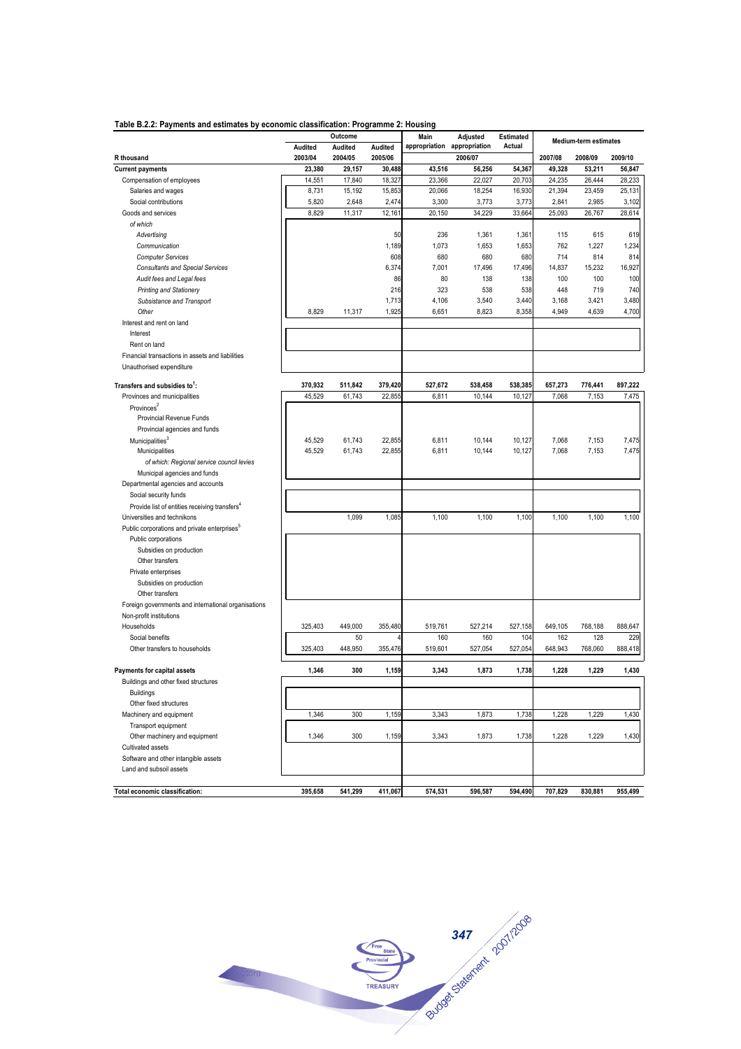**Table B.2.2: Payments and estimates by economic classification: Programme 2: Housing**

| R thousand | Outcome | | | Main appropriation | Adjusted appropriation | Estimated Actual | Medium-term estimates | | |
|---|---|---|---|---|---|---|---|---|---|
| | Audited 2003/04 | Audited 2004/05 | Audited 2005/06 | 2006/07 | | | 2007/08 | 2008/09 | 2009/10 |
| **Current payments** | **23,380** | **29,157** | **30,488** | **43,516** | **56,256** | **54,367** | **49,328** | **53,211** | **56,847** |
| Compensation of employees | 14,551 | 17,840 | 18,327 | 23,366 | 22,027 | 20,703 | 24,235 | 26,444 | 28,233 |
| Salaries and wages | 8,731 | 15,192 | 15,853 | 20,066 | 18,254 | 16,930 | 21,394 | 23,459 | 25,131 |
| Social contributions | 5,820 | 2,648 | 2,474 | 3,300 | 3,773 | 3,773 | 2,841 | 2,985 | 3,102 |
| Goods and services | 8,829 | 11,317 | 12,161 | 20,150 | 34,229 | 33,664 | 25,093 | 26,767 | 28,614 |
| *of which* | | | | | | | | | |
| *Advertising* | | | 50 | 236 | 1,361 | 1,361 | 115 | 615 | 619 |
| *Communication* | | | 1,189 | 1,073 | 1,653 | 1,653 | 762 | 1,227 | 1,234 |
| *Computer Services* | | | 608 | 680 | 680 | 680 | 714 | 814 | 814 |
| *Consultants and Special Services* | | | 6,374 | 7,001 | 17,496 | 17,496 | 14,837 | 15,232 | 16,927 |
| *Audit fees and Legal fees* | | | 86 | 80 | 138 | 138 | 100 | 100 | 100 |
| *Printing and Stationery* | | | 216 | 323 | 538 | 538 | 448 | 719 | 740 |
| *Subsistance and Transport* | | | 1,713 | 4,106 | 3,540 | 3,440 | 3,168 | 3,421 | 3,480 |
| *Other* | 8,829 | 11,317 | 1,925 | 6,651 | 8,823 | 8,358 | 4,949 | 4,639 | 4,700 |
| Interest and rent on land | | | | | | | | | |
| Interest | | | | | | | | | |
| Rent on land | | | | | | | | | |
| Financial transactions in assets and liabilities | | | | | | | | | |
| Unauthorised expenditure | | | | | | | | | |
| **Transfers and subsidies to[1]:** | **370,932** | **511,842** | **379,420** | **527,672** | **538,458** | **538,385** | **657,273** | **776,441** | **897,222** |
| Provinces and municipalities | 45,529 | 61,743 | 22,855 | 6,811 | 10,144 | 10,127 | 7,068 | 7,153 | 7,475 |
| Provinces[2] | | | | | | | | | |
| Provincial Revenue Funds | | | | | | | | | |
| Provincial agencies and funds | | | | | | | | | |
| Municipalities[3] | 45,529 | 61,743 | 22,855 | 6,811 | 10,144 | 10,127 | 7,068 | 7,153 | 7,475 |
| Municipalities | 45,529 | 61,743 | 22,855 | 6,811 | 10,144 | 10,127 | 7,068 | 7,153 | 7,475 |
| *of which: Regional service council levies* | | | | | | | | | |
| Municipal agencies and funds | | | | | | | | | |
| Departmental agencies and accounts | | | | | | | | | |
| Social security funds | | | | | | | | | |
| Provide list of entities receiving transfers[4] | | | | | | | | | |
| Universities and technikons | | 1,099 | 1,085 | 1,100 | 1,100 | 1,100 | 1,100 | 1,100 | 1,100 |
| Public corporations and private enterprises[5] | | | | | | | | | |
| Public corporations | | | | | | | | | |
| Subsidies on production | | | | | | | | | |
| Other transfers | | | | | | | | | |
| Private enterprises | | | | | | | | | |
| Subsidies on production | | | | | | | | | |
| Other transfers | | | | | | | | | |
| Foreign governments and international organisations | | | | | | | | | |
| Non-profit institutions | | | | | | | | | |
| Households | 325,403 | 449,000 | 355,480 | 519,761 | 527,214 | 527,158 | 649,105 | 768,188 | 888,647 |
| Social benefits | | 50 | 4 | 160 | 160 | 104 | 162 | 128 | 229 |
| Other transfers to households | 325,403 | 448,950 | 355,476 | 519,601 | 527,054 | 527,054 | 648,943 | 768,060 | 888,418 |
| **Payments for capital assets** | **1,346** | **300** | **1,159** | **3,343** | **1,873** | **1,738** | **1,228** | **1,229** | **1,430** |
| Buildings and other fixed structures | | | | | | | | | |
| Buildings | | | | | | | | | |
| Other fixed structures | | | | | | | | | |
| Machinery and equipment | 1,346 | 300 | 1,159 | 3,343 | 1,873 | 1,738 | 1,228 | 1,229 | 1,430 |
| Transport equipment | | | | | | | | | |
| Other machinery and equipment | 1,346 | 300 | 1,159 | 3,343 | 1,873 | 1,738 | 1,228 | 1,229 | 1,430 |
| Cultivated assets | | | | | | | | | |
| Software and other intangible assets | | | | | | | | | |
| Land and subsoil assets | | | | | | | | | |
| **Total economic classification:** | **395,658** | **541,299** | **411,067** | **574,531** | **596,587** | **594,490** | **707,829** | **830,881** | **955,499** |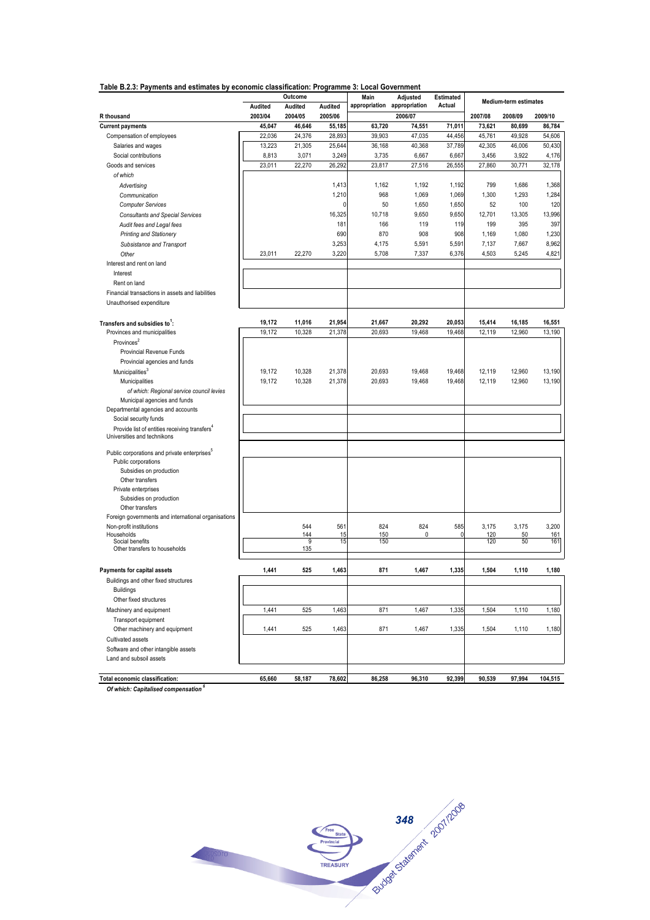**Table B.2.3: Payments and estimates by economic classification: Programme 3: Local Government**

| R thousand | Outcome | | | Main appropriation | Adjusted appropriation | Estimated Actual | Medium-term estimates | | |
|---|---|---|---|---|---|---|---|---|---|
| | Audited | Audited | Audited | | | | | | |
| | 2003/04 | 2004/05 | 2005/06 | | 2006/07 | | 2007/08 | 2008/09 | 2009/10 |
| **Current payments** | **45,047** | **46,646** | **55,185** | **63,720** | **74,551** | **71,011** | **73,621** | **80,699** | **86,784** |
| Compensation of employees | 22,036 | 24,376 | 28,893 | 39,903 | 47,035 | 44,456 | 45,761 | 49,928 | 54,606 |
| Salaries and wages | 13,223 | 21,305 | 25,644 | 36,168 | 40,368 | 37,789 | 42,305 | 46,006 | 50,430 |
| Social contributions | 8,813 | 3,071 | 3,249 | 3,735 | 6,667 | 6,667 | 3,456 | 3,922 | 4,176 |
| Goods and services | 23,011 | 22,270 | 26,292 | 23,817 | 27,516 | 26,555 | 27,860 | 30,771 | 32,178 |
| *of which* | | | | | | | | | |
| *Advertising* | | | 1,413 | 1,162 | 1,192 | 1,192 | 799 | 1,686 | 1,368 |
| *Communication* | | | 1,210 | 968 | 1,069 | 1,069 | 1,300 | 1,293 | 1,284 |
| *Computer Services* | | | 0 | 50 | 1,650 | 1,650 | 52 | 100 | 120 |
| *Consultants and Special Services* | | | 16,325 | 10,718 | 9,650 | 9,650 | 12,701 | 13,305 | 13,996 |
| *Audit fees and Legal fees* | | | 181 | 166 | 119 | 119 | 199 | 395 | 397 |
| *Printing and Stationery* | | | 690 | 870 | 908 | 908 | 1,169 | 1,080 | 1,230 |
| *Subsistance and Transport* | | | 3,253 | 4,175 | 5,591 | 5,591 | 7,137 | 7,667 | 8,962 |
| *Other* | 23,011 | 22,270 | 3,220 | 5,708 | 7,337 | 6,376 | 4,503 | 5,245 | 4,821 |
| Interest and rent on land | | | | | | | | | |
| Interest | | | | | | | | | |
| Rent on land | | | | | | | | | |
| Financial transactions in assets and liabilities | | | | | | | | | |
| Unauthorised expenditure | | | | | | | | | |
| **Transfers and subsidies to[1]:** | **19,172** | **11,016** | **21,954** | **21,667** | **20,292** | **20,053** | **15,414** | **16,185** | **16,551** |
| Provinces and municipalities | 19,172 | 10,328 | 21,378 | 20,693 | 19,468 | 19,468 | 12,119 | 12,960 | 13,190 |
| Provinces[2] | | | | | | | | | |
| Provincial Revenue Funds | | | | | | | | | |
| Provincial agencies and funds | | | | | | | | | |
| Municipalities[3] | 19,172 | 10,328 | 21,378 | 20,693 | 19,468 | 19,468 | 12,119 | 12,960 | 13,190 |
| Municipalities | 19,172 | 10,328 | 21,378 | 20,693 | 19,468 | 19,468 | 12,119 | 12,960 | 13,190 |
| *of which: Regional service council levies* | | | | | | | | | |
| Municipal agencies and funds | | | | | | | | | |
| Departmental agencies and accounts | | | | | | | | | |
| Social security funds | | | | | | | | | |
| Provide list of entities receiving transfers[4] | | | | | | | | | |
| Universities and technikons | | | | | | | | | |
| Public corporations and private enterprises[5] | | | | | | | | | |
| Public corporations | | | | | | | | | |
| Subsidies on production | | | | | | | | | |
| Other transfers | | | | | | | | | |
| Private enterprises | | | | | | | | | |
| Subsidies on production | | | | | | | | | |
| Other transfers | | | | | | | | | |
| Foreign governments and international organisations | | | | | | | | | |
| Non-profit institutions | | 544 | 561 | 824 | 824 | 585 | 3,175 | 3,175 | 3,200 |
| Households | | 144 | 15 | 150 | 0 | 0 | 120 | 50 | 161 |
| Social benefits | | 9 | 15 | 150 | | | 120 | 50 | 161 |
| Other transfers to households | | 135 | | | | | | | |
| **Payments for capital assets** | **1,441** | **525** | **1,463** | **871** | **1,467** | **1,335** | **1,504** | **1,110** | **1,180** |
| Buildings and other fixed structures | | | | | | | | | |
| Buildings | | | | | | | | | |
| Other fixed structures | | | | | | | | | |
| Machinery and equipment | 1,441 | 525 | 1,463 | 871 | 1,467 | 1,335 | 1,504 | 1,110 | 1,180 |
| Transport equipment | | | | | | | | | |
| Other machinery and equipment | 1,441 | 525 | 1,463 | 871 | 1,467 | 1,335 | 1,504 | 1,110 | 1,180 |
| Cultivated assets | | | | | | | | | |
| Software and other intangible assets | | | | | | | | | |
| Land and subsoil assets | | | | | | | | | |
| **Total economic classification:** | **65,660** | **58,187** | **78,602** | **86,258** | **96,310** | **92,399** | **90,539** | **97,994** | **104,515** |

***Of which: Capitalised compensation*** [6]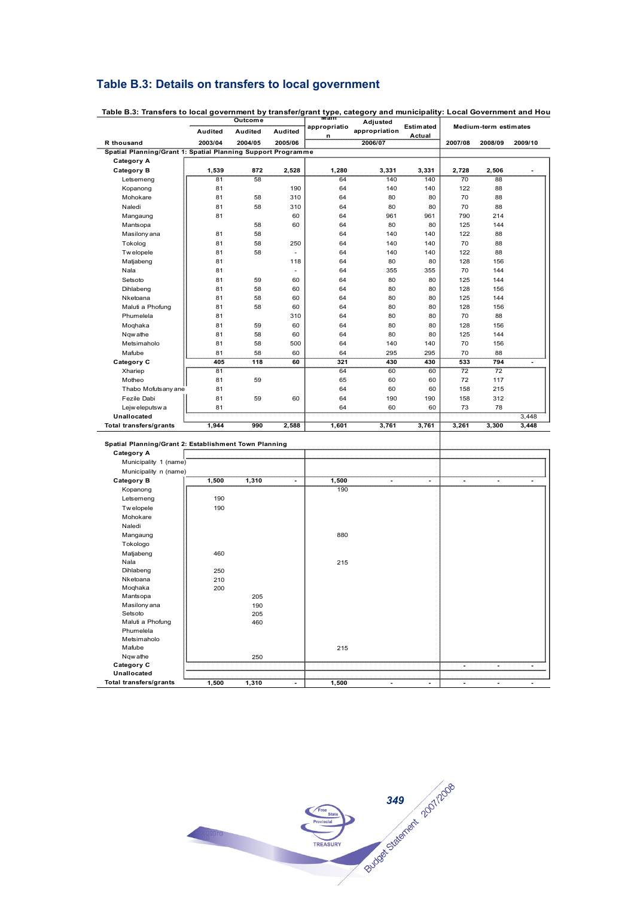## Table B.3: Details on transfers to local government

**Table B.3: Transfers to local government by transfer/grant type, category and municipality: Local Government and Hou**

| R thousand | Outcome | | | Main appropriation | Adjusted appropriation | Estimated Actual | Medium-term estimates | | |
|---|---|---|---|---|---|---|---|---|---|
| | Audited | Audited | Audited | | | | | | |
| | 2003/04 | 2004/05 | 2005/06 | | 2006/07 | | 2007/08 | 2008/09 | 2009/10 |
| **Spatial Planning/Grant 1: Spatial Planning Support Programme** | | | | | | | | | |
| **Category A** | | | | | | | | | |
| **Category B** | **1,539** | **872** | **2,528** | **1,280** | **3,331** | **3,331** | **2,728** | **2,506** | **-** |
| Letsemeng | 81 | 58 | | 64 | 140 | 140 | 70 | 88 | |
| Kopanong | 81 | | 190 | 64 | 140 | 140 | 122 | 88 | |
| Mohokare | 81 | 58 | 310 | 64 | 80 | 80 | 70 | 88 | |
| Naledi | 81 | 58 | 310 | 64 | 80 | 80 | 70 | 88 | |
| Mangaung | 81 | | 60 | 64 | 961 | 961 | 790 | 214 | |
| Mantsopa | | 58 | 60 | 64 | 80 | 80 | 125 | 144 | |
| Masilonyana | 81 | 58 | | 64 | 140 | 140 | 122 | 88 | |
| Tokolog | 81 | 58 | 250 | 64 | 140 | 140 | 70 | 88 | |
| Twelopele | 81 | 58 | - | 64 | 140 | 140 | 122 | 88 | |
| Matjabeng | 81 | | 118 | 64 | 80 | 80 | 128 | 156 | |
| Nala | 81 | | - | 64 | 355 | 355 | 70 | 144 | |
| Setsoto | 81 | 59 | 60 | 64 | 80 | 80 | 125 | 144 | |
| Dihlabeng | 81 | 58 | 60 | 64 | 80 | 80 | 128 | 156 | |
| Nketoana | 81 | 58 | 60 | 64 | 80 | 80 | 125 | 144 | |
| Maluti a Phofung | 81 | 58 | 60 | 64 | 80 | 80 | 128 | 156 | |
| Phumelela | 81 | | 310 | 64 | 80 | 80 | 70 | 88 | |
| Moqhaka | 81 | 59 | 60 | 64 | 80 | 80 | 128 | 156 | |
| Nqwathe | 81 | 58 | 60 | 64 | 80 | 80 | 125 | 144 | |
| Metsimaholo | 81 | 58 | 500 | 64 | 140 | 140 | 70 | 156 | |
| Mafube | 81 | 58 | 60 | 64 | 295 | 295 | 70 | 88 | |
| **Category C** | **405** | **118** | **60** | **321** | **430** | **430** | **533** | **794** | **-** |
| Xhariep | 81 | | | 64 | 60 | 60 | 72 | 72 | |
| Motheo | 81 | 59 | | 65 | 60 | 60 | 72 | 117 | |
| Thabo Mofutsanyane | 81 | | | 64 | 60 | 60 | 158 | 215 | |
| Fezile Dabi | 81 | 59 | 60 | 64 | 190 | 190 | 158 | 312 | |
| Lejweleputswa | 81 | | | 64 | 60 | 60 | 73 | 78 | |
| **Unallocated** | | | | | | | | | 3,448 |
| **Total transfers/grants** | **1,944** | **990** | **2,588** | **1,601** | **3,761** | **3,761** | **3,261** | **3,300** | **3,448** |
| | | | | | | | | | |
| **Spatial Planning/Grant 2: Establishment Town Planning** | | | | | | | | | |
| **Category A** | | | | | | | | | |
| Municipality 1 (name) | | | | | | | | | |
| Municipality n (name) | | | | | | | | | |
| **Category B** | **1,500** | **1,310** | **-** | **1,500** | **-** | **-** | **-** | **-** | **-** |
| Kopanong | | | | 190 | | | | | |
| Letsemeng | 190 | | | | | | | | |
| Twelopele | 190 | | | | | | | | |
| Mohokare | | | | | | | | | |
| Naledi | | | | | | | | | |
| Mangaung | | | | 880 | | | | | |
| Tokologo | | | | | | | | | |
| Matjabeng | 460 | | | | | | | | |
| Nala | | | | 215 | | | | | |
| Dihlabeng | 250 | | | | | | | | |
| Nketoana | 210 | | | | | | | | |
| Moqhaka | 200 | | | | | | | | |
| Mantsopa | | 205 | | | | | | | |
| Masilonyana | | 190 | | | | | | | |
| Setsoto | | 205 | | | | | | | |
| Maluti a Phofung | | 460 | | | | | | | |
| Phumelela | | | | | | | | | |
| Metsimaholo | | | | | | | | | |
| Mafube | | | | 215 | | | | | |
| Nqwathe | | 250 | | | | | | | |
| **Category C** | | | | | | | - | - | - |
| **Unallocated** | | | | | | | | | |
| **Total transfers/grants** | **1,500** | **1,310** | **-** | **1,500** | **-** | **-** | **-** | **-** | **-** |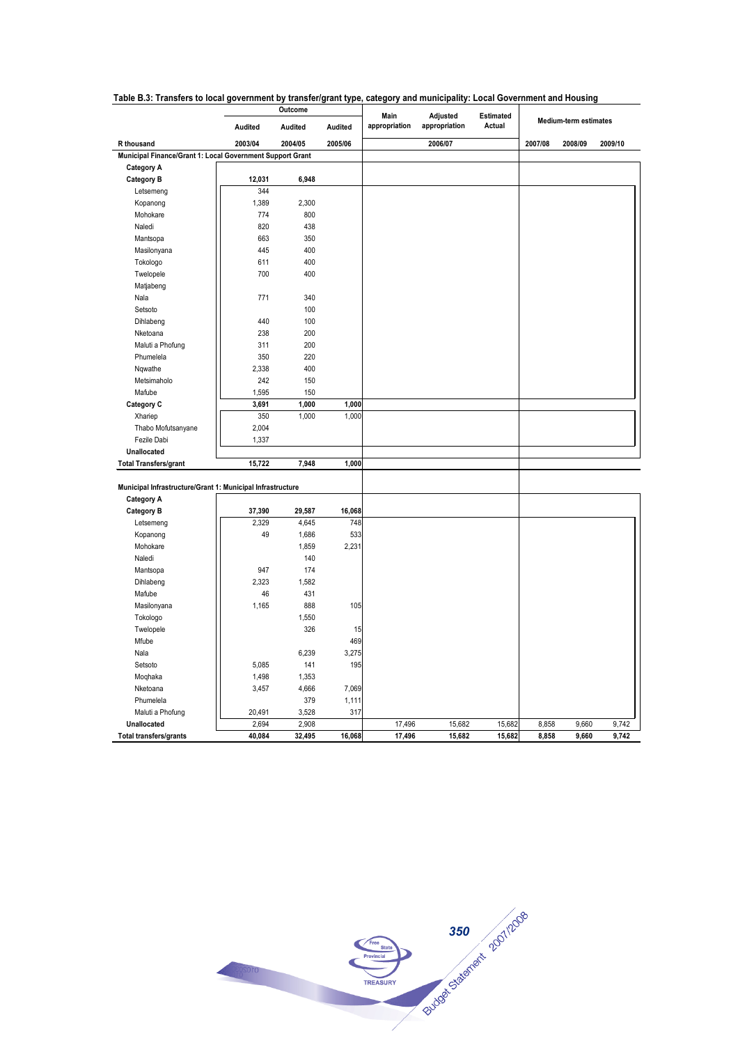**Table B.3: Transfers to local government by transfer/grant type, category and municipality: Local Government and Housing**

| | Outcome | | | Main appropriation | Adjusted appropriation | Estimated Actual | Medium-term estimates | | |
|---|---|---|---|---|---|---|---|---|---|
| | Audited | Audited | Audited | | | | | | |
| R thousand | 2003/04 | 2004/05 | 2005/06 | | 2006/07 | | 2007/08 | 2008/09 | 2009/10 |
| **Municipal Finance/Grant 1: Local Government Support Grant** | | | | | | | | | |
| **Category A** | | | | | | | | | |
| **Category B** | **12,031** | **6,948** | | | | | | | |
| Letsemeng | 344 | | | | | | | | |
| Kopanong | 1,389 | 2,300 | | | | | | | |
| Mohokare | 774 | 800 | | | | | | | |
| Naledi | 820 | 438 | | | | | | | |
| Mantsopa | 663 | 350 | | | | | | | |
| Masilonyana | 445 | 400 | | | | | | | |
| Tokologo | 611 | 400 | | | | | | | |
| Twelopele | 700 | 400 | | | | | | | |
| Matjabeng | | | | | | | | | |
| Nala | 771 | 340 | | | | | | | |
| Setsoto | | 100 | | | | | | | |
| Dihlabeng | 440 | 100 | | | | | | | |
| Nketoana | 238 | 200 | | | | | | | |
| Maluti a Phofung | 311 | 200 | | | | | | | |
| Phumelela | 350 | 220 | | | | | | | |
| Nqwathe | 2,338 | 400 | | | | | | | |
| Metsimaholo | 242 | 150 | | | | | | | |
| Mafube | 1,595 | 150 | | | | | | | |
| **Category C** | **3,691** | **1,000** | **1,000** | | | | | | |
| Xhariep | 350 | 1,000 | 1,000 | | | | | | |
| Thabo Mofutsanyane | 2,004 | | | | | | | | |
| Fezile Dabi | 1,337 | | | | | | | | |
| **Unallocated** | | | | | | | | | |
| **Total Transfers/grant** | **15,722** | **7,948** | **1,000** | | | | | | |
| **Municipal Infrastructure/Grant 1: Municipal Infrastructure** | | | | | | | | | |
| **Category A** | | | | | | | | | |
| **Category B** | **37,390** | **29,587** | **16,068** | | | | | | |
| Letsemeng | 2,329 | 4,645 | 748 | | | | | | |
| Kopanong | 49 | 1,686 | 533 | | | | | | |
| Mohokare | | 1,859 | 2,231 | | | | | | |
| Naledi | | 140 | | | | | | | |
| Mantsopa | 947 | 174 | | | | | | | |
| Dihlabeng | 2,323 | 1,582 | | | | | | | |
| Mafube | 46 | 431 | | | | | | | |
| Masilonyana | 1,165 | 888 | 105 | | | | | | |
| Tokologo | | 1,550 | | | | | | | |
| Twelopele | | 326 | 15 | | | | | | |
| Mfube | | | 469 | | | | | | |
| Nala | | 6,239 | 3,275 | | | | | | |
| Setsoto | 5,085 | 141 | 195 | | | | | | |
| Moqhaka | 1,498 | 1,353 | | | | | | | |
| Nketoana | 3,457 | 4,666 | 7,069 | | | | | | |
| Phumelela | | 379 | 1,111 | | | | | | |
| Maluti a Phofung | 20,491 | 3,528 | 317 | | | | | | |
| **Unallocated** | 2,694 | 2,908 | | 17,496 | 15,682 | 15,682 | 8,858 | 9,660 | 9,742 |
| **Total transfers/grants** | **40,084** | **32,495** | **16,068** | **17,496** | **15,682** | **15,682** | **8,858** | **9,660** | **9,742** |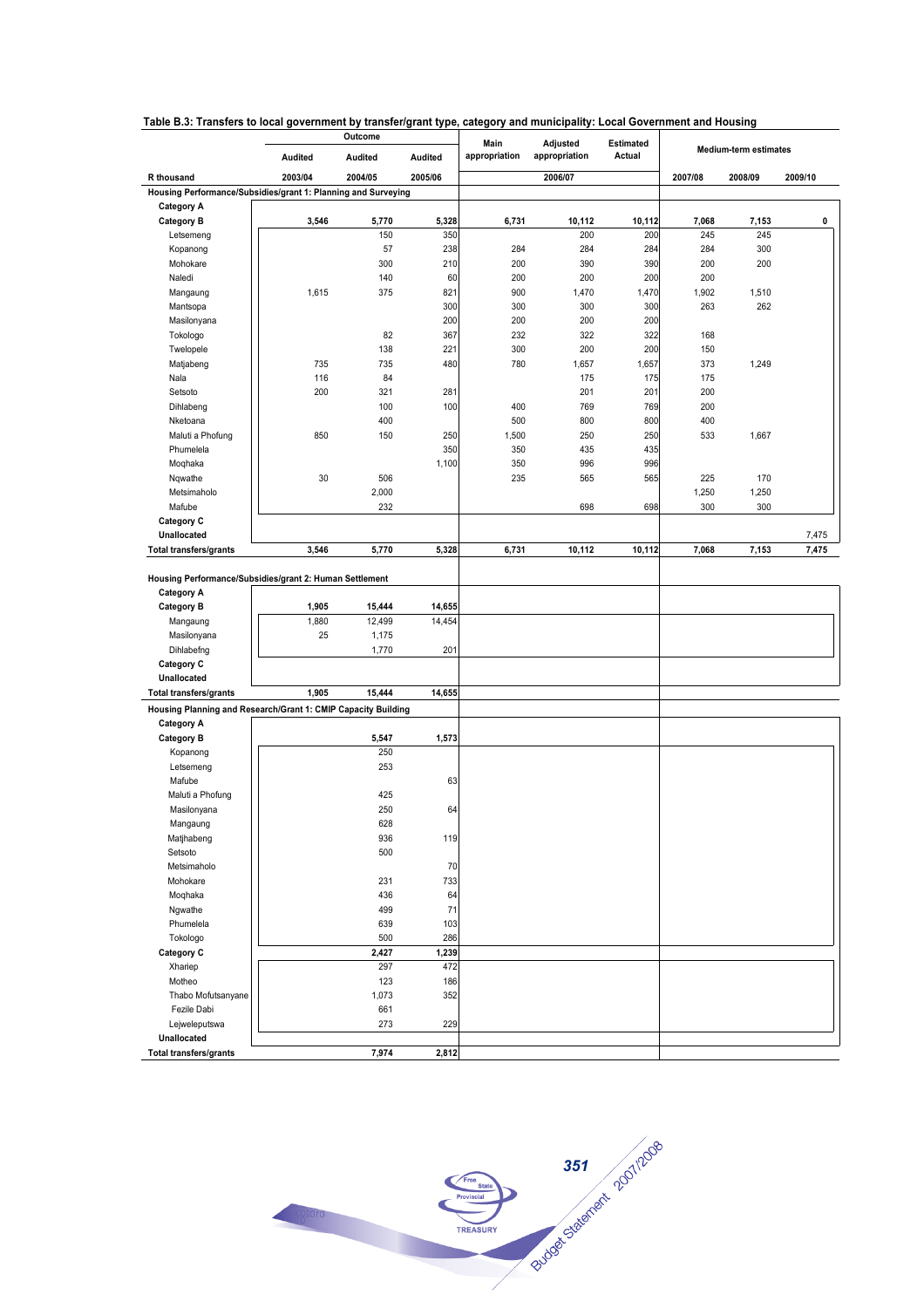**Table B.3: Transfers to local government by transfer/grant type, category and municipality: Local Government and Housing**

| | Outcome | | | Main appropriation | Adjusted appropriation | Estimated Actual | Medium-term estimates | | |
|---|---|---|---|---|---|---|---|---|---|
| | Audited | Audited | Audited | | | | | | |
| R thousand | 2003/04 | 2004/05 | 2005/06 | 2006/07 | | | 2007/08 | 2008/09 | 2009/10 |
| **Housing Performance/Subsidies/grant 1: Planning and Surveying** | | | | | | | | | |
| **Category A** | | | | | | | | | |
| **Category B** | 3,546 | 5,770 | 5,328 | 6,731 | 10,112 | 10,112 | 7,068 | 7,153 | 0 |
| Letsemeng | | 150 | 350 | | 200 | 200 | 245 | 245 | |
| Kopanong | | 57 | 238 | 284 | 284 | 284 | 284 | 300 | |
| Mohokare | | 300 | 210 | 200 | 390 | 390 | 200 | 200 | |
| Naledi | | 140 | 60 | 200 | 200 | 200 | 200 | | |
| Mangaung | 1,615 | 375 | 821 | 900 | 1,470 | 1,470 | 1,902 | 1,510 | |
| Mantsopa | | | 300 | 300 | 300 | 300 | 263 | 262 | |
| Masilonyana | | | 200 | 200 | 200 | 200 | | | |
| Tokologo | | 82 | 367 | 232 | 322 | 322 | 168 | | |
| Twelopele | | 138 | 221 | 300 | 200 | 200 | 150 | | |
| Matjabeng | 735 | 735 | 480 | 780 | 1,657 | 1,657 | 373 | 1,249 | |
| Nala | 116 | 84 | | | 175 | 175 | 175 | | |
| Setsoto | 200 | 321 | 281 | | 201 | 201 | 200 | | |
| Dihlabeng | | 100 | 100 | 400 | 769 | 769 | 200 | | |
| Nketoana | | 400 | | 500 | 800 | 800 | 400 | | |
| Maluti a Phofung | 850 | 150 | 250 | 1,500 | 250 | 250 | 533 | 1,667 | |
| Phumelela | | | 350 | 350 | 435 | 435 | | | |
| Moqhaka | | | 1,100 | 350 | 996 | 996 | | | |
| Nqwathe | 30 | 506 | | 235 | 565 | 565 | 225 | 170 | |
| Metsimaholo | | 2,000 | | | | | 1,250 | 1,250 | |
| Mafube | | 232 | | | 698 | 698 | 300 | 300 | |
| **Category C** | | | | | | | | | |
| **Unallocated** | | | | | | | | | 7,475 |
| **Total transfers/grants** | 3,546 | 5,770 | 5,328 | 6,731 | 10,112 | 10,112 | 7,068 | 7,153 | 7,475 |
| **Housing Performance/Subsidies/grant 2: Human Settlement** | | | | | | | | | |
| **Category A** | | | | | | | | | |
| **Category B** | 1,905 | 15,444 | 14,655 | | | | | | |
| Mangaung | 1,880 | 12,499 | 14,454 | | | | | | |
| Masilonyana | 25 | 1,175 | | | | | | | |
| Dihlabefng | | 1,770 | 201 | | | | | | |
| **Category C** | | | | | | | | | |
| **Unallocated** | | | | | | | | | |
| **Total transfers/grants** | 1,905 | 15,444 | 14,655 | | | | | | |
| **Housing Planning and Research/Grant 1: CMIP Capacity Building** | | | | | | | | | |
| **Category A** | | | | | | | | | |
| **Category B** | | 5,547 | 1,573 | | | | | | |
| Kopanong | | 250 | | | | | | | |
| Letsemeng | | 253 | | | | | | | |
| Mafube | | | 63 | | | | | | |
| Maluti a Phofung | | 425 | | | | | | | |
| Masilonyana | | 250 | 64 | | | | | | |
| Mangaung | | 628 | | | | | | | |
| Matjhabeng | | 936 | 119 | | | | | | |
| Setsoto | | 500 | | | | | | | |
| Metsimaholo | | | 70 | | | | | | |
| Mohokare | | 231 | 733 | | | | | | |
| Moqhaka | | 436 | 64 | | | | | | |
| Ngwathe | | 499 | 71 | | | | | | |
| Phumelela | | 639 | 103 | | | | | | |
| Tokologo | | 500 | 286 | | | | | | |
| **Category C** | | 2,427 | 1,239 | | | | | | |
| Xhariep | | 297 | 472 | | | | | | |
| Motheo | | 123 | 186 | | | | | | |
| Thabo Mofutsanyane | | 1,073 | 352 | | | | | | |
| Fezile Dabi | | 661 | | | | | | | |
| Lejweleputswa | | 273 | 229 | | | | | | |
| **Unallocated** | | | | | | | | | |
| **Total transfers/grants** | | 7,974 | 2,812 | | | | | | |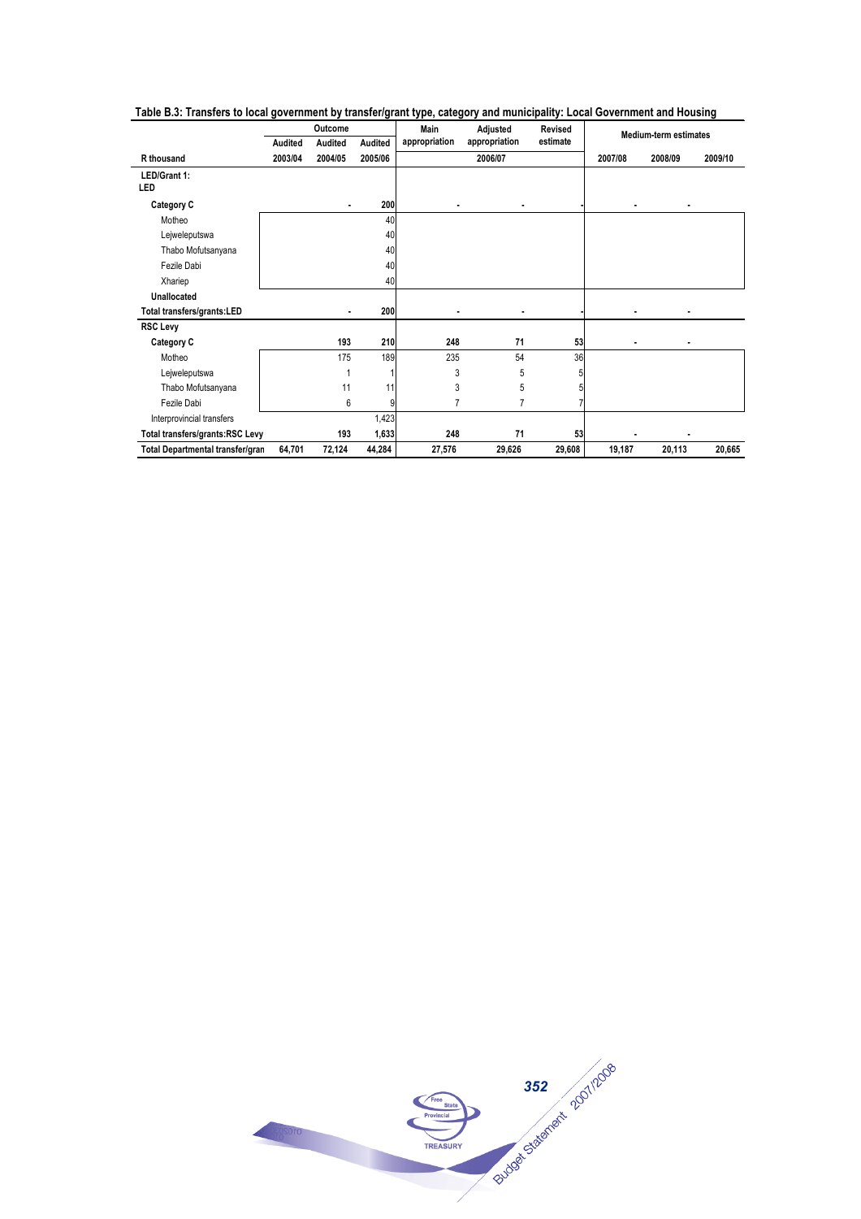**Table B.3: Transfers to local government by transfer/grant type, category and municipality: Local Government and Housing**

| | Outcome | | | Main appropriation | Adjusted appropriation | Revised estimate | Medium-term estimates | | |
|---|---|---|---|---|---|---|---|---|---|
| | Audited | Audited | Audited | | | | | | |
| R thousand | 2003/04 | 2004/05 | 2005/06 | 2006/07 | | | 2007/08 | 2008/09 | 2009/10 |
| **LED/Grant 1: LED** | | | | | | | | | |
| **Category C** | | - | 200 | - | - | - | - | - | |
| Motheo | | | 40 | | | | | | |
| Lejweleputswa | | | 40 | | | | | | |
| Thabo Mofutsanyana | | | 40 | | | | | | |
| Fezile Dabi | | | 40 | | | | | | |
| Xhariep | | | 40 | | | | | | |
| **Unallocated** | | | | | | | | | |
| **Total transfers/grants:LED** | | - | 200 | - | - | - | - | - | |
| **RSC Levy** | | | | | | | | | |
| **Category C** | | 193 | 210 | 248 | 71 | 53 | - | - | |
| Motheo | | 175 | 189 | 235 | 54 | 36 | | | |
| Lejweleputswa | | 1 | 1 | 3 | 5 | 5 | | | |
| Thabo Mofutsanyana | | 11 | 11 | 3 | 5 | 5 | | | |
| Fezile Dabi | | 6 | 9 | 7 | 7 | 7 | | | |
| Interprovincial transfers | | | 1,423 | | | | | | |
| **Total transfers/grants:RSC Levy** | | 193 | 1,633 | 248 | 71 | 53 | - | - | |
| **Total Departmental transfer/gran** | 64,701 | 72,124 | 44,284 | 27,576 | 29,626 | 29,608 | 19,187 | 20,113 | 20,665 |